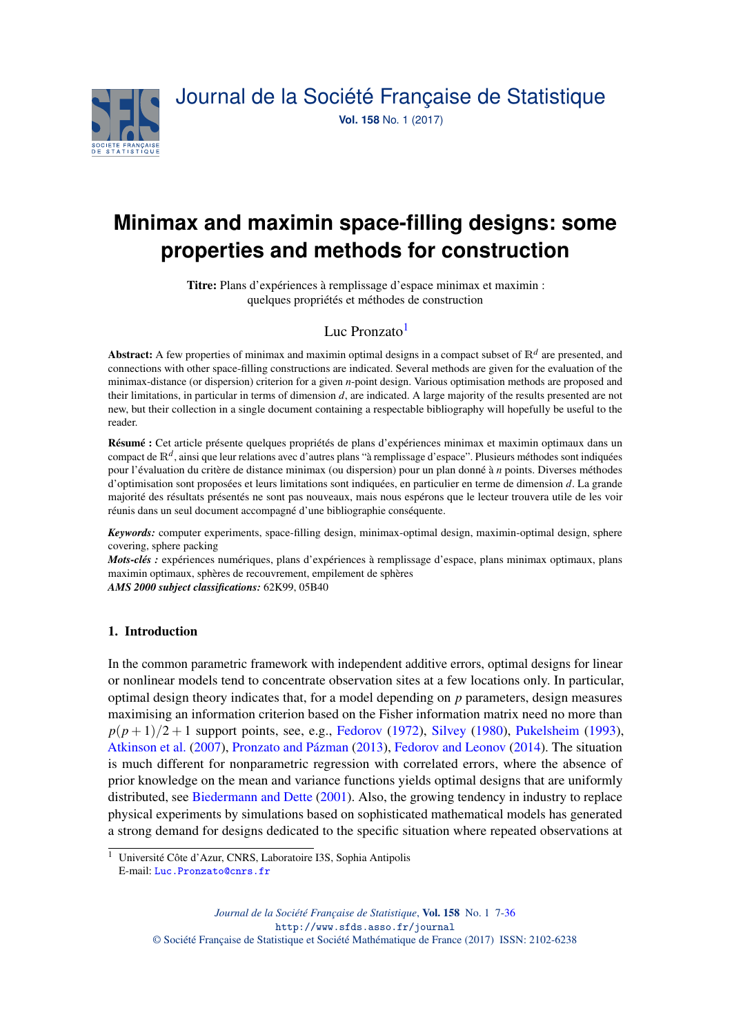# Minimax and maximin space-filling designs: some properties and methods for construction

**Titre:** Plans d'expériences à remplissage d'espace minimax et maximin : quelques propriétés et méthodes de construction

Luc Pronzato[1]

**Abstract:** A few properties of minimax and maximin optimal designs in a compact subset of $\mathbb{R}^d$ are presented, and connections with other space-filling constructions are indicated. Several methods are given for the evaluation of the minimax-distance (or dispersion) criterion for a given $n$-point design. Various optimisation methods are proposed and their limitations, in particular in terms of dimension $d$, are indicated. A large majority of the results presented are not new, but their collection in a single document containing a respectable bibliography will hopefully be useful to the reader.

**Résumé :** Cet article présente quelques propriétés de plans d'expériences minimax et maximin optimaux dans un compact de $\mathbb{R}^d$, ainsi que leur relations avec d'autres plans "à remplissage d'espace". Plusieurs méthodes sont indiquées pour l'évaluation du critère de distance minimax (ou dispersion) pour un plan donné à $n$ points. Diverses méthodes d'optimisation sont proposées et leurs limitations sont indiquées, en particulier en terme de dimension $d$. La grande majorité des résultats présentés ne sont pas nouveaux, mais nous espérons que le lecteur trouvera utile de les voir réunis dans un seul document accompagné d'une bibliographie conséquente.

***Keywords:*** computer experiments, space-filling design, minimax-optimal design, maximin-optimal design, sphere covering, sphere packing

***Mots-clés :*** expériences numériques, plans d'expériences à remplissage d'espace, plans minimax optimaux, plans maximin optimaux, sphères de recouvrement, empilement de sphères

***AMS 2000 subject classifications:*** 62K99, 05B40

## 1. Introduction

In the common parametric framework with independent additive errors, optimal designs for linear or nonlinear models tend to concentrate observation sites at a few locations only. In particular, optimal design theory indicates that, for a model depending on $p$ parameters, design measures maximising an information criterion based on the Fisher information matrix need no more than $p(p+1)/2+1$ support points, see, e.g., Fedorov (1972), Silvey (1980), Pukelsheim (1993), Atkinson et al. (2007), Pronzato and Pázman (2013), Fedorov and Leonov (2014). The situation is much different for nonparametric regression with correlated errors, where the absence of prior knowledge on the mean and variance functions yields optimal designs that are uniformly distributed, see Biedermann and Dette (2001). Also, the growing tendency in industry to replace physical experiments by simulations based on sophisticated mathematical models has generated a strong demand for designs dedicated to the specific situation where repeated observations at

[1] Université Côte d'Azur, CNRS, Laboratoire I3S, Sophia Antipolis
E-mail: Luc.Pronzato@cnrs.fr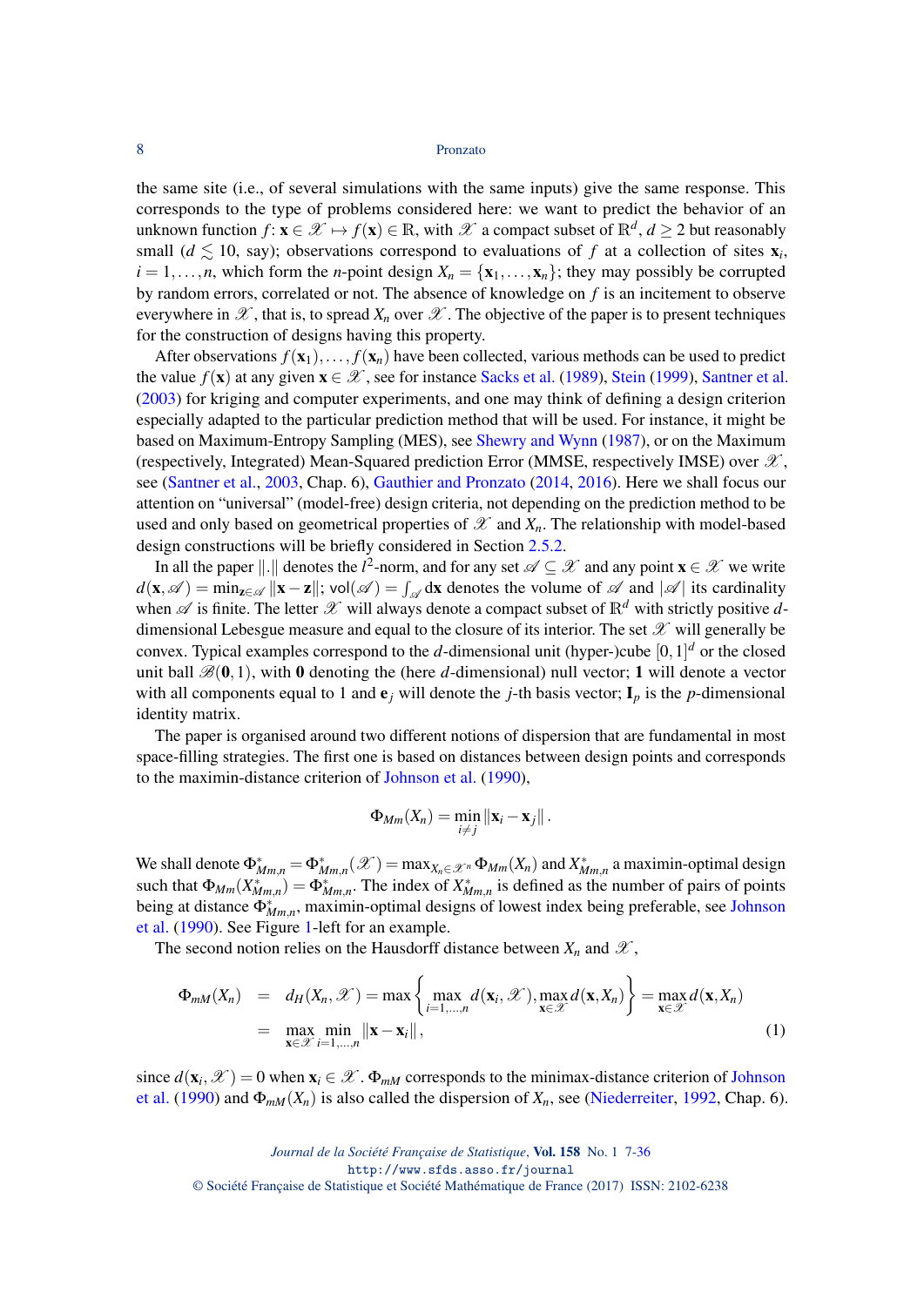the same site (i.e., of several simulations with the same inputs) give the same response. This corresponds to the type of problems considered here: we want to predict the behavior of an unknown function $f\colon \mathbf{x} \in \mathscr{X} \mapsto f(\mathbf{x}) \in \mathbb{R}$, with $\mathscr{X}$ a compact subset of $\mathbb{R}^d$, $d \geq 2$ but reasonably small ($d \lesssim 10$, say); observations correspond to evaluations of $f$ at a collection of sites $\mathbf{x}_i$, $i = 1, \ldots, n$, which form the $n$-point design $X_n = \{\mathbf{x}_1, \ldots, \mathbf{x}_n\}$; they may possibly be corrupted by random errors, correlated or not. The absence of knowledge on $f$ is an incitement to observe everywhere in $\mathscr{X}$, that is, to spread $X_n$ over $\mathscr{X}$. The objective of the paper is to present techniques for the construction of designs having this property.

After observations $f(\mathbf{x}_1), \ldots, f(\mathbf{x}_n)$ have been collected, various methods can be used to predict the value $f(\mathbf{x})$ at any given $\mathbf{x} \in \mathscr{X}$, see for instance Sacks et al. (1989), Stein (1999), Santner et al. (2003) for kriging and computer experiments, and one may think of defining a design criterion especially adapted to the particular prediction method that will be used. For instance, it might be based on Maximum-Entropy Sampling (MES), see Shewry and Wynn (1987), or on the Maximum (respectively, Integrated) Mean-Squared prediction Error (MMSE, respectively IMSE) over $\mathscr{X}$, see (Santner et al., 2003, Chap. 6), Gauthier and Pronzato (2014, 2016). Here we shall focus our attention on "universal" (model-free) design criteria, not depending on the prediction method to be used and only based on geometrical properties of $\mathscr{X}$ and $X_n$. The relationship with model-based design constructions will be briefly considered in Section 2.5.2.

In all the paper $\|.\|$ denotes the $l^2$-norm, and for any set $\mathscr{A} \subseteq \mathscr{X}$ and any point $\mathbf{x} \in \mathscr{X}$ we write $d(\mathbf{x}, \mathscr{A}) = \min_{\mathbf{z} \in \mathscr{A}} \|\mathbf{x} - \mathbf{z}\|$; $\mathsf{vol}(\mathscr{A}) = \int_{\mathscr{A}} d\mathbf{x}$ denotes the volume of $\mathscr{A}$ and $|\mathscr{A}|$ its cardinality when $\mathscr{A}$ is finite. The letter $\mathscr{X}$ will always denote a compact subset of $\mathbb{R}^d$ with strictly positive $d$-dimensional Lebesgue measure and equal to the closure of its interior. The set $\mathscr{X}$ will generally be convex. Typical examples correspond to the $d$-dimensional unit (hyper-)cube $[0,1]^d$ or the closed unit ball $\mathscr{B}(\mathbf{0}, 1)$, with $\mathbf{0}$ denoting the (here $d$-dimensional) null vector; $\mathbf{1}$ will denote a vector with all components equal to 1 and $\mathbf{e}_j$ will denote the $j$-th basis vector; $\mathbf{I}_p$ is the $p$-dimensional identity matrix.

The paper is organised around two different notions of dispersion that are fundamental in most space-filling strategies. The first one is based on distances between design points and corresponds to the maximin-distance criterion of Johnson et al. (1990),

$$\Phi_{Mm}(X_n) = \min_{i \neq j} \|\mathbf{x}_i - \mathbf{x}_j\| \,.$$

We shall denote $\Phi^*_{Mm,n} = \Phi^*_{Mm,n}(\mathscr{X}) = \max_{X_n \in \mathscr{X}^n} \Phi_{Mm}(X_n)$ and $X^*_{Mm,n}$ a maximin-optimal design such that $\Phi_{Mm}(X^*_{Mm,n}) = \Phi^*_{Mm,n}$. The index of $X^*_{Mm,n}$ is defined as the number of pairs of points being at distance $\Phi^*_{Mm,n}$, maximin-optimal designs of lowest index being preferable, see Johnson et al. (1990). See Figure 1-left for an example.

The second notion relies on the Hausdorff distance between $X_n$ and $\mathscr{X}$,

$$\begin{aligned} \Phi_{mM}(X_n) &= d_H(X_n, \mathscr{X}) = \max\left\{ \max_{i=1,\ldots,n} d(\mathbf{x}_i, \mathscr{X}), \max_{\mathbf{x} \in \mathscr{X}} d(\mathbf{x}, X_n) \right\} = \max_{\mathbf{x} \in \mathscr{X}} d(\mathbf{x}, X_n) \\ &= \max_{\mathbf{x} \in \mathscr{X}} \min_{i=1,\ldots,n} \|\mathbf{x} - \mathbf{x}_i\| \,, \end{aligned} \tag{1}$$

since $d(\mathbf{x}_i, \mathscr{X}) = 0$ when $\mathbf{x}_i \in \mathscr{X}$. $\Phi_{mM}$ corresponds to the minimax-distance criterion of Johnson et al. (1990) and $\Phi_{mM}(X_n)$ is also called the dispersion of $X_n$, see (Niederreiter, 1992, Chap. 6).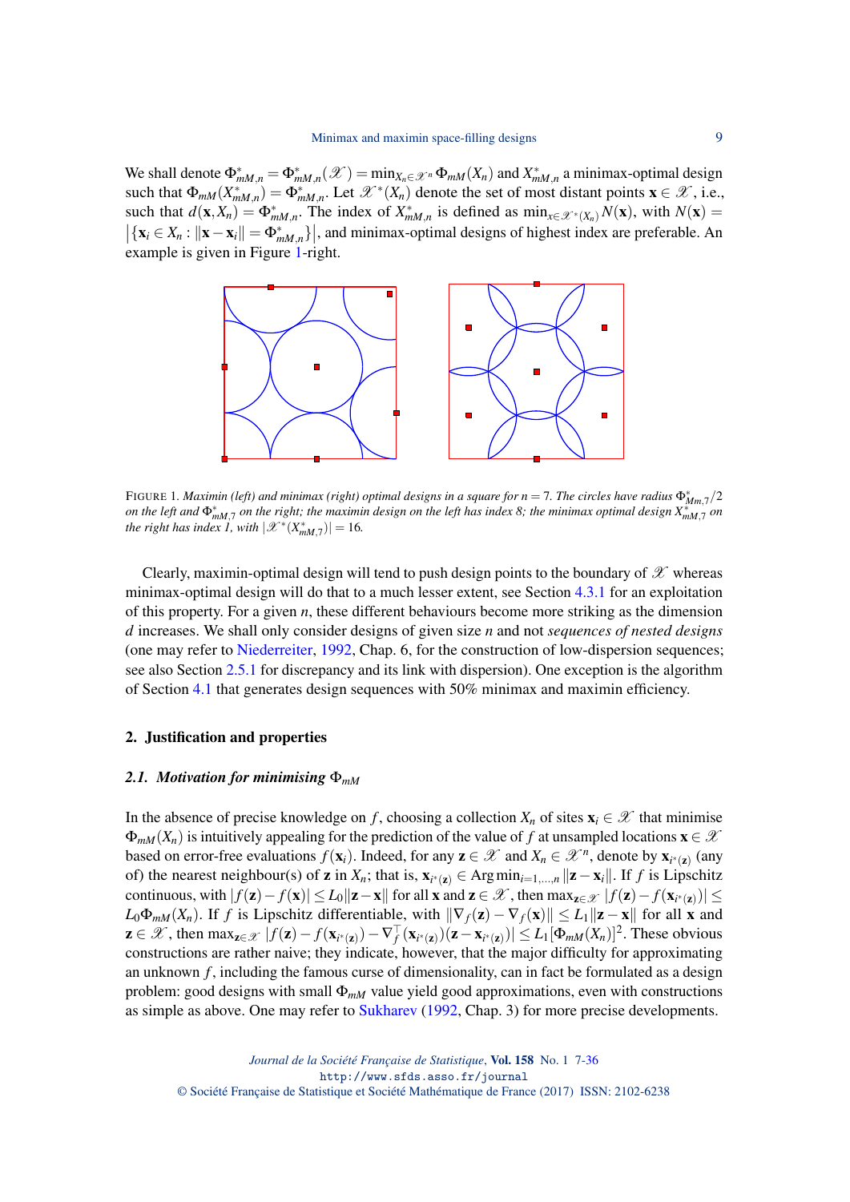We shall denote $\Phi^*_{mM,n} = \Phi^*_{mM,n}(\mathscr{X}) = \min_{X_n \in \mathscr{X}^n} \Phi_{mM}(X_n)$ and $X^*_{mM,n}$ a minimax-optimal design such that $\Phi_{mM}(X^*_{mM,n}) = \Phi^*_{mM,n}$. Let $\mathscr{X}^*(X_n)$ denote the set of most distant points $\mathbf{x} \in \mathscr{X}$, i.e., such that $d(\mathbf{x}, X_n) = \Phi^*_{mM,n}$. The index of $X^*_{mM,n}$ is defined as $\min_{x \in \mathscr{X}^*(X_n)} N(\mathbf{x})$, with $N(\mathbf{x}) = \left|\{\mathbf{x}_i \in X_n : \|\mathbf{x} - \mathbf{x}_i\| = \Phi^*_{mM,n}\}\right|$, and minimax-optimal designs of highest index are preferable. An example is given in Figure 1-right.

FIGURE 1. *Maximin (left) and minimax (right) optimal designs in a square for $n = 7$. The circles have radius $\Phi^*_{Mm,7}/2$ on the left and $\Phi^*_{mM,7}$ on the right; the maximin design on the left has index 8; the minimax optimal design $X^*_{mM,7}$ on the right has index 1, with $|\mathscr{X}^*(X^*_{mM,7})| = 16$.*

Clearly, maximin-optimal design will tend to push design points to the boundary of $\mathscr{X}$ whereas minimax-optimal design will do that to a much lesser extent, see Section 4.3.1 for an exploitation of this property. For a given $n$, these different behaviours become more striking as the dimension $d$ increases. We shall only consider designs of given size $n$ and not *sequences of nested designs* (one may refer to Niederreiter, 1992, Chap. 6, for the construction of low-dispersion sequences; see also Section 2.5.1 for discrepancy and its link with dispersion). One exception is the algorithm of Section 4.1 that generates design sequences with 50% minimax and maximin efficiency.

## 2. Justification and properties

### 2.1. Motivation for minimising $\Phi_{mM}$

In the absence of precise knowledge on $f$, choosing a collection $X_n$ of sites $\mathbf{x}_i \in \mathscr{X}$ that minimise $\Phi_{mM}(X_n)$ is intuitively appealing for the prediction of the value of $f$ at unsampled locations $\mathbf{x} \in \mathscr{X}$ based on error-free evaluations $f(\mathbf{x}_i)$. Indeed, for any $\mathbf{z} \in \mathscr{X}$ and $X_n \in \mathscr{X}^n$, denote by $\mathbf{x}_{i^*(\mathbf{z})}$ (any of) the nearest neighbour(s) of $\mathbf{z}$ in $X_n$; that is, $\mathbf{x}_{i^*(\mathbf{z})} \in \operatorname{Arg\,min}_{i=1,\ldots,n} \|\mathbf{z} - \mathbf{x}_i\|$. If $f$ is Lipschitz continuous, with $|f(\mathbf{z}) - f(\mathbf{x})| \leq L_0\|\mathbf{z} - \mathbf{x}\|$ for all $\mathbf{x}$ and $\mathbf{z} \in \mathscr{X}$, then $\max_{\mathbf{z} \in \mathscr{X}} |f(\mathbf{z}) - f(\mathbf{x}_{i^*(\mathbf{z})})| \leq L_0 \Phi_{mM}(X_n)$. If $f$ is Lipschitz differentiable, with $\|\nabla_f(\mathbf{z}) - \nabla_f(\mathbf{x})\| \leq L_1\|\mathbf{z} - \mathbf{x}\|$ for all $\mathbf{x}$ and $\mathbf{z} \in \mathscr{X}$, then $\max_{\mathbf{z} \in \mathscr{X}} |f(\mathbf{z}) - f(\mathbf{x}_{i^*(\mathbf{z})}) - \nabla_f^\top(\mathbf{x}_{i^*(\mathbf{z})})(\mathbf{z} - \mathbf{x}_{i^*(\mathbf{z})})| \leq L_1 [\Phi_{mM}(X_n)]^2$. These obvious constructions are rather naive; they indicate, however, that the major difficulty for approximating an unknown $f$, including the famous curse of dimensionality, can in fact be formulated as a design problem: good designs with small $\Phi_{mM}$ value yield good approximations, even with constructions as simple as above. One may refer to Sukharev (1992, Chap. 3) for more precise developments.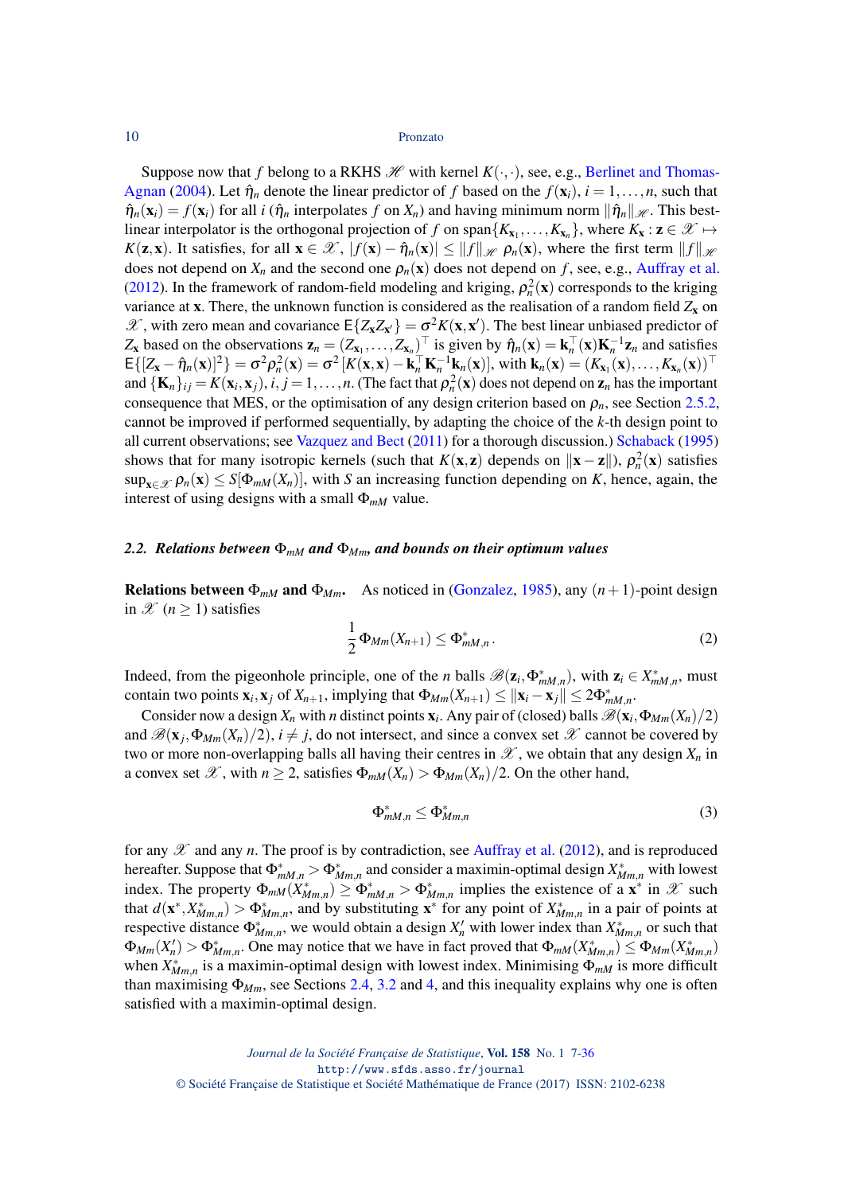Suppose now that $f$ belong to a RKHS $\mathscr{H}$ with kernel $K(\cdot,\cdot)$, see, e.g., Berlinet and Thomas-Agnan (2004). Let $\hat{\eta}_n$ denote the linear predictor of $f$ based on the $f(\mathbf{x}_i)$, $i=1,\ldots,n$, such that $\hat{\eta}_n(\mathbf{x}_i) = f(\mathbf{x}_i)$ for all $i$ ($\hat{\eta}_n$ interpolates $f$ on $X_n$) and having minimum norm $\|\hat{\eta}_n\|_{\mathscr{H}}$. This best-linear interpolator is the orthogonal projection of $f$ on $\mathrm{span}\{K_{\mathbf{x}_1},\ldots,K_{\mathbf{x}_n}\}$, where $K_{\mathbf{x}} : \mathbf{z} \in \mathscr{X} \mapsto K(\mathbf{z},\mathbf{x})$. It satisfies, for all $\mathbf{x} \in \mathscr{X}$, $|f(\mathbf{x}) - \hat{\eta}_n(\mathbf{x})| \leq \|f\|_{\mathscr{H}}\, \rho_n(\mathbf{x})$, where the first term $\|f\|_{\mathscr{H}}$ does not depend on $X_n$ and the second one $\rho_n(\mathbf{x})$ does not depend on $f$, see, e.g., Auffray et al. (2012). In the framework of random-field modeling and kriging, $\rho_n^2(\mathbf{x})$ corresponds to the kriging variance at $\mathbf{x}$. There, the unknown function is considered as the realisation of a random field $Z_{\mathbf{x}}$ on $\mathscr{X}$, with zero mean and covariance $\mathsf{E}\{Z_{\mathbf{x}} Z_{\mathbf{x}'}\} = \sigma^2 K(\mathbf{x},\mathbf{x}')$. The best linear unbiased predictor of $Z_{\mathbf{x}}$ based on the observations $\mathbf{z}_n = (Z_{\mathbf{x}_1},\ldots,Z_{\mathbf{x}_n})^\top$ is given by $\hat{\eta}_n(\mathbf{x}) = \mathbf{k}_n^\top(\mathbf{x})\mathbf{K}_n^{-1}\mathbf{z}_n$ and satisfies $\mathsf{E}\{[Z_{\mathbf{x}} - \hat{\eta}_n(\mathbf{x})]^2\} = \sigma^2 \rho_n^2(\mathbf{x}) = \sigma^2\,[K(\mathbf{x},\mathbf{x}) - \mathbf{k}_n^\top \mathbf{K}_n^{-1}\mathbf{k}_n(\mathbf{x})]$, with $\mathbf{k}_n(\mathbf{x}) = (K_{\mathbf{x}_1}(\mathbf{x}),\ldots,K_{\mathbf{x}_n}(\mathbf{x}))^\top$ and $\{\mathbf{K}_n\}_{ij} = K(\mathbf{x}_i,\mathbf{x}_j)$, $i,j=1,\ldots,n$. (The fact that $\rho_n^2(\mathbf{x})$ does not depend on $\mathbf{z}_n$ has the important consequence that MES, or the optimisation of any design criterion based on $\rho_n$, see Section 2.5.2, cannot be improved if performed sequentially, by adapting the choice of the $k$-th design point to all current observations; see Vazquez and Bect (2011) for a thorough discussion.) Schaback (1995) shows that for many isotropic kernels (such that $K(\mathbf{x},\mathbf{z})$ depends on $\|\mathbf{x}-\mathbf{z}\|$), $\rho_n^2(\mathbf{x})$ satisfies $\sup_{\mathbf{x}\in\mathscr{X}} \rho_n(\mathbf{x}) \leq S[\Phi_{mM}(X_n)]$, with $S$ an increasing function depending on $K$, hence, again, the interest of using designs with a small $\Phi_{mM}$ value.

### 2.2. *Relations between $\Phi_{mM}$ and $\Phi_{Mm}$, and bounds on their optimum values*

**Relations between $\Phi_{mM}$ and $\Phi_{Mm}$.** As noticed in (Gonzalez, 1985), any $(n+1)$-point design in $\mathscr{X}$ ($n \geq 1$) satisfies

$$\frac{1}{2}\,\Phi_{Mm}(X_{n+1}) \leq \Phi^*_{mM,n}\,. \tag{2}$$

Indeed, from the pigeonhole principle, one of the $n$ balls $\mathscr{B}(\mathbf{z}_i, \Phi^*_{mM,n})$, with $\mathbf{z}_i \in X^*_{mM,n}$, must contain two points $\mathbf{x}_i, \mathbf{x}_j$ of $X_{n+1}$, implying that $\Phi_{Mm}(X_{n+1}) \leq \|\mathbf{x}_i - \mathbf{x}_j\| \leq 2\Phi^*_{mM,n}$.

Consider now a design $X_n$ with $n$ distinct points $\mathbf{x}_i$. Any pair of (closed) balls $\mathscr{B}(\mathbf{x}_i, \Phi_{Mm}(X_n)/2)$ and $\mathscr{B}(\mathbf{x}_j, \Phi_{Mm}(X_n)/2)$, $i \neq j$, do not intersect, and since a convex set $\mathscr{X}$ cannot be covered by two or more non-overlapping balls all having their centres in $\mathscr{X}$, we obtain that any design $X_n$ in a convex set $\mathscr{X}$, with $n \geq 2$, satisfies $\Phi_{mM}(X_n) > \Phi_{Mm}(X_n)/2$. On the other hand,

$$\Phi^*_{mM,n} \leq \Phi^*_{Mm,n} \tag{3}$$

for any $\mathscr{X}$ and any $n$. The proof is by contradiction, see Auffray et al. (2012), and is reproduced hereafter. Suppose that $\Phi^*_{mM,n} > \Phi^*_{Mm,n}$ and consider a maximin-optimal design $X^*_{Mm,n}$ with lowest index. The property $\Phi_{mM}(X^*_{Mm,n}) \geq \Phi^*_{mM,n} > \Phi^*_{Mm,n}$ implies the existence of a $\mathbf{x}^*$ in $\mathscr{X}$ such that $d(\mathbf{x}^*, X^*_{Mm,n}) > \Phi^*_{Mm,n}$, and by substituting $\mathbf{x}^*$ for any point of $X^*_{Mm,n}$ in a pair of points at respective distance $\Phi^*_{Mm,n}$, we would obtain a design $X'_n$ with lower index than $X^*_{Mm,n}$ or such that $\Phi_{Mm}(X'_n) > \Phi^*_{Mm,n}$. One may notice that we have in fact proved that $\Phi_{mM}(X^*_{Mm,n}) \leq \Phi_{Mm}(X^*_{Mm,n})$ when $X^*_{Mm,n}$ is a maximin-optimal design with lowest index. Minimising $\Phi_{mM}$ is more difficult than maximising $\Phi_{Mm}$, see Sections 2.4, 3.2 and 4, and this inequality explains why one is often satisfied with a maximin-optimal design.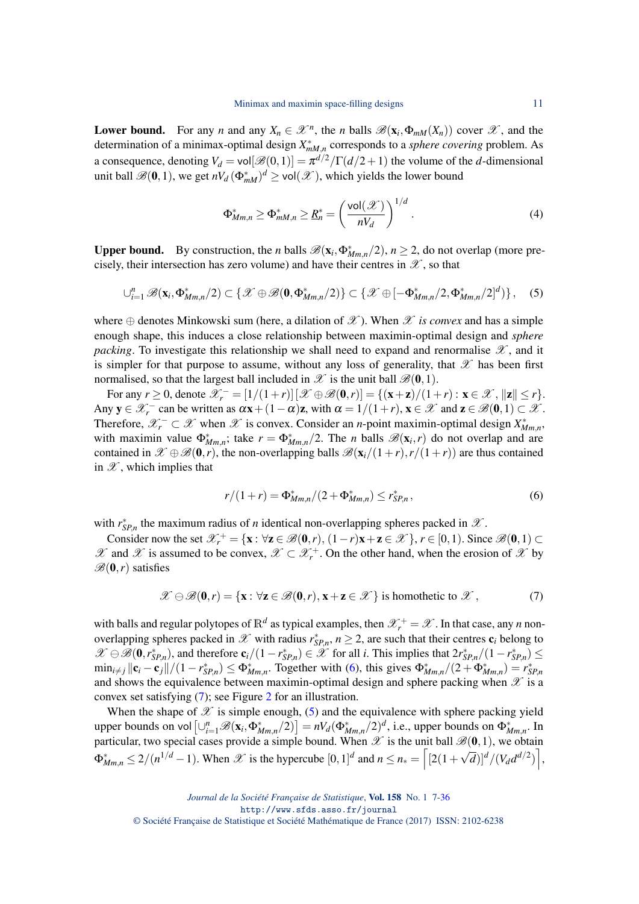**Lower bound.** For any $n$ and any $X_n \in \mathscr{X}^n$, the $n$ balls $\mathscr{B}(\mathbf{x}_i, \Phi_{mM}(X_n))$ cover $\mathscr{X}$, and the determination of a minimax-optimal design $X^*_{mM,n}$ corresponds to a *sphere covering* problem. As a consequence, denoting $V_d = \mathsf{vol}[\mathscr{B}(0,1)] = \pi^{d/2}/\Gamma(d/2+1)$ the volume of the $d$-dimensional unit ball $\mathscr{B}(\mathbf{0},1)$, we get $nV_d\,(\Phi^*_{mM})^d \geq \mathsf{vol}(\mathscr{X})$, which yields the lower bound

$$\Phi^*_{Mm,n} \geq \Phi^*_{mM,n} \geq \underline{R}^*_n = \left(\frac{\mathsf{vol}(\mathscr{X})}{nV_d}\right)^{1/d}. \tag{4}$$

**Upper bound.** By construction, the $n$ balls $\mathscr{B}(\mathbf{x}_i, \Phi^*_{Mm,n}/2)$, $n \geq 2$, do not overlap (more precisely, their intersection has zero volume) and have their centres in $\mathscr{X}$, so that

$$\cup_{i=1}^n \mathscr{B}(\mathbf{x}_i, \Phi^*_{Mm,n}/2) \subset \{\mathscr{X} \oplus \mathscr{B}(\mathbf{0}, \Phi^*_{Mm,n}/2)\} \subset \{\mathscr{X} \oplus [-\Phi^*_{Mm,n}/2, \Phi^*_{Mm,n}/2]^d)\}, \tag{5}$$

where $\oplus$ denotes Minkowski sum (here, a dilation of $\mathscr{X}$). When $\mathscr{X}$ *is convex* and has a simple enough shape, this induces a close relationship between maximin-optimal design and *sphere packing*. To investigate this relationship we shall need to expand and renormalise $\mathscr{X}$, and it is simpler for that purpose to assume, without any loss of generality, that $\mathscr{X}$ has been first normalised, so that the largest ball included in $\mathscr{X}$ is the unit ball $\mathscr{B}(\mathbf{0},1)$.

For any $r \geq 0$, denote $\mathscr{X}_r^- = [1/(1+r)]\,[\mathscr{X} \oplus \mathscr{B}(\mathbf{0},r)] = \{(\mathbf{x}+\mathbf{z})/(1+r) : \mathbf{x} \in \mathscr{X}, \|\mathbf{z}\| \leq r\}$. Any $\mathbf{y} \in \mathscr{X}_r^-$ can be written as $\alpha\mathbf{x} + (1-\alpha)\mathbf{z}$, with $\alpha = 1/(1+r)$, $\mathbf{x} \in \mathscr{X}$ and $\mathbf{z} \in \mathscr{B}(\mathbf{0},1) \subset \mathscr{X}$. Therefore, $\mathscr{X}_r^- \subset \mathscr{X}$ when $\mathscr{X}$ is convex. Consider an $n$-point maximin-optimal design $X^*_{Mm,n}$, with maximin value $\Phi^*_{Mm,n}$; take $r = \Phi^*_{Mm,n}/2$. The $n$ balls $\mathscr{B}(\mathbf{x}_i, r)$ do not overlap and are contained in $\mathscr{X} \oplus \mathscr{B}(\mathbf{0},r)$, the non-overlapping balls $\mathscr{B}(\mathbf{x}_i/(1+r), r/(1+r))$ are thus contained in $\mathscr{X}$, which implies that

$$r/(1+r) = \Phi^*_{Mm,n}/(2+\Phi^*_{Mm,n}) \leq r^*_{SP,n}, \tag{6}$$

with $r^*_{SP,n}$ the maximum radius of $n$ identical non-overlapping spheres packed in $\mathscr{X}$.

Consider now the set $\mathscr{X}_r^+ = \{\mathbf{x} : \forall \mathbf{z} \in \mathscr{B}(\mathbf{0},r),\, (1-r)\mathbf{x} + \mathbf{z} \in \mathscr{X}\}$, $r \in [0,1)$. Since $\mathscr{B}(\mathbf{0},1) \subset \mathscr{X}$ and $\mathscr{X}$ is assumed to be convex, $\mathscr{X} \subset \mathscr{X}_r^+$. On the other hand, when the erosion of $\mathscr{X}$ by $\mathscr{B}(\mathbf{0},r)$ satisfies

$$\mathscr{X} \ominus \mathscr{B}(\mathbf{0},r) = \{\mathbf{x} : \forall \mathbf{z} \in \mathscr{B}(\mathbf{0},r),\, \mathbf{x}+\mathbf{z} \in \mathscr{X}\} \text{ is homothetic to } \mathscr{X}, \tag{7}$$

with balls and regular polytopes of $\mathbb{R}^d$ as typical examples, then $\mathscr{X}_r^+ = \mathscr{X}$. In that case, any $n$ non-overlapping spheres packed in $\mathscr{X}$ with radius $r^*_{SP,n}$, $n \geq 2$, are such that their centres $\mathbf{c}_i$ belong to $\mathscr{X} \ominus \mathscr{B}(\mathbf{0}, r^*_{SP,n})$, and therefore $\mathbf{c}_i/(1-r^*_{SP,n}) \in \mathscr{X}$ for all $i$. This implies that $2r^*_{SP,n}/(1-r^*_{SP,n}) \leq \min_{i\neq j} \|\mathbf{c}_i - \mathbf{c}_j\|/(1-r^*_{SP,n}) \leq \Phi^*_{Mm,n}$. Together with (6), this gives $\Phi^*_{Mm,n}/(2+\Phi^*_{Mm,n}) = r^*_{SP,n}$ and shows the equivalence between maximin-optimal design and sphere packing when $\mathscr{X}$ is a convex set satisfying (7); see Figure 2 for an illustration.

When the shape of $\mathscr{X}$ is simple enough, (5) and the equivalence with sphere packing yield upper bounds on $\mathsf{vol}\left[\cup_{i=1}^n \mathscr{B}(\mathbf{x}_i, \Phi^*_{Mm,n}/2)\right] = nV_d(\Phi^*_{Mm,n}/2)^d$, i.e., upper bounds on $\Phi^*_{Mm,n}$. In particular, two special cases provide a simple bound. When $\mathscr{X}$ is the unit ball $\mathscr{B}(\mathbf{0},1)$, we obtain $\Phi^*_{Mm,n} \leq 2/(n^{1/d}-1)$. When $\mathscr{X}$ is the hypercube $[0,1]^d$ and $n \leq n_* = \left\lceil [2(1+\sqrt{d})]^d/(V_d d^{d/2}) \right\rceil$,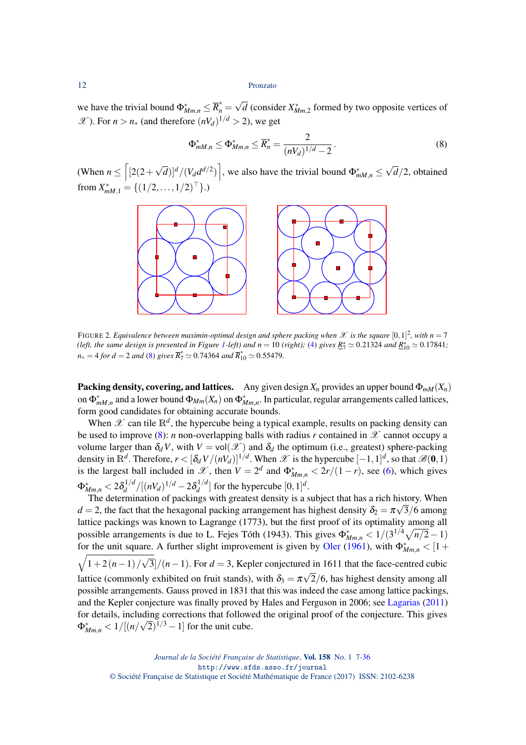we have the trivial bound $\Phi^*_{Mm,n} \leq \overline{R}^*_n = \sqrt{d}$ (consider $X^*_{Mm,2}$ formed by two opposite vertices of $\mathscr{X}$). For $n > n_*$ (and therefore $(nV_d)^{1/d} > 2$), we get

$$\Phi^*_{mM,n} \leq \Phi^*_{Mm,n} \leq \overline{R}^*_n = \frac{2}{(nV_d)^{1/d} - 2}. \tag{8}$$

(When $n \leq \left\lceil [2(2+\sqrt{d})]^d/(V_d d^{d/2}) \right\rceil$, we also have the trivial bound $\Phi^*_{mM,n} \leq \sqrt{d}/2$, obtained from $X^*_{mM,1} = \{(1/2,\ldots,1/2)^\top\}$.)

FIGURE 2. *Equivalence between maximin-optimal design and sphere packing when $\mathscr{X}$ is the square $[0,1]^2$, with $n=7$ (left, the same design is presented in Figure 1-left) and $n=10$ (right); (4) gives $\underline{R}^*_7 \simeq 0.21324$ and $\underline{R}^*_{10} \simeq 0.17841$; $n_* = 4$ for $d=2$ and (8) gives $\overline{R}^*_7 \simeq 0.74364$ and $\overline{R}^*_{10} \simeq 0.55479$.*

**Packing density, covering, and lattices.** Any given design $X_n$ provides an upper bound $\Phi_{mM}(X_n)$ on $\Phi^*_{mM,n}$ and a lower bound $\Phi_{Mm}(X_n)$ on $\Phi^*_{Mm,n}$. In particular, regular arrangements called lattices, form good candidates for obtaining accurate bounds.

When $\mathscr{X}$ can tile $\mathbb{R}^d$, the hypercube being a typical example, results on packing density can be used to improve (8): $n$ non-overlapping balls with radius $r$ contained in $\mathscr{X}$ cannot occupy a volume larger than $\delta_d V$, with $V = \text{vol}(\mathscr{X})$ and $\delta_d$ the optimum (i.e., greatest) sphere-packing density in $\mathbb{R}^d$. Therefore, $r < [\delta_d V/(nV_d)]^{1/d}$. When $\mathscr{X}$ is the hypercube $[-1,1]^d$, so that $\mathscr{B}(\mathbf{0},1)$ is the largest ball included in $\mathscr{X}$, then $V = 2^d$ and $\Phi^*_{Mm,n} < 2r/(1-r)$, see (6), which gives $\Phi^*_{Mm,n} < 2\delta_d^{1/d}/[(nV_d)^{1/d} - 2\delta_d^{1/d}]$ for the hypercube $[0,1]^d$.

The determination of packings with greatest density is a subject that has a rich history. When $d=2$, the fact that the hexagonal packing arrangement has highest density $\delta_2 = \pi\sqrt{3}/6$ among lattice packings was known to Lagrange (1773), but the first proof of its optimality among all possible arrangements is due to L. Fejes Tóth (1943). This gives $\Phi^*_{Mm,n} < 1/(3^{1/4}\sqrt{n/2} - 1)$ for the unit square. A further slight improvement is given by Oler (1961), with $\Phi^*_{Mm,n} < [1 + \sqrt{1 + 2(n-1)/\sqrt{3}}]/(n-1)$. For $d=3$, Kepler conjectured in 1611 that the face-centred cubic lattice (commonly exhibited on fruit stands), with $\delta_3 = \pi\sqrt{2}/6$, has highest density among all possible arrangements. Gauss proved in 1831 that this was indeed the case among lattice packings, and the Kepler conjecture was finally proved by Hales and Ferguson in 2006; see Lagarias (2011) for details, including corrections that followed the original proof of the conjecture. This gives $\Phi^*_{Mm,n} < 1/[(n/\sqrt{2})^{1/3} - 1]$ for the unit cube.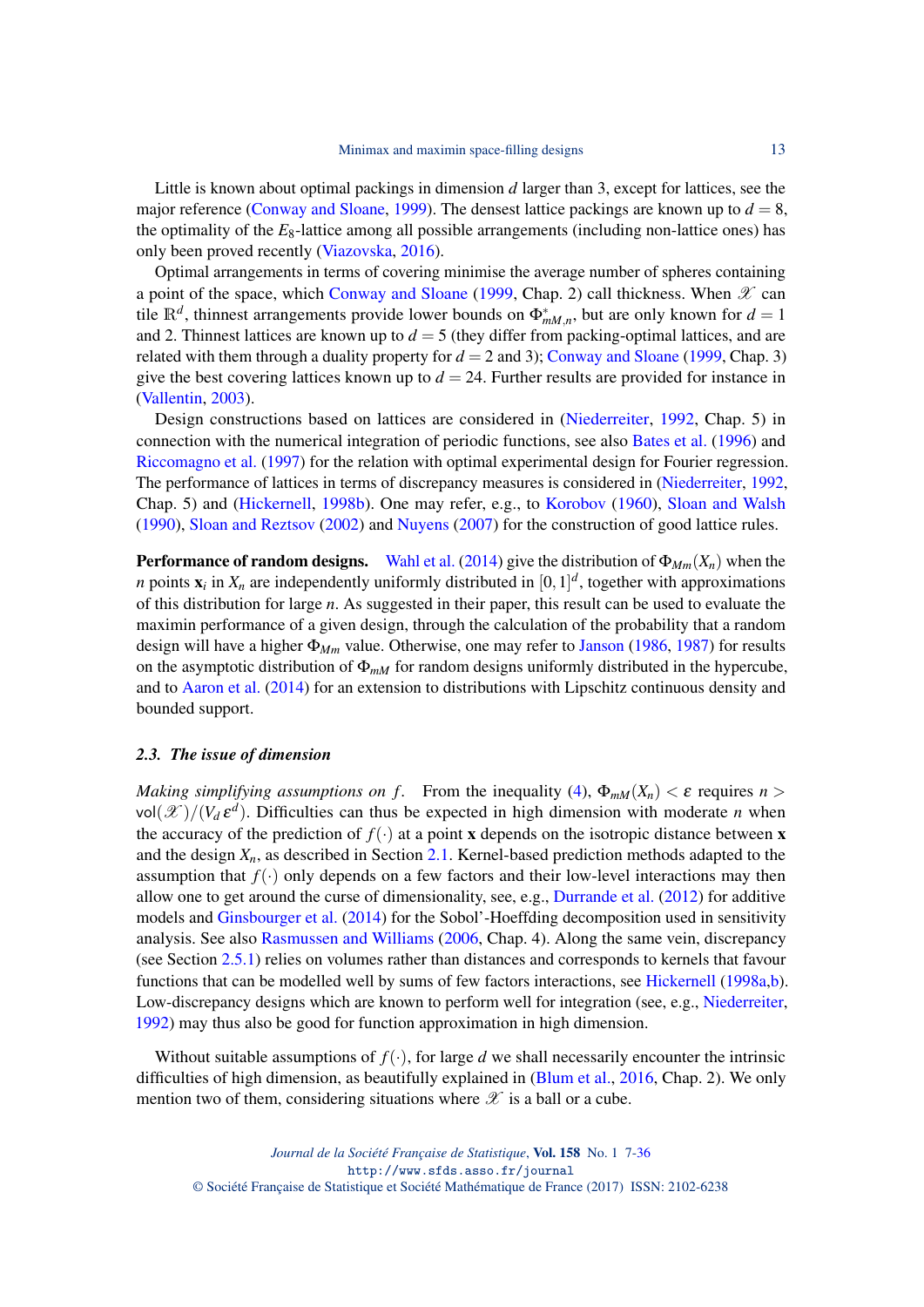Little is known about optimal packings in dimension $d$ larger than 3, except for lattices, see the major reference (Conway and Sloane, 1999). The densest lattice packings are known up to $d = 8$, the optimality of the $E_8$-lattice among all possible arrangements (including non-lattice ones) has only been proved recently (Viazovska, 2016).

Optimal arrangements in terms of covering minimise the average number of spheres containing a point of the space, which Conway and Sloane (1999, Chap. 2) call thickness. When $\mathscr{X}$ can tile $\mathbb{R}^d$, thinnest arrangements provide lower bounds on $\Phi^*_{mM,n}$, but are only known for $d = 1$ and 2. Thinnest lattices are known up to $d = 5$ (they differ from packing-optimal lattices, and are related with them through a duality property for $d = 2$ and 3); Conway and Sloane (1999, Chap. 3) give the best covering lattices known up to $d = 24$. Further results are provided for instance in (Vallentin, 2003).

Design constructions based on lattices are considered in (Niederreiter, 1992, Chap. 5) in connection with the numerical integration of periodic functions, see also Bates et al. (1996) and Riccomagno et al. (1997) for the relation with optimal experimental design for Fourier regression. The performance of lattices in terms of discrepancy measures is considered in (Niederreiter, 1992, Chap. 5) and (Hickernell, 1998b). One may refer, e.g., to Korobov (1960), Sloan and Walsh (1990), Sloan and Reztsov (2002) and Nuyens (2007) for the construction of good lattice rules.

**Performance of random designs.** Wahl et al. (2014) give the distribution of $\Phi_{Mm}(X_n)$ when the $n$ points $\mathbf{x}_i$ in $X_n$ are independently uniformly distributed in $[0,1]^d$, together with approximations of this distribution for large $n$. As suggested in their paper, this result can be used to evaluate the maximin performance of a given design, through the calculation of the probability that a random design will have a higher $\Phi_{Mm}$ value. Otherwise, one may refer to Janson (1986, 1987) for results on the asymptotic distribution of $\Phi_{mM}$ for random designs uniformly distributed in the hypercube, and to Aaron et al. (2014) for an extension to distributions with Lipschitz continuous density and bounded support.

### 2.3. The issue of dimension

*Making simplifying assumptions on f.* From the inequality (4), $\Phi_{mM}(X_n) < \varepsilon$ requires $n > \mathsf{vol}(\mathscr{X})/(V_d\,\varepsilon^d)$. Difficulties can thus be expected in high dimension with moderate $n$ when the accuracy of the prediction of $f(\cdot)$ at a point $\mathbf{x}$ depends on the isotropic distance between $\mathbf{x}$ and the design $X_n$, as described in Section 2.1. Kernel-based prediction methods adapted to the assumption that $f(\cdot)$ only depends on a few factors and their low-level interactions may then allow one to get around the curse of dimensionality, see, e.g., Durrande et al. (2012) for additive models and Ginsbourger et al. (2014) for the Sobol'-Hoeffding decomposition used in sensitivity analysis. See also Rasmussen and Williams (2006, Chap. 4). Along the same vein, discrepancy (see Section 2.5.1) relies on volumes rather than distances and corresponds to kernels that favour functions that can be modelled well by sums of few factors interactions, see Hickernell (1998a,b). Low-discrepancy designs which are known to perform well for integration (see, e.g., Niederreiter, 1992) may thus also be good for function approximation in high dimension.

Without suitable assumptions of $f(\cdot)$, for large $d$ we shall necessarily encounter the intrinsic difficulties of high dimension, as beautifully explained in (Blum et al., 2016, Chap. 2). We only mention two of them, considering situations where $\mathscr{X}$ is a ball or a cube.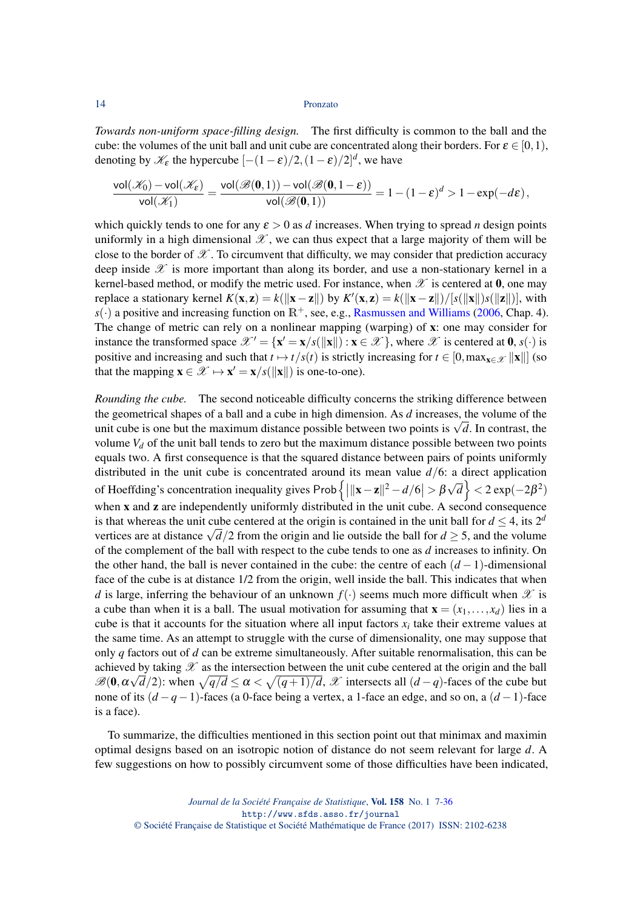*Towards non-uniform space-filling design.* The first difficulty is common to the ball and the cube: the volumes of the unit ball and unit cube are concentrated along their borders. For $\varepsilon \in [0,1)$, denoting by $\mathscr{K}_\varepsilon$ the hypercube $[-(1-\varepsilon)/2, (1-\varepsilon)/2]^d$, we have

$$\frac{\mathsf{vol}(\mathscr{K}_0) - \mathsf{vol}(\mathscr{K}_\varepsilon)}{\mathsf{vol}(\mathscr{K}_1)} = \frac{\mathsf{vol}(\mathscr{B}(\mathbf{0},1)) - \mathsf{vol}(\mathscr{B}(\mathbf{0},1-\varepsilon))}{\mathsf{vol}(\mathscr{B}(\mathbf{0},1))} = 1 - (1-\varepsilon)^d > 1 - \exp(-d\varepsilon)\,,$$

which quickly tends to one for any $\varepsilon > 0$ as $d$ increases. When trying to spread $n$ design points uniformly in a high dimensional $\mathscr{X}$, we can thus expect that a large majority of them will be close to the border of $\mathscr{X}$. To circumvent that difficulty, we may consider that prediction accuracy deep inside $\mathscr{X}$ is more important than along its border, and use a non-stationary kernel in a kernel-based method, or modify the metric used. For instance, when $\mathscr{X}$ is centered at $\mathbf{0}$, one may replace a stationary kernel $K(\mathbf{x},\mathbf{z}) = k(\|\mathbf{x}-\mathbf{z}\|)$ by $K'(\mathbf{x},\mathbf{z}) = k(\|\mathbf{x}-\mathbf{z}\|)/[s(\|\mathbf{x}\|)s(\|\mathbf{z}\|)]$, with $s(\cdot)$ a positive and increasing function on $\mathbb{R}^+$, see, e.g., Rasmussen and Williams (2006, Chap. 4). The change of metric can rely on a nonlinear mapping (warping) of $\mathbf{x}$: one may consider for instance the transformed space $\mathscr{X}' = \{\mathbf{x}' = \mathbf{x}/s(\|\mathbf{x}\|) : \mathbf{x} \in \mathscr{X}\}$, where $\mathscr{X}$ is centered at $\mathbf{0}$, $s(\cdot)$ is positive and increasing and such that $t \mapsto t/s(t)$ is strictly increasing for $t \in [0, \max_{\mathbf{x}\in\mathscr{X}} \|\mathbf{x}\|]$ (so that the mapping $\mathbf{x} \in \mathscr{X} \mapsto \mathbf{x}' = \mathbf{x}/s(\|\mathbf{x}\|)$ is one-to-one).

*Rounding the cube.* The second noticeable difficulty concerns the striking difference between the geometrical shapes of a ball and a cube in high dimension. As $d$ increases, the volume of the unit cube is one but the maximum distance possible between two points is $\sqrt{d}$. In contrast, the volume $V_d$ of the unit ball tends to zero but the maximum distance possible between two points equals two. A first consequence is that the squared distance between pairs of points uniformly distributed in the unit cube is concentrated around its mean value $d/6$: a direct application of Hoeffding's concentration inequality gives $\mathsf{Prob}\left\{\left|\|\mathbf{x}-\mathbf{z}\|^2 - d/6\right| > \beta\sqrt{d}\right\} < 2\exp(-2\beta^2)$ when $\mathbf{x}$ and $\mathbf{z}$ are independently uniformly distributed in the unit cube. A second consequence is that whereas the unit cube centered at the origin is contained in the unit ball for $d \le 4$, its $2^d$ vertices are at distance $\sqrt{d}/2$ from the origin and lie outside the ball for $d \ge 5$, and the volume of the complement of the ball with respect to the cube tends to one as $d$ increases to infinity. On the other hand, the ball is never contained in the cube: the centre of each $(d-1)$-dimensional face of the cube is at distance $1/2$ from the origin, well inside the ball. This indicates that when $d$ is large, inferring the behaviour of an unknown $f(\cdot)$ seems much more difficult when $\mathscr{X}$ is a cube than when it is a ball. The usual motivation for assuming that $\mathbf{x} = (x_1,\ldots,x_d)$ lies in a cube is that it accounts for the situation where all input factors $x_i$ take their extreme values at the same time. As an attempt to struggle with the curse of dimensionality, one may suppose that only $q$ factors out of $d$ can be extreme simultaneously. After suitable renormalisation, this can be achieved by taking $\mathscr{X}$ as the intersection between the unit cube centered at the origin and the ball $\mathscr{B}(\mathbf{0},\alpha\sqrt{d}/2)$: when $\sqrt{q/d} \le \alpha < \sqrt{(q+1)/d}$, $\mathscr{X}$ intersects all $(d-q)$-faces of the cube but none of its $(d-q-1)$-faces (a 0-face being a vertex, a 1-face an edge, and so on, a $(d-1)$-face is a face).

To summarize, the difficulties mentioned in this section point out that minimax and maximin optimal designs based on an isotropic notion of distance do not seem relevant for large $d$. A few suggestions on how to possibly circumvent some of those difficulties have been indicated,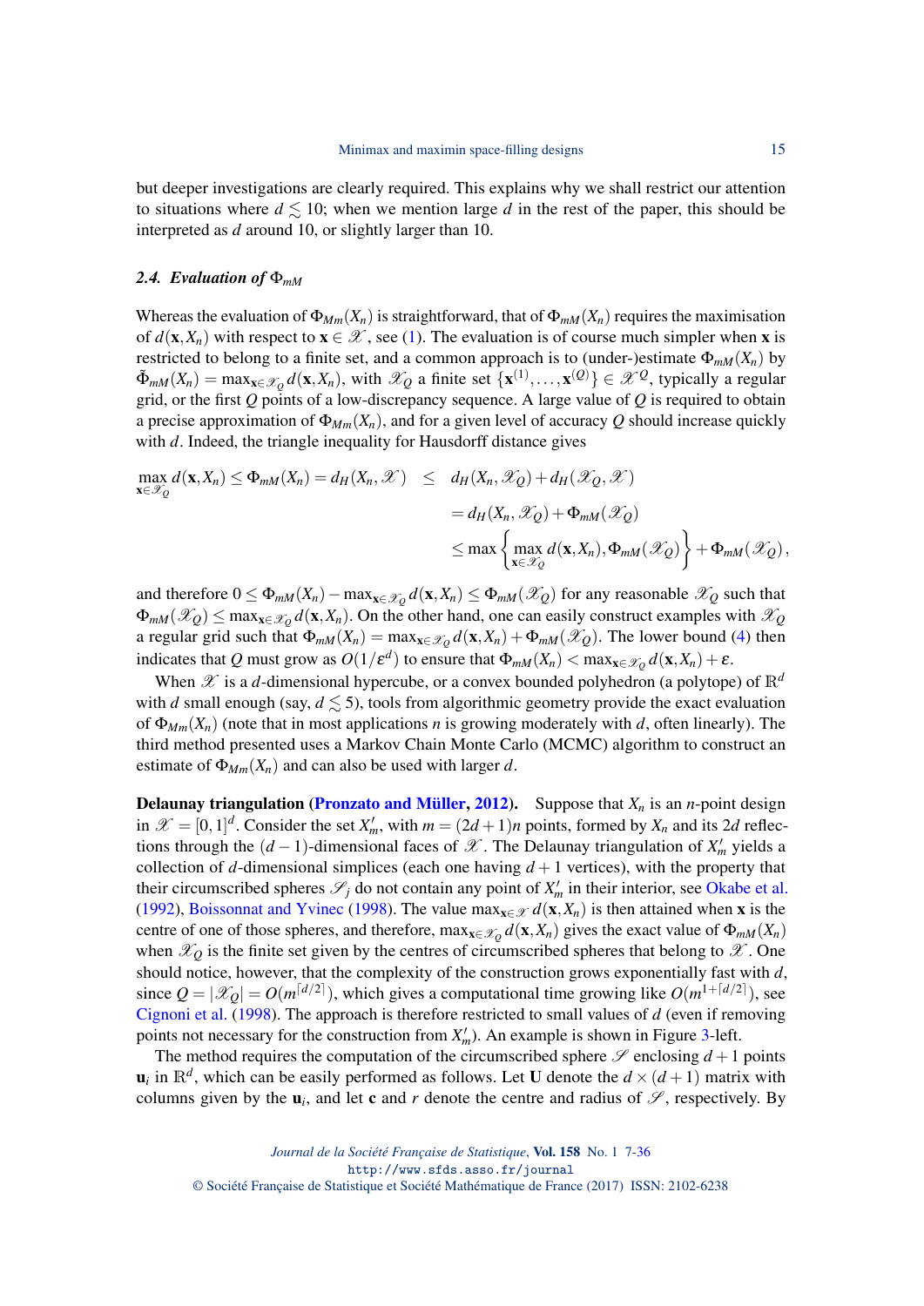but deeper investigations are clearly required. This explains why we shall restrict our attention to situations where $d \lesssim 10$; when we mention large $d$ in the rest of the paper, this should be interpreted as $d$ around 10, or slightly larger than 10.

### *2.4. Evaluation of* $\Phi_{mM}$

Whereas the evaluation of $\Phi_{Mm}(X_n)$ is straightforward, that of $\Phi_{mM}(X_n)$ requires the maximisation of $d(\mathbf{x}, X_n)$ with respect to $\mathbf{x} \in \mathscr{X}$, see (1). The evaluation is of course much simpler when $\mathbf{x}$ is restricted to belong to a finite set, and a common approach is to (under-)estimate $\Phi_{mM}(X_n)$ by $\tilde{\Phi}_{mM}(X_n) = \max_{\mathbf{x} \in \mathscr{X}_Q} d(\mathbf{x}, X_n)$, with $\mathscr{X}_Q$ a finite set $\{\mathbf{x}^{(1)}, \ldots, \mathbf{x}^{(Q)}\} \in \mathscr{X}^Q$, typically a regular grid, or the first $Q$ points of a low-discrepancy sequence. A large value of $Q$ is required to obtain a precise approximation of $\Phi_{Mm}(X_n)$, and for a given level of accuracy $Q$ should increase quickly with $d$. Indeed, the triangle inequality for Hausdorff distance gives

$$
\begin{aligned}
\max_{\mathbf{x} \in \mathscr{X}_Q} d(\mathbf{x}, X_n) \leq \Phi_{mM}(X_n) = d_H(X_n, \mathscr{X}) \quad &\leq \quad d_H(X_n, \mathscr{X}_Q) + d_H(\mathscr{X}_Q, \mathscr{X}) \\
&= d_H(X_n, \mathscr{X}_Q) + \Phi_{mM}(\mathscr{X}_Q) \\
&\leq \max\left\{ \max_{\mathbf{x} \in \mathscr{X}_Q} d(\mathbf{x}, X_n), \Phi_{mM}(\mathscr{X}_Q) \right\} + \Phi_{mM}(\mathscr{X}_Q),
\end{aligned}
$$

and therefore $0 \leq \Phi_{mM}(X_n) - \max_{\mathbf{x} \in \mathscr{X}_Q} d(\mathbf{x}, X_n) \leq \Phi_{mM}(\mathscr{X}_Q)$ for any reasonable $\mathscr{X}_Q$ such that $\Phi_{mM}(\mathscr{X}_Q) \leq \max_{\mathbf{x} \in \mathscr{X}_Q} d(\mathbf{x}, X_n)$. On the other hand, one can easily construct examples with $\mathscr{X}_Q$ a regular grid such that $\Phi_{mM}(X_n) = \max_{\mathbf{x} \in \mathscr{X}_Q} d(\mathbf{x}, X_n) + \Phi_{mM}(\mathscr{X}_Q)$. The lower bound (4) then indicates that $Q$ must grow as $O(1/\varepsilon^d)$ to ensure that $\Phi_{mM}(X_n) < \max_{\mathbf{x} \in \mathscr{X}_Q} d(\mathbf{x}, X_n) + \varepsilon$.

When $\mathscr{X}$ is a $d$-dimensional hypercube, or a convex bounded polyhedron (a polytope) of $\mathbb{R}^d$ with $d$ small enough (say, $d \lesssim 5$), tools from algorithmic geometry provide the exact evaluation of $\Phi_{Mm}(X_n)$ (note that in most applications $n$ is growing moderately with $d$, often linearly). The third method presented uses a Markov Chain Monte Carlo (MCMC) algorithm to construct an estimate of $\Phi_{Mm}(X_n)$ and can also be used with larger $d$.

**Delaunay triangulation (Pronzato and Müller, 2012).** Suppose that $X_n$ is an $n$-point design in $\mathscr{X} = [0,1]^d$. Consider the set $X'_m$, with $m = (2d+1)n$ points, formed by $X_n$ and its $2d$ reflections through the $(d-1)$-dimensional faces of $\mathscr{X}$. The Delaunay triangulation of $X'_m$ yields a collection of $d$-dimensional simplices (each one having $d+1$ vertices), with the property that their circumscribed spheres $\mathscr{S}_j$ do not contain any point of $X'_m$ in their interior, see Okabe et al. (1992), Boissonnat and Yvinec (1998). The value $\max_{\mathbf{x} \in \mathscr{X}} d(\mathbf{x}, X_n)$ is then attained when $\mathbf{x}$ is the centre of one of those spheres, and therefore, $\max_{\mathbf{x} \in \mathscr{X}_Q} d(\mathbf{x}, X_n)$ gives the exact value of $\Phi_{mM}(X_n)$ when $\mathscr{X}_Q$ is the finite set given by the centres of circumscribed spheres that belong to $\mathscr{X}$. One should notice, however, that the complexity of the construction grows exponentially fast with $d$, since $Q = |\mathscr{X}_Q| = O(m^{\lceil d/2 \rceil})$, which gives a computational time growing like $O(m^{1+\lceil d/2 \rceil})$, see Cignoni et al. (1998). The approach is therefore restricted to small values of $d$ (even if removing points not necessary for the construction from $X'_m$). An example is shown in Figure 3-left.

The method requires the computation of the circumscribed sphere $\mathscr{S}$ enclosing $d+1$ points $\mathbf{u}_i$ in $\mathbb{R}^d$, which can be easily performed as follows. Let $\mathbf{U}$ denote the $d \times (d+1)$ matrix with columns given by the $\mathbf{u}_i$, and let $\mathbf{c}$ and $r$ denote the centre and radius of $\mathscr{S}$, respectively. By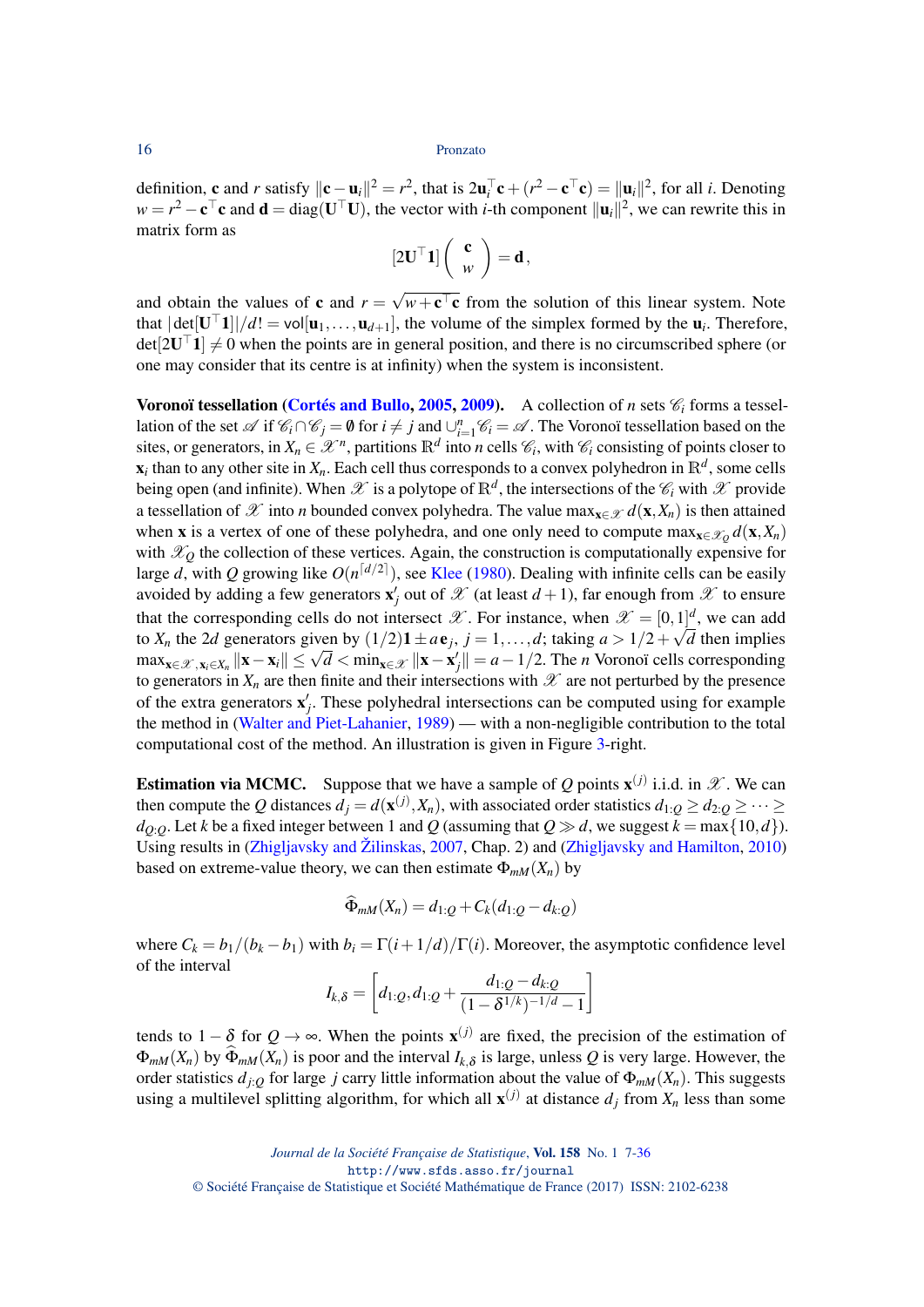definition, $\mathbf{c}$ and $r$ satisfy $\|\mathbf{c}-\mathbf{u}_i\|^2 = r^2$, that is $2\mathbf{u}_i^\top \mathbf{c} + (r^2 - \mathbf{c}^\top \mathbf{c}) = \|\mathbf{u}_i\|^2$, for all $i$. Denoting $w = r^2 - \mathbf{c}^\top \mathbf{c}$ and $\mathbf{d} = \text{diag}(\mathbf{U}^\top \mathbf{U})$, the vector with $i$-th component $\|\mathbf{u}_i\|^2$, we can rewrite this in matrix form as

$$[2\mathbf{U}^\top \mathbf{1}] \begin{pmatrix} \mathbf{c} \\ w \end{pmatrix} = \mathbf{d}\,,$$

and obtain the values of $\mathbf{c}$ and $r = \sqrt{w + \mathbf{c}^\top \mathbf{c}}$ from the solution of this linear system. Note that $|\det[\mathbf{U}^\top \mathbf{1}]|/d! = \mathsf{vol}[\mathbf{u}_1, \ldots, \mathbf{u}_{d+1}]$, the volume of the simplex formed by the $\mathbf{u}_i$. Therefore, $\det[2\mathbf{U}^\top \mathbf{1}] \neq 0$ when the points are in general position, and there is no circumscribed sphere (or one may consider that its centre is at infinity) when the system is inconsistent.

**Voronoï tessellation (Cortés and Bullo, 2005, 2009).** A collection of $n$ sets $\mathscr{C}_i$ forms a tessellation of the set $\mathscr{A}$ if $\mathscr{C}_i \cap \mathscr{C}_j = \emptyset$ for $i \neq j$ and $\cup_{i=1}^n \mathscr{C}_i = \mathscr{A}$. The Voronoï tessellation based on the sites, or generators, in $X_n \in \mathscr{X}^n$, partitions $\mathbb{R}^d$ into $n$ cells $\mathscr{C}_i$, with $\mathscr{C}_i$ consisting of points closer to $\mathbf{x}_i$ than to any other site in $X_n$. Each cell thus corresponds to a convex polyhedron in $\mathbb{R}^d$, some cells being open (and infinite). When $\mathscr{X}$ is a polytope of $\mathbb{R}^d$, the intersections of the $\mathscr{C}_i$ with $\mathscr{X}$ provide a tessellation of $\mathscr{X}$ into $n$ bounded convex polyhedra. The value $\max_{\mathbf{x}\in\mathscr{X}} d(\mathbf{x}, X_n)$ is then attained when $\mathbf{x}$ is a vertex of one of these polyhedra, and one only need to compute $\max_{\mathbf{x}\in\mathscr{X}_Q} d(\mathbf{x}, X_n)$ with $\mathscr{X}_Q$ the collection of these vertices. Again, the construction is computationally expensive for large $d$, with $Q$ growing like $O(n^{\lceil d/2 \rceil})$, see Klee (1980). Dealing with infinite cells can be easily avoided by adding a few generators $\mathbf{x}'_j$ out of $\mathscr{X}$ (at least $d+1$), far enough from $\mathscr{X}$ to ensure that the corresponding cells do not intersect $\mathscr{X}$. For instance, when $\mathscr{X} = [0,1]^d$, we can add to $X_n$ the $2d$ generators given by $(1/2)\mathbf{1} \pm a\,\mathbf{e}_j$, $j = 1, \ldots, d$; taking $a > 1/2 + \sqrt{d}$ then implies $\max_{\mathbf{x}\in\mathscr{X}, \mathbf{x}_i \in X_n} \|\mathbf{x} - \mathbf{x}_i\| \leq \sqrt{d} < \min_{\mathbf{x}\in\mathscr{X}} \|\mathbf{x} - \mathbf{x}'_j\| = a - 1/2$. The $n$ Voronoï cells corresponding to generators in $X_n$ are then finite and their intersections with $\mathscr{X}$ are not perturbed by the presence of the extra generators $\mathbf{x}'_j$. These polyhedral intersections can be computed using for example the method in (Walter and Piet-Lahanier, 1989) — with a non-negligible contribution to the total computational cost of the method. An illustration is given in Figure 3-right.

**Estimation via MCMC.** Suppose that we have a sample of $Q$ points $\mathbf{x}^{(j)}$ i.i.d. in $\mathscr{X}$. We can then compute the $Q$ distances $d_j = d(\mathbf{x}^{(j)}, X_n)$, with associated order statistics $d_{1:Q} \geq d_{2:Q} \geq \cdots \geq d_{Q:Q}$. Let $k$ be a fixed integer between 1 and $Q$ (assuming that $Q \gg d$, we suggest $k = \max\{10, d\}$). Using results in (Zhigljavsky and Žilinskas, 2007, Chap. 2) and (Zhigljavsky and Hamilton, 2010) based on extreme-value theory, we can then estimate $\Phi_{mM}(X_n)$ by

$$\widehat{\Phi}_{mM}(X_n) = d_{1:Q} + C_k(d_{1:Q} - d_{k:Q})$$

where $C_k = b_1/(b_k - b_1)$ with $b_i = \Gamma(i + 1/d)/\Gamma(i)$. Moreover, the asymptotic confidence level of the interval

$$I_{k,\delta} = \left[ d_{1:Q}, d_{1:Q} + \frac{d_{1:Q} - d_{k:Q}}{(1 - \delta^{1/k})^{-1/d} - 1} \right]$$

tends to $1 - \delta$ for $Q \to \infty$. When the points $\mathbf{x}^{(j)}$ are fixed, the precision of the estimation of $\Phi_{mM}(X_n)$ by $\widehat{\Phi}_{mM}(X_n)$ is poor and the interval $I_{k,\delta}$ is large, unless $Q$ is very large. However, the order statistics $d_{j:Q}$ for large $j$ carry little information about the value of $\Phi_{mM}(X_n)$. This suggests using a multilevel splitting algorithm, for which all $\mathbf{x}^{(j)}$ at distance $d_j$ from $X_n$ less than some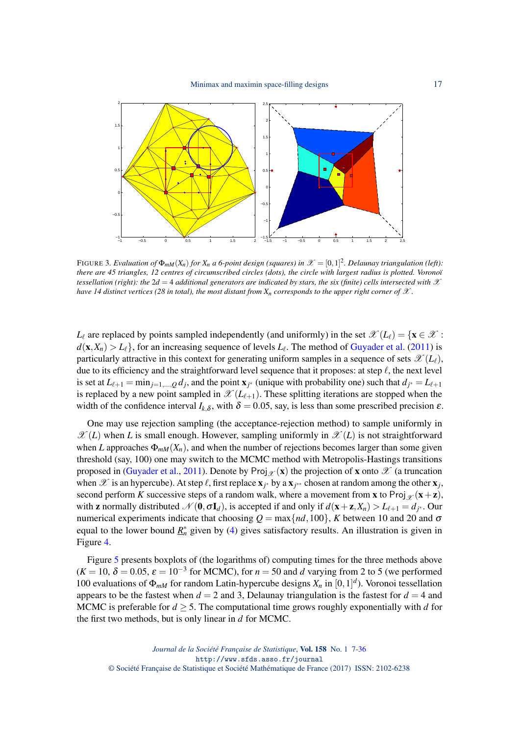FIGURE 3. *Evaluation of $\Phi_{mM}(X_n)$ for $X_n$ a 6-point design (squares) in $\mathscr{X} = [0,1]^2$. Delaunay triangulation (left): there are 45 triangles, 12 centres of circumscribed circles (dots), the circle with largest radius is plotted. Voronoï tessellation (right): the $2d = 4$ additional generators are indicated by stars, the six (finite) cells intersected with $\mathscr{X}$ have 14 distinct vertices (28 in total), the most distant from $X_n$ corresponds to the upper right corner of $\mathscr{X}$.*

$L_\ell$ are replaced by points sampled independently (and uniformly) in the set $\mathscr{X}(L_\ell) = \{\mathbf{x} \in \mathscr{X} : d(\mathbf{x}, X_n) > L_\ell\}$, for an increasing sequence of levels $L_\ell$. The method of Guyader et al. (2011) is particularly attractive in this context for generating uniform samples in a sequence of sets $\mathscr{X}(L_\ell)$, due to its efficiency and the straightforward level sequence that it proposes: at step $\ell$, the next level is set at $L_{\ell+1} = \min_{j=1,\ldots,Q} d_j$, and the point $\mathbf{x}_{j^*}$ (unique with probability one) such that $d_{j^*} = L_{\ell+1}$ is replaced by a new point sampled in $\mathscr{X}(L_{\ell+1})$. These splitting iterations are stopped when the width of the confidence interval $I_{k,\delta}$, with $\delta = 0.05$, say, is less than some prescribed precision $\varepsilon$.

One may use rejection sampling (the acceptance-rejection method) to sample uniformly in $\mathscr{X}(L)$ when $L$ is small enough. However, sampling uniformly in $\mathscr{X}(L)$ is not straightforward when $L$ approaches $\Phi_{mM}(X_n)$, and when the number of rejections becomes larger than some given threshold (say, 100) one may switch to the MCMC method with Metropolis-Hastings transitions proposed in (Guyader et al., 2011). Denote by $\mathsf{Proj}_{\mathscr{X}}(\mathbf{x})$ the projection of $\mathbf{x}$ onto $\mathscr{X}$ (a truncation when $\mathscr{X}$ is an hypercube). At step $\ell$, first replace $\mathbf{x}_{j^*}$ by a $\mathbf{x}_{j^{**}}$ chosen at random among the other $\mathbf{x}_j$, second perform $K$ successive steps of a random walk, where a movement from $\mathbf{x}$ to $\mathsf{Proj}_{\mathscr{X}}(\mathbf{x}+\mathbf{z})$, with $\mathbf{z}$ normally distributed $\mathscr{N}(\mathbf{0}, \sigma \mathbf{I}_d)$, is accepted if and only if $d(\mathbf{x}+\mathbf{z}, X_n) > L_{\ell+1} = d_{j^*}$. Our numerical experiments indicate that choosing $Q = \max\{nd, 100\}$, $K$ between 10 and 20 and $\sigma$ equal to the lower bound $\underline{R}_n^*$ given by (4) gives satisfactory results. An illustration is given in Figure 4.

Figure 5 presents boxplots of (the logarithms of) computing times for the three methods above ($K = 10$, $\delta = 0.05$, $\varepsilon = 10^{-3}$ for MCMC), for $n = 50$ and $d$ varying from 2 to 5 (we performed 100 evaluations of $\Phi_{mM}$ for random Latin-hypercube designs $X_n$ in $[0,1]^d$). Voronoi tessellation appears to be the fastest when $d = 2$ and 3, Delaunay triangulation is the fastest for $d = 4$ and MCMC is preferable for $d \geq 5$. The computational time grows roughly exponentially with $d$ for the first two methods, but is only linear in $d$ for MCMC.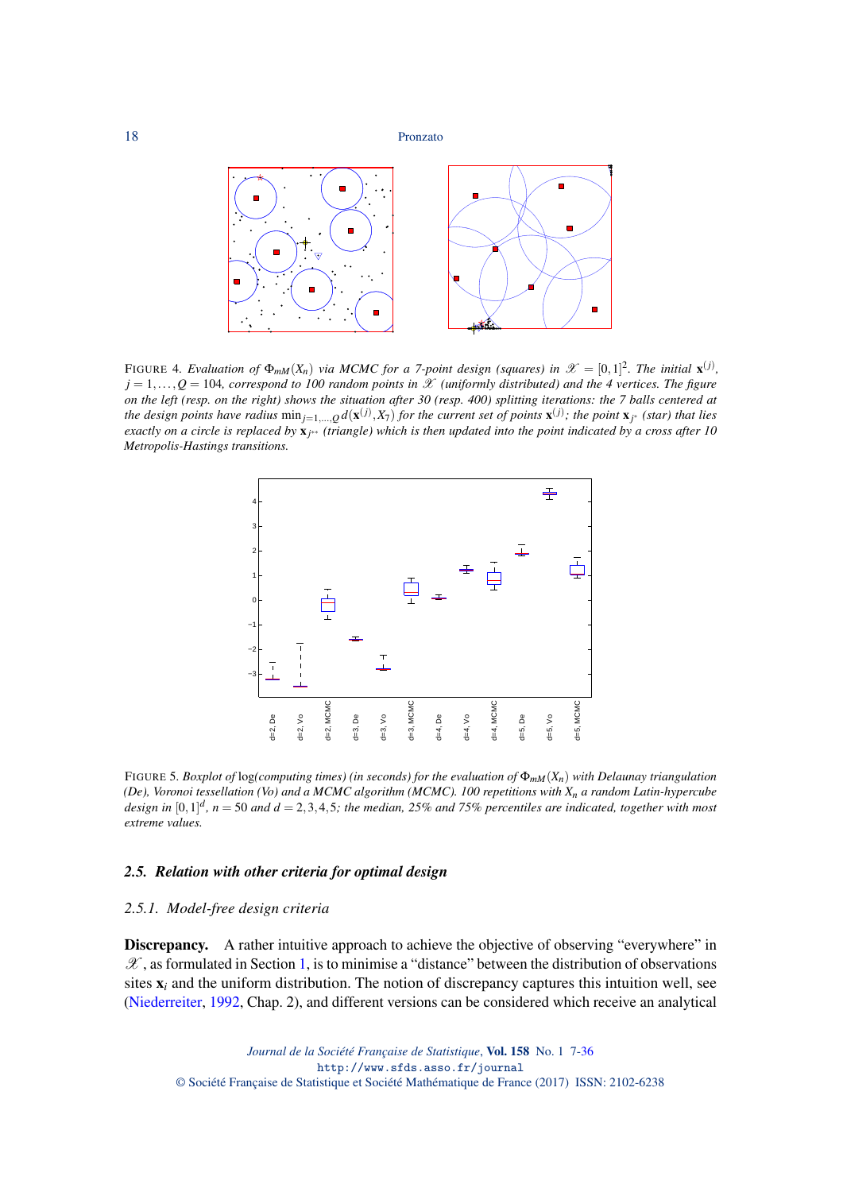FIGURE 4. *Evaluation of $\Phi_{mM}(X_n)$ via MCMC for a 7-point design (squares) in $\mathscr{X} = [0,1]^2$. The initial $\mathbf{x}^{(j)}$, $j = 1,\ldots,Q = 104$, correspond to 100 random points in $\mathscr{X}$ (uniformly distributed) and the 4 vertices. The figure on the left (resp. on the right) shows the situation after 30 (resp. 400) splitting iterations: the 7 balls centered at the design points have radius $\min_{j=1,\ldots,Q} d(\mathbf{x}^{(j)}, X_7)$ for the current set of points $\mathbf{x}^{(j)}$; the point $\mathbf{x}_{j^*}$ (star) that lies exactly on a circle is replaced by $\mathbf{x}_{j^{**}}$ (triangle) which is then updated into the point indicated by a cross after 10 Metropolis-Hastings transitions.*

FIGURE 5. *Boxplot of* log*(computing times) (in seconds) for the evaluation of $\Phi_{mM}(X_n)$ with Delaunay triangulation (De), Voronoi tessellation (Vo) and a MCMC algorithm (MCMC). 100 repetitions with $X_n$ a random Latin-hypercube design in $[0,1]^d$, $n = 50$ and $d = 2,3,4,5$; the median, 25% and 75% percentiles are indicated, together with most extreme values.*

### 2.5. Relation with other criteria for optimal design

#### 2.5.1. Model-free design criteria

**Discrepancy.** A rather intuitive approach to achieve the objective of observing "everywhere" in $\mathscr{X}$, as formulated in Section 1, is to minimise a "distance" between the distribution of observations sites $\mathbf{x}_i$ and the uniform distribution. The notion of discrepancy captures this intuition well, see (Niederreiter, 1992, Chap. 2), and different versions can be considered which receive an analytical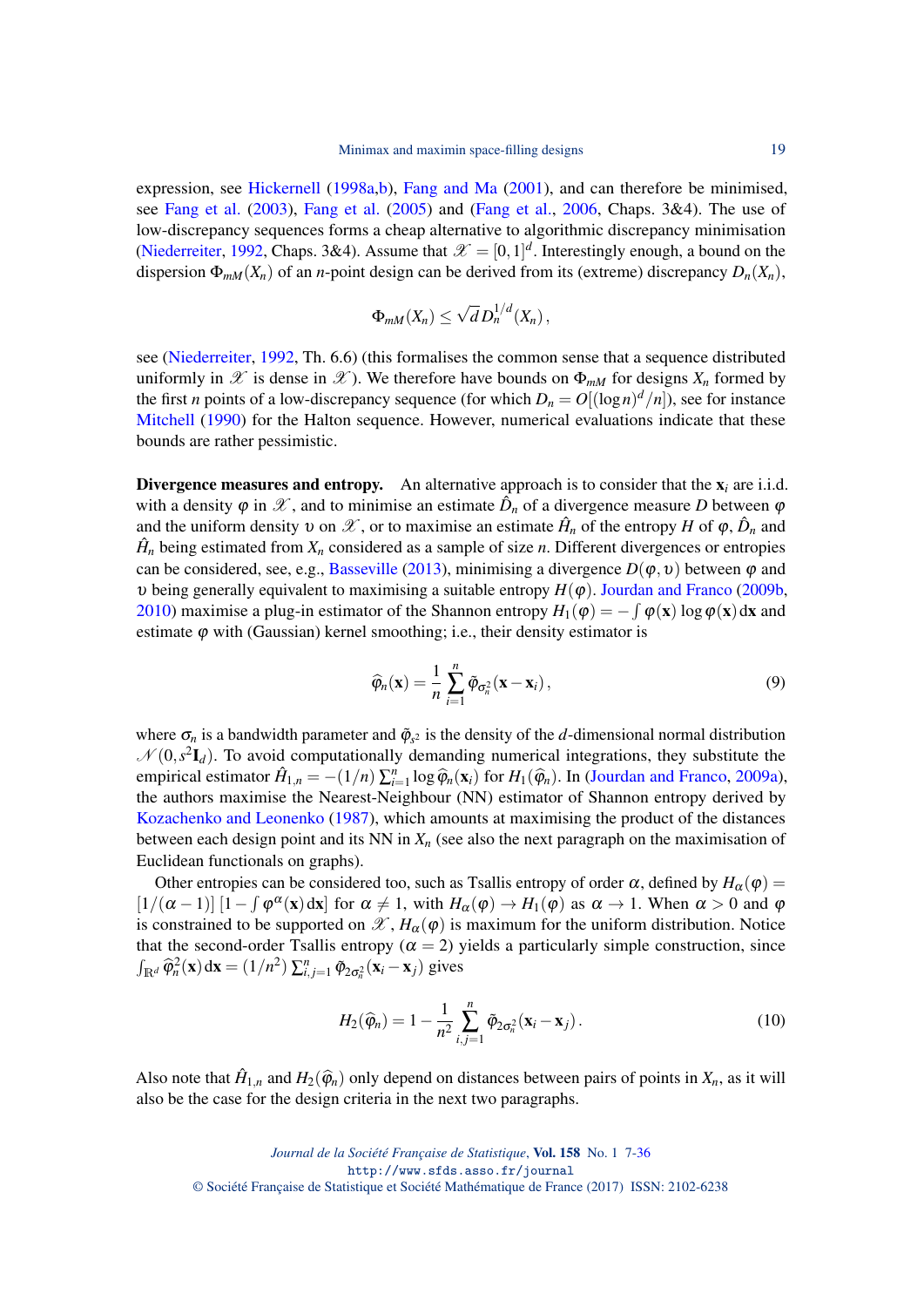expression, see Hickernell (1998a,b), Fang and Ma (2001), and can therefore be minimised, see Fang et al. (2003), Fang et al. (2005) and (Fang et al., 2006, Chaps. 3&4). The use of low-discrepancy sequences forms a cheap alternative to algorithmic discrepancy minimisation (Niederreiter, 1992, Chaps. 3&4). Assume that $\mathscr{X} = [0,1]^d$. Interestingly enough, a bound on the dispersion $\Phi_{mM}(X_n)$ of an $n$-point design can be derived from its (extreme) discrepancy $D_n(X_n)$,

$$\Phi_{mM}(X_n) \leq \sqrt{d}\, D_n^{1/d}(X_n)\,,$$

see (Niederreiter, 1992, Th. 6.6) (this formalises the common sense that a sequence distributed uniformly in $\mathscr{X}$ is dense in $\mathscr{X}$). We therefore have bounds on $\Phi_{mM}$ for designs $X_n$ formed by the first $n$ points of a low-discrepancy sequence (for which $D_n = O[(\log n)^d/n]$), see for instance Mitchell (1990) for the Halton sequence. However, numerical evaluations indicate that these bounds are rather pessimistic.

**Divergence measures and entropy.** An alternative approach is to consider that the $\mathbf{x}_i$ are i.i.d. with a density $\varphi$ in $\mathscr{X}$, and to minimise an estimate $\hat{D}_n$ of a divergence measure $D$ between $\varphi$ and the uniform density $\upsilon$ on $\mathscr{X}$, or to maximise an estimate $\hat{H}_n$ of the entropy $H$ of $\varphi$, $\hat{D}_n$ and $\hat{H}_n$ being estimated from $X_n$ considered as a sample of size $n$. Different divergences or entropies can be considered, see, e.g., Basseville (2013), minimising a divergence $D(\varphi,\upsilon)$ between $\varphi$ and $\upsilon$ being generally equivalent to maximising a suitable entropy $H(\varphi)$. Jourdan and Franco (2009b, 2010) maximise a plug-in estimator of the Shannon entropy $H_1(\varphi) = -\int \varphi(\mathbf{x}) \log \varphi(\mathbf{x})\,\mathrm{d}\mathbf{x}$ and estimate $\varphi$ with (Gaussian) kernel smoothing; i.e., their density estimator is

$$\widehat{\varphi}_n(\mathbf{x}) = \frac{1}{n} \sum_{i=1}^{n} \tilde{\varphi}_{\sigma_n^2}(\mathbf{x}-\mathbf{x}_i)\,, \tag{9}$$

where $\sigma_n$ is a bandwidth parameter and $\tilde{\varphi}_{s^2}$ is the density of the $d$-dimensional normal distribution $\mathscr{N}(0,s^2\mathbf{I}_d)$. To avoid computationally demanding numerical integrations, they substitute the empirical estimator $\hat{H}_{1,n} = -(1/n)\sum_{i=1}^n \log \widehat{\varphi}_n(\mathbf{x}_i)$ for $H_1(\widehat{\varphi}_n)$. In (Jourdan and Franco, 2009a), the authors maximise the Nearest-Neighbour (NN) estimator of Shannon entropy derived by Kozachenko and Leonenko (1987), which amounts at maximising the product of the distances between each design point and its NN in $X_n$ (see also the next paragraph on the maximisation of Euclidean functionals on graphs).

Other entropies can be considered too, such as Tsallis entropy of order $\alpha$, defined by $H_\alpha(\varphi) = [1/(\alpha-1)]\,[1-\int \varphi^\alpha(\mathbf{x})\,\mathrm{d}\mathbf{x}]$ for $\alpha \neq 1$, with $H_\alpha(\varphi) \to H_1(\varphi)$ as $\alpha \to 1$. When $\alpha > 0$ and $\varphi$ is constrained to be supported on $\mathscr{X}$, $H_\alpha(\varphi)$ is maximum for the uniform distribution. Notice that the second-order Tsallis entropy ($\alpha = 2$) yields a particularly simple construction, since $\int_{\mathbb{R}^d} \widehat{\varphi}_n^2(\mathbf{x})\,\mathrm{d}\mathbf{x} = (1/n^2)\sum_{i,j=1}^n \tilde{\varphi}_{2\sigma_n^2}(\mathbf{x}_i - \mathbf{x}_j)$ gives

$$H_2(\widehat{\varphi}_n) = 1 - \frac{1}{n^2} \sum_{i,j=1}^{n} \tilde{\varphi}_{2\sigma_n^2}(\mathbf{x}_i - \mathbf{x}_j)\,. \tag{10}$$

Also note that $\hat{H}_{1,n}$ and $H_2(\widehat{\varphi}_n)$ only depend on distances between pairs of points in $X_n$, as it will also be the case for the design criteria in the next two paragraphs.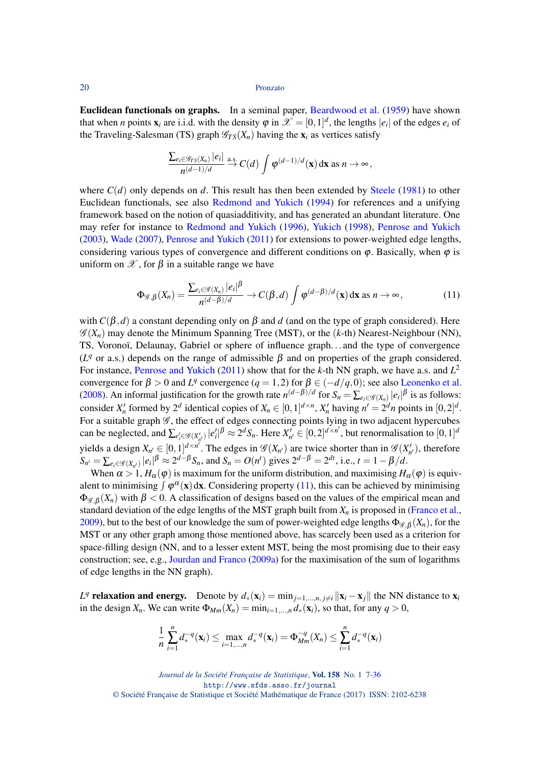**Euclidean functionals on graphs.** In a seminal paper, Beardwood et al. (1959) have shown that when $n$ points $\mathbf{x}_i$ are i.i.d. with the density $\varphi$ in $\mathscr{X} = [0,1]^d$, the lengths $|e_i|$ of the edges $e_i$ of the Traveling-Salesman (TS) graph $\mathscr{G}_{TS}(X_n)$ having the $\mathbf{x}_i$ as vertices satisfy

$$\frac{\sum_{e_i \in \mathscr{G}_{TS}(X_n)} |e_i|}{n^{(d-1)/d}} \stackrel{\text{a.s.}}{\to} C(d) \int \varphi^{(d-1)/d}(\mathbf{x})\,\mathrm{d}\mathbf{x} \text{ as } n \to \infty\,,$$

where $C(d)$ only depends on $d$. This result has then been extended by Steele (1981) to other Euclidean functionals, see also Redmond and Yukich (1994) for references and a unifying framework based on the notion of quasiadditivity, and has generated an abundant literature. One may refer for instance to Redmond and Yukich (1996), Yukich (1998), Penrose and Yukich (2003), Wade (2007), Penrose and Yukich (2011) for extensions to power-weighted edge lengths, considering various types of convergence and different conditions on $\varphi$. Basically, when $\varphi$ is uniform on $\mathscr{X}$, for $\beta$ in a suitable range we have

$$\Phi_{\mathscr{G},\beta}(X_n) = \frac{\sum_{e_i \in \mathscr{G}(X_n)} |e_i|^\beta}{n^{(d-\beta)/d}} \to C(\beta,d) \int \varphi^{(d-\beta)/d}(\mathbf{x})\,\mathrm{d}\mathbf{x} \text{ as } n \to \infty\,, \tag{11}$$

with $C(\beta,d)$ a constant depending only on $\beta$ and $d$ (and on the type of graph considered). Here $\mathscr{G}(X_n)$ may denote the Minimum Spanning Tree (MST), or the ($k$-th) Nearest-Neighbour (NN), TS, Voronoï, Delaunay, Gabriel or sphere of influence graph... and the type of convergence ($L^q$ or a.s.) depends on the range of admissible $\beta$ and on properties of the graph considered. For instance, Penrose and Yukich (2011) show that for the $k$-th NN graph, we have a.s. and $L^2$ convergence for $\beta > 0$ and $L^q$ convergence ($q = 1,2$) for $\beta \in (-d/q, 0)$; see also Leonenko et al. (2008). An informal justification for the growth rate $n^{(d-\beta)/d}$ for $S_n = \sum_{e_i \in \mathscr{G}(X_n)} |e_i|^\beta$ is as follows: consider $X'_n$ formed by $2^d$ identical copies of $X_n \in [0,1]^{d\times n}$, $X'_n$ having $n' = 2^d n$ points in $[0,2]^d$. For a suitable graph $\mathscr{G}$, the effect of edges connecting points lying in two adjacent hypercubes can be neglected, and $\sum_{e'_i \in \mathscr{G}(X'_{n'})} |e'_i|^\beta \approx 2^d S_n$. Here $X'_{n'} \in [0,2]^{d\times n'}$, but renormalisation to $[0,1]^d$ yields a design $X_{n'} \in [0,1]^{d\times n'}$. The edges in $\mathscr{G}(X_{n'})$ are twice shorter than in $\mathscr{G}(X'_{n'})$, therefore $S_{n'} = \sum_{e_i \in \mathscr{G}(X_{n'})} |e_i|^\beta \approx 2^{d-\beta} S_n$, and $S_n = O(n^t)$ gives $2^{d-\beta} = 2^{dt}$, i.e., $t = 1 - \beta/d$.

When $\alpha > 1$, $H_\alpha(\varphi)$ is maximum for the uniform distribution, and maximising $H_\alpha(\varphi)$ is equivalent to minimising $\int \varphi^\alpha(\mathbf{x})\,\mathrm{d}\mathbf{x}$. Considering property (11), this can be achieved by minimising $\Phi_{\mathscr{G},\beta}(X_n)$ with $\beta < 0$. A classification of designs based on the values of the empirical mean and standard deviation of the edge lengths of the MST graph built from $X_n$ is proposed in (Franco et al., 2009), but to the best of our knowledge the sum of power-weighted edge lengths $\Phi_{\mathscr{G},\beta}(X_n)$, for the MST or any other graph among those mentioned above, has scarcely been used as a criterion for space-filling design (NN, and to a lesser extent MST, being the most promising due to their easy construction; see, e.g., Jourdan and Franco (2009a) for the maximisation of the sum of logarithms of edge lengths in the NN graph).

**$L^q$ relaxation and energy.** Denote by $d_*(\mathbf{x}_i) = \min_{j=1,\ldots,n,\, j\neq i} \|\mathbf{x}_i - \mathbf{x}_j\|$ the NN distance to $\mathbf{x}_i$ in the design $X_n$. We can write $\Phi_{Mm}(X_n) = \min_{i=1,\ldots,n} d_*(\mathbf{x}_i)$, so that, for any $q > 0$,

$$\frac{1}{n}\sum_{i=1}^n d_*^{-q}(\mathbf{x}_i) \leq \max_{i=1,\ldots,n} d_*^{-q}(\mathbf{x}_i) = \Phi_{Mm}^{-q}(X_n) \leq \sum_{i=1}^n d_*^{-q}(\mathbf{x}_i)$$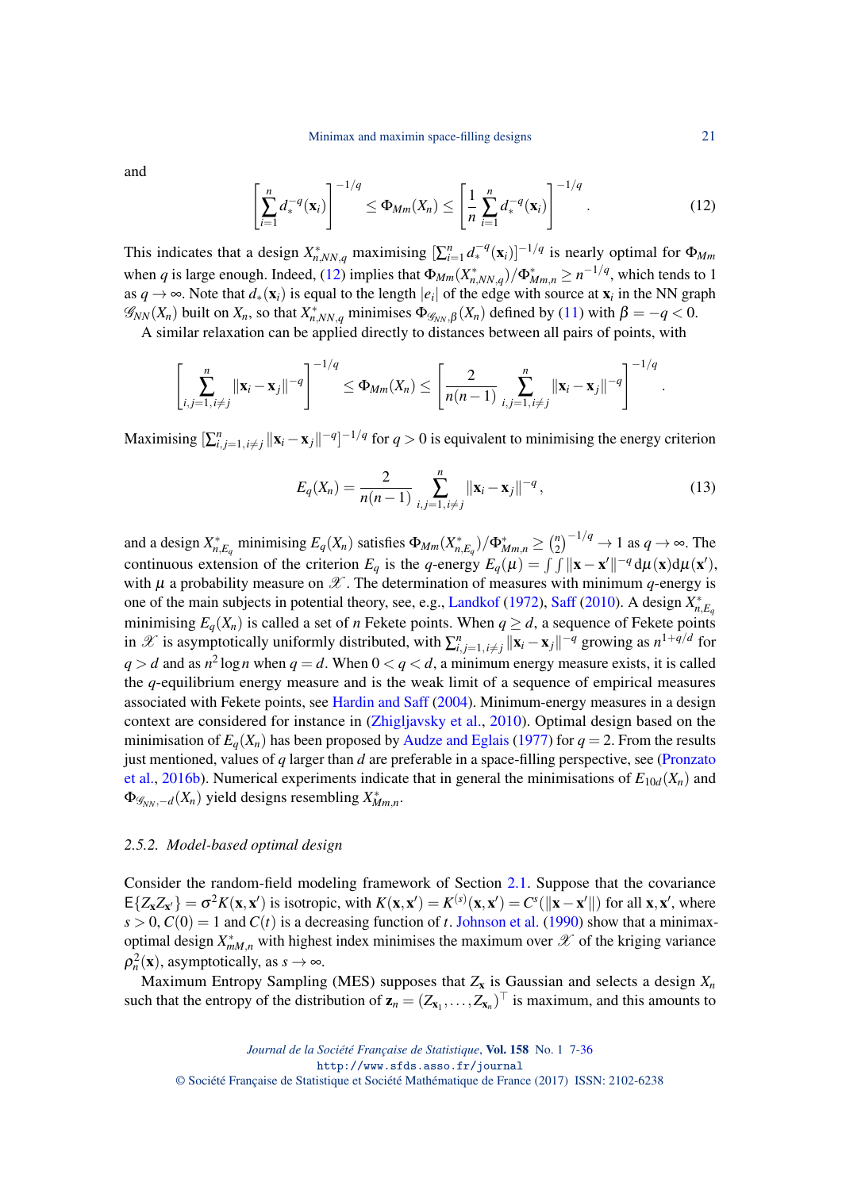and

$$\left[\sum_{i=1}^{n} d_*^{-q}(\mathbf{x}_i)\right]^{-1/q} \leq \Phi_{Mm}(X_n) \leq \left[\frac{1}{n}\sum_{i=1}^{n} d_*^{-q}(\mathbf{x}_i)\right]^{-1/q} . \tag{12}$$

This indicates that a design $X^*_{n,NN,q}$ maximising $[\sum_{i=1}^{n} d_*^{-q}(\mathbf{x}_i)]^{-1/q}$ is nearly optimal for $\Phi_{Mm}$ when $q$ is large enough. Indeed, (12) implies that $\Phi_{Mm}(X^*_{n,NN,q})/\Phi^*_{Mm,n} \geq n^{-1/q}$, which tends to 1 as $q \to \infty$. Note that $d_*(\mathbf{x}_i)$ is equal to the length $|e_i|$ of the edge with source at $\mathbf{x}_i$ in the NN graph $\mathscr{G}_{NN}(X_n)$ built on $X_n$, so that $X^*_{n,NN,q}$ minimises $\Phi_{\mathscr{G}_{NN},\beta}(X_n)$ defined by (11) with $\beta = -q < 0$.

A similar relaxation can be applied directly to distances between all pairs of points, with

$$\left[\sum_{i,j=1,i\neq j}^{n} \|\mathbf{x}_i - \mathbf{x}_j\|^{-q}\right]^{-1/q} \leq \Phi_{Mm}(X_n) \leq \left[\frac{2}{n(n-1)}\sum_{i,j=1,i\neq j}^{n} \|\mathbf{x}_i - \mathbf{x}_j\|^{-q}\right]^{-1/q} .$$

Maximising $[\sum_{i,j=1,i\neq j}^{n} \|\mathbf{x}_i - \mathbf{x}_j\|^{-q}]^{-1/q}$ for $q > 0$ is equivalent to minimising the energy criterion

$$E_q(X_n) = \frac{2}{n(n-1)}\sum_{i,j=1,i\neq j}^{n} \|\mathbf{x}_i - \mathbf{x}_j\|^{-q} , \tag{13}$$

and a design $X^*_{n,E_q}$ minimising $E_q(X_n)$ satisfies $\Phi_{Mm}(X^*_{n,E_q})/\Phi^*_{Mm,n} \geq \binom{n}{2}^{-1/q} \to 1$ as $q \to \infty$. The continuous extension of the criterion $E_q$ is the $q$-energy $E_q(\mu) = \int\int \|\mathbf{x} - \mathbf{x}'\|^{-q}\, \mathrm{d}\mu(\mathbf{x})\mathrm{d}\mu(\mathbf{x}')$, with $\mu$ a probability measure on $\mathscr{X}$. The determination of measures with minimum $q$-energy is one of the main subjects in potential theory, see, e.g., Landkof (1972), Saff (2010). A design $X^*_{n,E_q}$ minimising $E_q(X_n)$ is called a set of $n$ Fekete points. When $q \geq d$, a sequence of Fekete points in $\mathscr{X}$ is asymptotically uniformly distributed, with $\sum_{i,j=1,i\neq j}^{n} \|\mathbf{x}_i - \mathbf{x}_j\|^{-q}$ growing as $n^{1+q/d}$ for $q > d$ and as $n^2 \log n$ when $q = d$. When $0 < q < d$, a minimum energy measure exists, it is called the $q$-equilibrium energy measure and is the weak limit of a sequence of empirical measures associated with Fekete points, see Hardin and Saff (2004). Minimum-energy measures in a design context are considered for instance in (Zhigljavsky et al., 2010). Optimal design based on the minimisation of $E_q(X_n)$ has been proposed by Audze and Eglais (1977) for $q = 2$. From the results just mentioned, values of $q$ larger than $d$ are preferable in a space-filling perspective, see (Pronzato et al., 2016b). Numerical experiments indicate that in general the minimisations of $E_{10d}(X_n)$ and $\Phi_{\mathscr{G}_{NN},-d}(X_n)$ yield designs resembling $X^*_{Mm,n}$.

### 2.5.2. *Model-based optimal design*

Consider the random-field modeling framework of Section 2.1. Suppose that the covariance $\mathsf{E}\{Z_{\mathbf{x}}Z_{\mathbf{x}'}\} = \sigma^2 K(\mathbf{x},\mathbf{x}')$ is isotropic, with $K(\mathbf{x},\mathbf{x}') = K^{(s)}(\mathbf{x},\mathbf{x}') = C^s(\|\mathbf{x} - \mathbf{x}'\|)$ for all $\mathbf{x},\mathbf{x}'$, where $s > 0$, $C(0) = 1$ and $C(t)$ is a decreasing function of $t$. Johnson et al. (1990) show that a minimax-optimal design $X^*_{mM,n}$ with highest index minimises the maximum over $\mathscr{X}$ of the kriging variance $\rho_n^2(\mathbf{x})$, asymptotically, as $s \to \infty$.

Maximum Entropy Sampling (MES) supposes that $Z_{\mathbf{x}}$ is Gaussian and selects a design $X_n$ such that the entropy of the distribution of $\mathbf{z}_n = (Z_{\mathbf{x}_1}, \ldots, Z_{\mathbf{x}_n})^\top$ is maximum, and this amounts to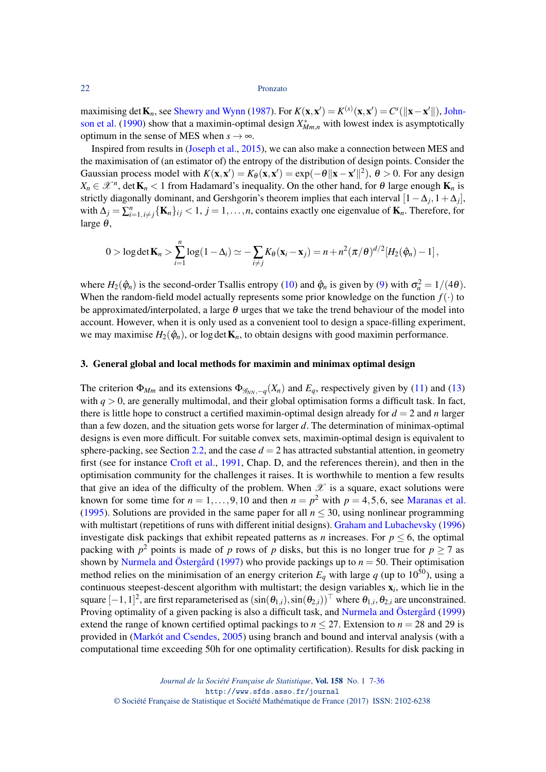maximising $\det \mathbf{K}_n$, see Shewry and Wynn (1987). For $K(\mathbf{x},\mathbf{x}') = K^{(s)}(\mathbf{x},\mathbf{x}') = C^s(\|\mathbf{x}-\mathbf{x}'\|)$, Johnson et al. (1990) show that a maximin-optimal design $X^*_{Mm,n}$ with lowest index is asymptotically optimum in the sense of MES when $s \to \infty$.

Inspired from results in (Joseph et al., 2015), we can also make a connection between MES and the maximisation of (an estimator of) the entropy of the distribution of design points. Consider the Gaussian process model with $K(\mathbf{x},\mathbf{x}') = K_\theta(\mathbf{x},\mathbf{x}') = \exp(-\theta\|\mathbf{x}-\mathbf{x}'\|^2)$, $\theta > 0$. For any design $X_n \in \mathscr{X}^n$, $\det \mathbf{K}_n < 1$ from Hadamard's inequality. On the other hand, for $\theta$ large enough $\mathbf{K}_n$ is strictly diagonally dominant, and Gershgorin's theorem implies that each interval $[1-\Delta_j, 1+\Delta_j]$, with $\Delta_j = \sum_{i=1, i\neq j}^n \{\mathbf{K}_n\}_{ij} < 1$, $j = 1,\ldots,n$, contains exactly one eigenvalue of $\mathbf{K}_n$. Therefore, for large $\theta$,

$$0 > \log\det \mathbf{K}_n > \sum_{i=1}^n \log(1-\Delta_i) \simeq -\sum_{i\neq j} K_\theta(\mathbf{x}_i - \mathbf{x}_j) = n + n^2(\pi/\theta)^{d/2}[H_2(\hat{\varphi}_n) - 1]\,,$$

where $H_2(\hat{\varphi}_n)$ is the second-order Tsallis entropy (10) and $\hat{\varphi}_n$ is given by (9) with $\sigma_n^2 = 1/(4\theta)$. When the random-field model actually represents some prior knowledge on the function $f(\cdot)$ to be approximated/interpolated, a large $\theta$ urges that we take the trend behaviour of the model into account. However, when it is only used as a convenient tool to design a space-filling experiment, we may maximise $H_2(\hat{\varphi}_n)$, or $\log\det \mathbf{K}_n$, to obtain designs with good maximin performance.

## 3. General global and local methods for maximin and minimax optimal design

The criterion $\Phi_{Mm}$ and its extensions $\Phi_{\mathscr{G}_{NN},-q}(X_n)$ and $E_q$, respectively given by (11) and (13) with $q > 0$, are generally multimodal, and their global optimisation forms a difficult task. In fact, there is little hope to construct a certified maximin-optimal design already for $d = 2$ and $n$ larger than a few dozen, and the situation gets worse for larger $d$. The determination of minimax-optimal designs is even more difficult. For suitable convex sets, maximin-optimal design is equivalent to sphere-packing, see Section 2.2, and the case $d = 2$ has attracted substantial attention, in geometry first (see for instance Croft et al., 1991, Chap. D, and the references therein), and then in the optimisation community for the challenges it raises. It is worthwhile to mention a few results that give an idea of the difficulty of the problem. When $\mathscr{X}$ is a square, exact solutions were known for some time for $n = 1,\ldots,9,10$ and then $n = p^2$ with $p = 4,5,6$, see Maranas et al. (1995). Solutions are provided in the same paper for all $n \leq 30$, using nonlinear programming with multistart (repetitions of runs with different initial designs). Graham and Lubachevsky (1996) investigate disk packings that exhibit repeated patterns as $n$ increases. For $p \leq 6$, the optimal packing with $p^2$ points is made of $p$ rows of $p$ disks, but this is no longer true for $p \geq 7$ as shown by Nurmela and Östergård (1997) who provide packings up to $n = 50$. Their optimisation method relies on the minimisation of an energy criterion $E_q$ with large $q$ (up to $10^{50}$), using a continuous steepest-descent algorithm with multistart; the design variables $\mathbf{x}_i$, which lie in the square $[-1,1]^2$, are first reparameterised as $(\sin(\theta_{1,i}), \sin(\theta_{2,i}))^\top$ where $\theta_{1,i}, \theta_{2,i}$ are unconstrained. Proving optimality of a given packing is also a difficult task, and Nurmela and Östergård (1999) extend the range of known certified optimal packings to $n \leq 27$. Extension to $n = 28$ and 29 is provided in (Markót and Csendes, 2005) using branch and bound and interval analysis (with a computational time exceeding 50h for one optimality certification). Results for disk packing in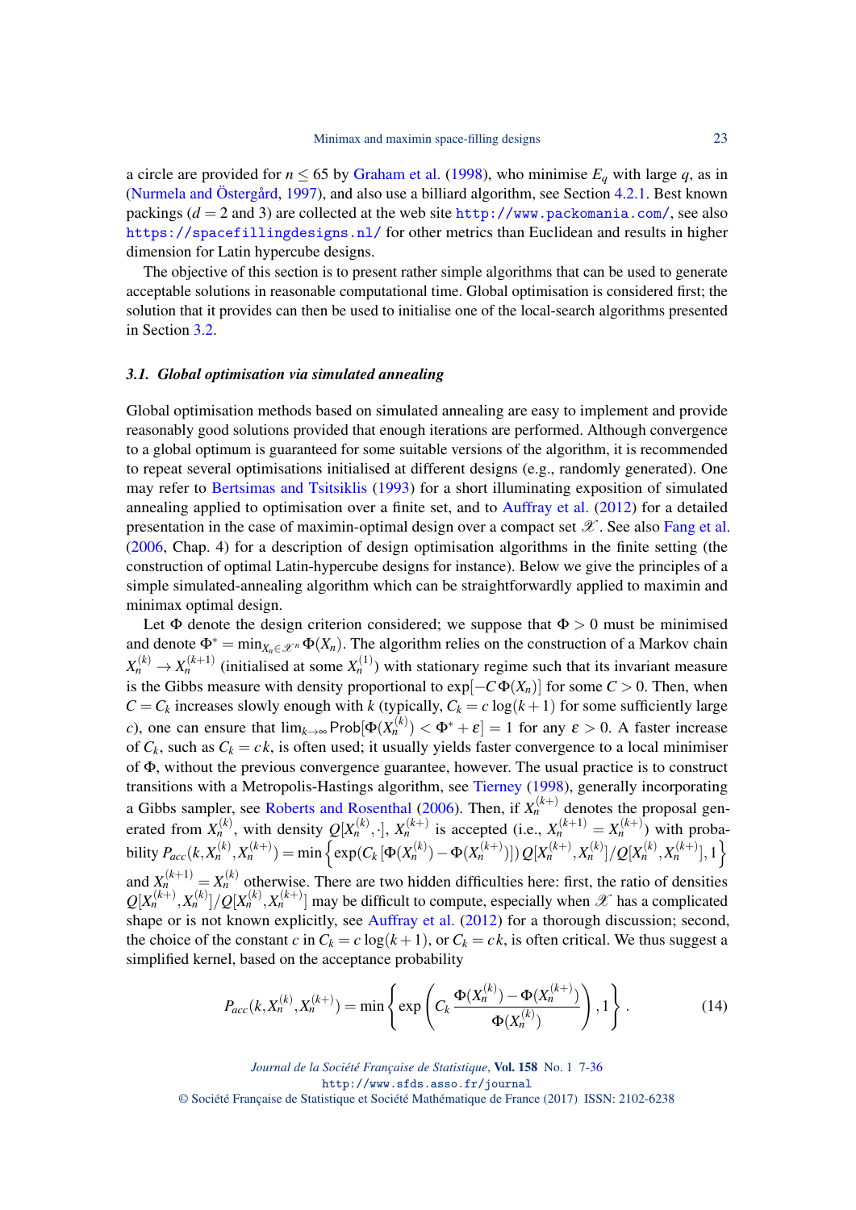a circle are provided for $n \leq 65$ by Graham et al. (1998), who minimise $E_q$ with large $q$, as in (Nurmela and Östergård, 1997), and also use a billiard algorithm, see Section 4.2.1. Best known packings ($d = 2$ and 3) are collected at the web site http://www.packomania.com/, see also https://spacefillingdesigns.nl/ for other metrics than Euclidean and results in higher dimension for Latin hypercube designs.

The objective of this section is to present rather simple algorithms that can be used to generate acceptable solutions in reasonable computational time. Global optimisation is considered first; the solution that it provides can then be used to initialise one of the local-search algorithms presented in Section 3.2.

### *3.1. Global optimisation via simulated annealing*

Global optimisation methods based on simulated annealing are easy to implement and provide reasonably good solutions provided that enough iterations are performed. Although convergence to a global optimum is guaranteed for some suitable versions of the algorithm, it is recommended to repeat several optimisations initialised at different designs (e.g., randomly generated). One may refer to Bertsimas and Tsitsiklis (1993) for a short illuminating exposition of simulated annealing applied to optimisation over a finite set, and to Auffray et al. (2012) for a detailed presentation in the case of maximin-optimal design over a compact set $\mathscr{X}$. See also Fang et al. (2006, Chap. 4) for a description of design optimisation algorithms in the finite setting (the construction of optimal Latin-hypercube designs for instance). Below we give the principles of a simple simulated-annealing algorithm which can be straightforwardly applied to maximin and minimax optimal design.

Let $\Phi$ denote the design criterion considered; we suppose that $\Phi > 0$ must be minimised and denote $\Phi^* = \min_{X_n \in \mathscr{X}^n} \Phi(X_n)$. The algorithm relies on the construction of a Markov chain $X_n^{(k)} \to X_n^{(k+1)}$ (initialised at some $X_n^{(1)}$) with stationary regime such that its invariant measure is the Gibbs measure with density proportional to $\exp[-C\,\Phi(X_n)]$ for some $C > 0$. Then, when $C = C_k$ increases slowly enough with $k$ (typically, $C_k = c \log(k+1)$ for some sufficiently large $c$), one can ensure that $\lim_{k\to\infty} \mathsf{Prob}[\Phi(X_n^{(k)}) < \Phi^* + \varepsilon] = 1$ for any $\varepsilon > 0$. A faster increase of $C_k$, such as $C_k = c\,k$, is often used; it usually yields faster convergence to a local minimiser of $\Phi$, without the previous convergence guarantee, however. The usual practice is to construct transitions with a Metropolis-Hastings algorithm, see Tierney (1998), generally incorporating a Gibbs sampler, see Roberts and Rosenthal (2006). Then, if $X_n^{(k+)}$ denotes the proposal generated from $X_n^{(k)}$, with density $Q[X_n^{(k)}, \cdot]$, $X_n^{(k+)}$ is accepted (i.e., $X_n^{(k+1)} = X_n^{(k+)}$) with probability $P_{acc}(k, X_n^{(k)}, X_n^{(k+)}) = \min\left\{\exp(C_k\,[\Phi(X_n^{(k)}) - \Phi(X_n^{(k+)})])\, Q[X_n^{(k+)}, X_n^{(k)}]/Q[X_n^{(k)}, X_n^{(k+)}], 1\right\}$ and $X_n^{(k+1)} = X_n^{(k)}$ otherwise. There are two hidden difficulties here: first, the ratio of densities $Q[X_n^{(k+)}, X_n^{(k)}]/Q[X_n^{(k)}, X_n^{(k+)}]$ may be difficult to compute, especially when $\mathscr{X}$ has a complicated shape or is not known explicitly, see Auffray et al. (2012) for a thorough discussion; second, the choice of the constant $c$ in $C_k = c \log(k+1)$, or $C_k = c\,k$, is often critical. We thus suggest a simplified kernel, based on the acceptance probability

$$
P_{acc}(k, X_n^{(k)}, X_n^{(k+)}) = \min\left\{\exp\left(C_k\,\frac{\Phi(X_n^{(k)}) - \Phi(X_n^{(k+)})}{\Phi(X_n^{(k)})}\right), 1\right\}. \tag{14}
$$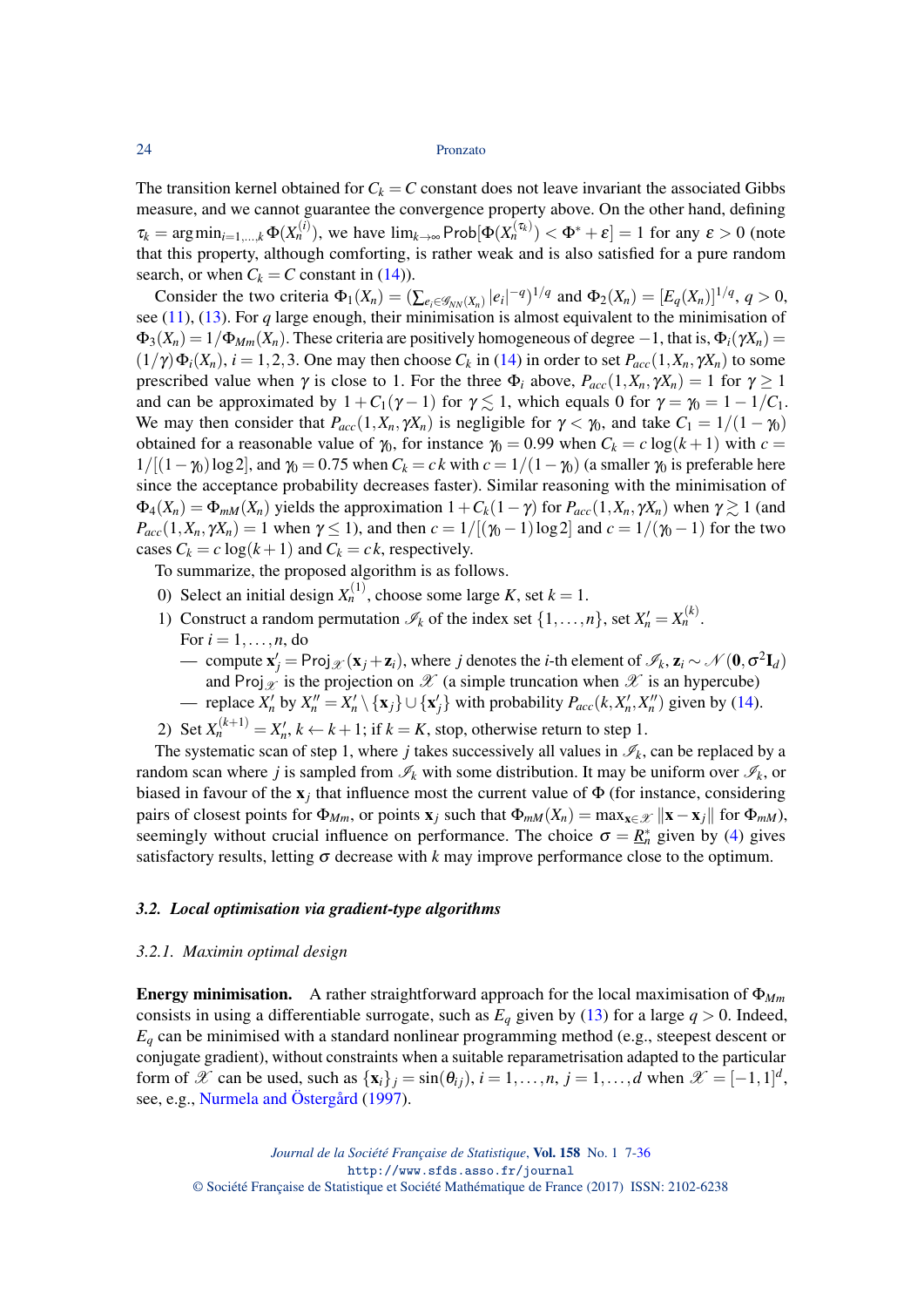The transition kernel obtained for $C_k = C$ constant does not leave invariant the associated Gibbs measure, and we cannot guarantee the convergence property above. On the other hand, defining $\tau_k = \arg\min_{i=1,\ldots,k} \Phi(X_n^{(i)})$, we have $\lim_{k\to\infty} \mathsf{Prob}[\Phi(X_n^{(\tau_k)}) < \Phi^* + \varepsilon] = 1$ for any $\varepsilon > 0$ (note that this property, although comforting, is rather weak and is also satisfied for a pure random search, or when $C_k = C$ constant in (14)).

Consider the two criteria $\Phi_1(X_n) = (\sum_{e_i \in \mathscr{G}_{NN}(X_n)} |e_i|^{-q})^{1/q}$ and $\Phi_2(X_n) = [E_q(X_n)]^{1/q}$, $q > 0$, see (11), (13). For $q$ large enough, their minimisation is almost equivalent to the minimisation of $\Phi_3(X_n) = 1/\Phi_{Mm}(X_n)$. These criteria are positively homogeneous of degree $-1$, that is, $\Phi_i(\gamma X_n) = (1/\gamma)\Phi_i(X_n)$, $i = 1,2,3$. One may then choose $C_k$ in (14) in order to set $P_{acc}(1, X_n, \gamma X_n)$ to some prescribed value when $\gamma$ is close to 1. For the three $\Phi_i$ above, $P_{acc}(1, X_n, \gamma X_n) = 1$ for $\gamma \geq 1$ and can be approximated by $1 + C_1(\gamma - 1)$ for $\gamma \lesssim 1$, which equals 0 for $\gamma = \gamma_0 = 1 - 1/C_1$. We may then consider that $P_{acc}(1, X_n, \gamma X_n)$ is negligible for $\gamma < \gamma_0$, and take $C_1 = 1/(1-\gamma_0)$ obtained for a reasonable value of $\gamma_0$, for instance $\gamma_0 = 0.99$ when $C_k = c\,\log(k+1)$ with $c = 1/[(1-\gamma_0)\log 2]$, and $\gamma_0 = 0.75$ when $C_k = c\,k$ with $c = 1/(1-\gamma_0)$ (a smaller $\gamma_0$ is preferable here since the acceptance probability decreases faster). Similar reasoning with the minimisation of $\Phi_4(X_n) = \Phi_{mM}(X_n)$ yields the approximation $1 + C_k(1-\gamma)$ for $P_{acc}(1, X_n, \gamma X_n)$ when $\gamma \gtrsim 1$ (and $P_{acc}(1, X_n, \gamma X_n) = 1$ when $\gamma \leq 1$), and then $c = 1/[(\gamma_0 - 1)\log 2]$ and $c = 1/(\gamma_0 - 1)$ for the two cases $C_k = c\,\log(k+1)$ and $C_k = c\,k$, respectively.

To summarize, the proposed algorithm is as follows.

0) Select an initial design $X_n^{(1)}$, choose some large $K$, set $k = 1$.

1) Construct a random permutation $\mathscr{I}_k$ of the index set $\{1,\ldots,n\}$, set $X_n' = X_n^{(k)}$.
   For $i = 1,\ldots,n$, do
   - compute $\mathbf{x}_j' = \mathsf{Proj}_{\mathscr{X}}(\mathbf{x}_j + \mathbf{z}_i)$, where $j$ denotes the $i$-th element of $\mathscr{I}_k$, $\mathbf{z}_i \sim \mathscr{N}(\mathbf{0}, \sigma^2 \mathbf{I}_d)$ and $\mathsf{Proj}_{\mathscr{X}}$ is the projection on $\mathscr{X}$ (a simple truncation when $\mathscr{X}$ is an hypercube)
   - replace $X_n'$ by $X_n'' = X_n' \setminus \{\mathbf{x}_j\} \cup \{\mathbf{x}_j'\}$ with probability $P_{acc}(k, X_n', X_n'')$ given by (14).

2) Set $X_n^{(k+1)} = X_n'$, $k \leftarrow k+1$; if $k = K$, stop, otherwise return to step 1.

The systematic scan of step 1, where $j$ takes successively all values in $\mathscr{I}_k$, can be replaced by a random scan where $j$ is sampled from $\mathscr{I}_k$ with some distribution. It may be uniform over $\mathscr{I}_k$, or biased in favour of the $\mathbf{x}_j$ that influence most the current value of $\Phi$ (for instance, considering pairs of closest points for $\Phi_{Mm}$, or points $\mathbf{x}_j$ such that $\Phi_{mM}(X_n) = \max_{\mathbf{x}\in\mathscr{X}} \|\mathbf{x} - \mathbf{x}_j\|$ for $\Phi_{mM}$), seemingly without crucial influence on performance. The choice $\sigma = \underline{R}_n^*$ given by (4) gives satisfactory results, letting $\sigma$ decrease with $k$ may improve performance close to the optimum.

### *3.2. Local optimisation via gradient-type algorithms*

#### *3.2.1. Maximin optimal design*

**Energy minimisation.** A rather straightforward approach for the local maximisation of $\Phi_{Mm}$ consists in using a differentiable surrogate, such as $E_q$ given by (13) for a large $q > 0$. Indeed, $E_q$ can be minimised with a standard nonlinear programming method (e.g., steepest descent or conjugate gradient), without constraints when a suitable reparametrisation adapted to the particular form of $\mathscr{X}$ can be used, such as $\{\mathbf{x}_i\}_j = \sin(\theta_{ij})$, $i = 1,\ldots,n$, $j = 1,\ldots,d$ when $\mathscr{X} = [-1,1]^d$, see, e.g., Nurmela and Östergård (1997).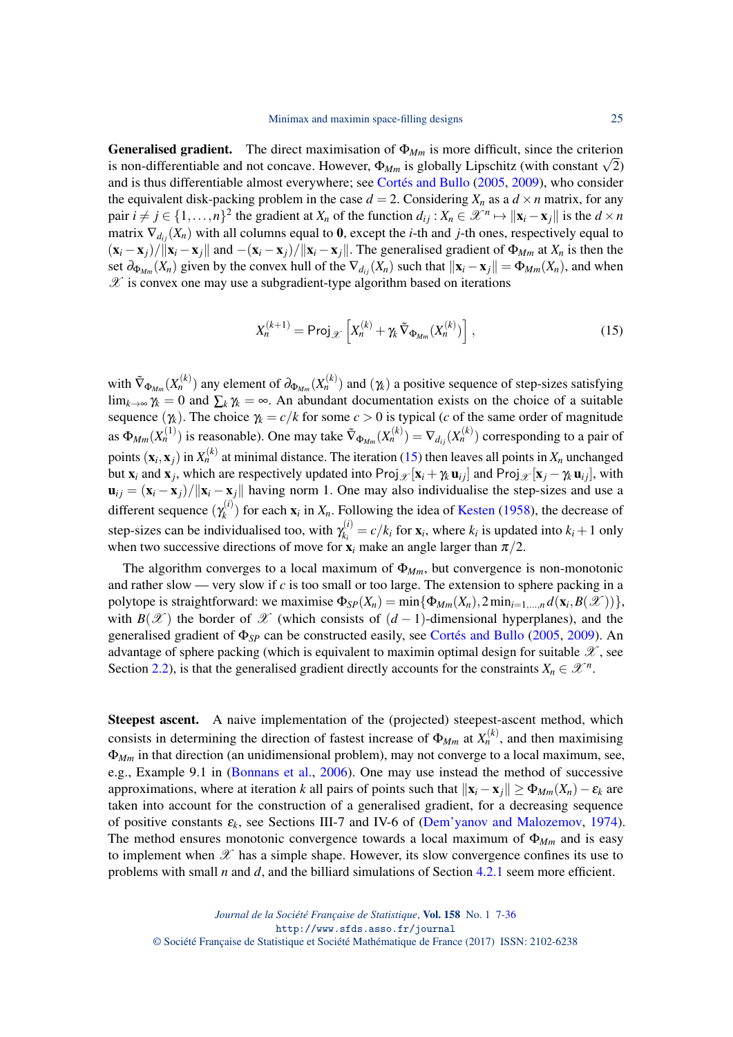**Generalised gradient.** The direct maximisation of $\Phi_{Mm}$ is more difficult, since the criterion is non-differentiable and not concave. However, $\Phi_{Mm}$ is globally Lipschitz (with constant $\sqrt{2}$) and is thus differentiable almost everywhere; see Cortés and Bullo (2005, 2009), who consider the equivalent disk-packing problem in the case $d = 2$. Considering $X_n$ as a $d \times n$ matrix, for any pair $i \neq j \in \{1, \ldots, n\}^2$ the gradient at $X_n$ of the function $d_{ij} : X_n \in \mathscr{X}^n \mapsto \|\mathbf{x}_i - \mathbf{x}_j\|$ is the $d \times n$ matrix $\nabla_{d_{ij}}(X_n)$ with all columns equal to $\mathbf{0}$, except the $i$-th and $j$-th ones, respectively equal to $(\mathbf{x}_i - \mathbf{x}_j)/\|\mathbf{x}_i - \mathbf{x}_j\|$ and $-(\mathbf{x}_i - \mathbf{x}_j)/\|\mathbf{x}_i - \mathbf{x}_j\|$. The generalised gradient of $\Phi_{Mm}$ at $X_n$ is then the set $\partial_{\Phi_{Mm}}(X_n)$ given by the convex hull of the $\nabla_{d_{ij}}(X_n)$ such that $\|\mathbf{x}_i - \mathbf{x}_j\| = \Phi_{Mm}(X_n)$, and when $\mathscr{X}$ is convex one may use a subgradient-type algorithm based on iterations

$$X_n^{(k+1)} = \mathsf{Proj}_{\mathscr{X}}\left[X_n^{(k)} + \gamma_k \tilde{\nabla}_{\Phi_{Mm}}(X_n^{(k)})\right], \tag{15}$$

with $\tilde{\nabla}_{\Phi_{Mm}}(X_n^{(k)})$ any element of $\partial_{\Phi_{Mm}}(X_n^{(k)})$ and $(\gamma_k)$ a positive sequence of step-sizes satisfying $\lim_{k\to\infty} \gamma_k = 0$ and $\sum_k \gamma_k = \infty$. An abundant documentation exists on the choice of a suitable sequence $(\gamma_k)$. The choice $\gamma_k = c/k$ for some $c > 0$ is typical ($c$ of the same order of magnitude as $\Phi_{Mm}(X_n^{(1)})$ is reasonable). One may take $\tilde{\nabla}_{\Phi_{Mm}}(X_n^{(k)}) = \nabla_{d_{ij}}(X_n^{(k)})$ corresponding to a pair of points $(\mathbf{x}_i, \mathbf{x}_j)$ in $X_n^{(k)}$ at minimal distance. The iteration (15) then leaves all points in $X_n$ unchanged but $\mathbf{x}_i$ and $\mathbf{x}_j$, which are respectively updated into $\mathsf{Proj}_{\mathscr{X}}[\mathbf{x}_i + \gamma_k \mathbf{u}_{ij}]$ and $\mathsf{Proj}_{\mathscr{X}}[\mathbf{x}_j - \gamma_k \mathbf{u}_{ij}]$, with $\mathbf{u}_{ij} = (\mathbf{x}_i - \mathbf{x}_j)/\|\mathbf{x}_i - \mathbf{x}_j\|$ having norm 1. One may also individualise the step-sizes and use a different sequence $(\gamma_k^{(i)})$ for each $\mathbf{x}_i$ in $X_n$. Following the idea of Kesten (1958), the decrease of step-sizes can be individualised too, with $\gamma_{k_i}^{(i)} = c/k_i$ for $\mathbf{x}_i$, where $k_i$ is updated into $k_i + 1$ only when two successive directions of move for $\mathbf{x}_i$ make an angle larger than $\pi/2$.

The algorithm converges to a local maximum of $\Phi_{Mm}$, but convergence is non-monotonic and rather slow — very slow if $c$ is too small or too large. The extension to sphere packing in a polytope is straightforward: we maximise $\Phi_{SP}(X_n) = \min\{\Phi_{Mm}(X_n), 2\min_{i=1,\ldots,n} d(\mathbf{x}_i, B(\mathscr{X}))\}$, with $B(\mathscr{X})$ the border of $\mathscr{X}$ (which consists of $(d-1)$-dimensional hyperplanes), and the generalised gradient of $\Phi_{SP}$ can be constructed easily, see Cortés and Bullo (2005, 2009). An advantage of sphere packing (which is equivalent to maximin optimal design for suitable $\mathscr{X}$, see Section 2.2), is that the generalised gradient directly accounts for the constraints $X_n \in \mathscr{X}^n$.

**Steepest ascent.** A naive implementation of the (projected) steepest-ascent method, which consists in determining the direction of fastest increase of $\Phi_{Mm}$ at $X_n^{(k)}$, and then maximising $\Phi_{Mm}$ in that direction (an unidimensional problem), may not converge to a local maximum, see, e.g., Example 9.1 in (Bonnans et al., 2006). One may use instead the method of successive approximations, where at iteration $k$ all pairs of points such that $\|\mathbf{x}_i - \mathbf{x}_j\| \geq \Phi_{Mm}(X_n) - \varepsilon_k$ are taken into account for the construction of a generalised gradient, for a decreasing sequence of positive constants $\varepsilon_k$, see Sections III-7 and IV-6 of (Dem'yanov and Malozemov, 1974). The method ensures monotonic convergence towards a local maximum of $\Phi_{Mm}$ and is easy to implement when $\mathscr{X}$ has a simple shape. However, its slow convergence confines its use to problems with small $n$ and $d$, and the billiard simulations of Section 4.2.1 seem more efficient.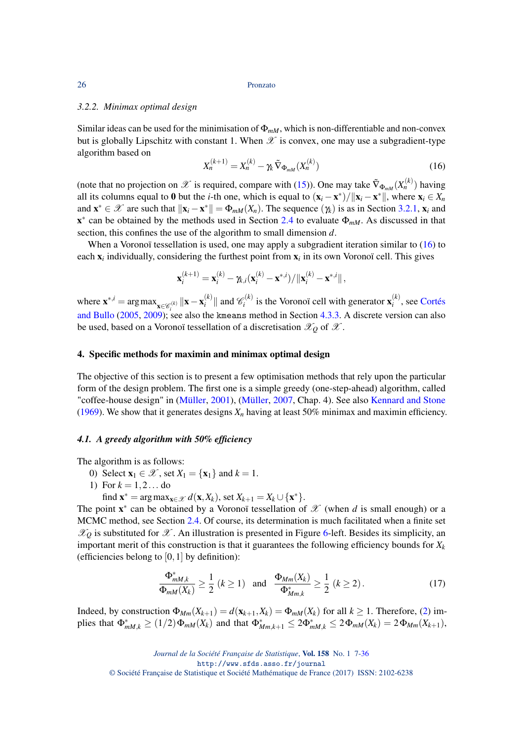### 3.2.2. Minimax optimal design

Similar ideas can be used for the minimisation of $\Phi_{mM}$, which is non-differentiable and non-convex but is globally Lipschitz with constant 1. When $\mathscr{X}$ is convex, one may use a subgradient-type algorithm based on

$$X_n^{(k+1)} = X_n^{(k)} - \gamma_k \tilde{\nabla}_{\Phi_{mM}}(X_n^{(k)}) \tag{16}$$

(note that no projection on $\mathscr{X}$ is required, compare with (15)). One may take $\tilde{\nabla}_{\Phi_{mM}}(X_n^{(k)})$ having all its columns equal to $\mathbf{0}$ but the $i$-th one, which is equal to $(\mathbf{x}_i - \mathbf{x}^*)/\|\mathbf{x}_i - \mathbf{x}^*\|$, where $\mathbf{x}_i \in X_n$ and $\mathbf{x}^* \in \mathscr{X}$ are such that $\|\mathbf{x}_i - \mathbf{x}^*\| = \Phi_{mM}(X_n)$. The sequence $(\gamma_k)$ is as in Section 3.2.1, $\mathbf{x}_i$ and $\mathbf{x}^*$ can be obtained by the methods used in Section 2.4 to evaluate $\Phi_{mM}$. As discussed in that section, this confines the use of the algorithm to small dimension $d$.

When a Voronoï tessellation is used, one may apply a subgradient iteration similar to (16) to each $\mathbf{x}_i$ individually, considering the furthest point from $\mathbf{x}_i$ in its own Voronoï cell. This gives

$$\mathbf{x}_i^{(k+1)} = \mathbf{x}_i^{(k)} - \gamma_{k,i}(\mathbf{x}_i^{(k)} - \mathbf{x}^{*,i})/\|\mathbf{x}_i^{(k)} - \mathbf{x}^{*,i}\|\,,$$

where $\mathbf{x}^{*,i} = \arg\max_{\mathbf{x}\in\mathscr{C}_i^{(k)}} \|\mathbf{x} - \mathbf{x}_i^{(k)}\|$ and $\mathscr{C}_i^{(k)}$ is the Voronoï cell with generator $\mathbf{x}_i^{(k)}$, see Cortés and Bullo (2005, 2009); see also the `kmeans` method in Section 4.3.3. A discrete version can also be used, based on a Voronoï tessellation of a discretisation $\mathscr{X}_Q$ of $\mathscr{X}$.

## 4. Specific methods for maximin and minimax optimal design

The objective of this section is to present a few optimisation methods that rely upon the particular form of the design problem. The first one is a simple greedy (one-step-ahead) algorithm, called "coffee-house design" in (Müller, 2001), (Müller, 2007, Chap. 4). See also Kennard and Stone (1969). We show that it generates designs $X_n$ having at least 50% minimax and maximin efficiency.

### 4.1. A greedy algorithm with 50% efficiency

The algorithm is as follows:

0) Select $\mathbf{x}_1 \in \mathscr{X}$, set $X_1 = \{\mathbf{x}_1\}$ and $k = 1$.
1) For $k = 1, 2\ldots$ do
   find $\mathbf{x}^* = \arg\max_{\mathbf{x}\in\mathscr{X}} d(\mathbf{x}, X_k)$, set $X_{k+1} = X_k \cup \{\mathbf{x}^*\}$.

The point $\mathbf{x}^*$ can be obtained by a Voronoï tessellation of $\mathscr{X}$ (when $d$ is small enough) or a MCMC method, see Section 2.4. Of course, its determination is much facilitated when a finite set $\mathscr{X}_Q$ is substituted for $\mathscr{X}$. An illustration is presented in Figure 6-left. Besides its simplicity, an important merit of this construction is that it guarantees the following efficiency bounds for $X_k$ (efficiencies belong to $[0,1]$ by definition):

$$\frac{\Phi_{mM,k}^*}{\Phi_{mM}(X_k)} \geq \frac{1}{2}\ (k \geq 1) \quad \text{and} \quad \frac{\Phi_{Mm}(X_k)}{\Phi_{Mm,k}^*} \geq \frac{1}{2}\ (k \geq 2)\,. \tag{17}$$

Indeed, by construction $\Phi_{Mm}(X_{k+1}) = d(\mathbf{x}_{k+1}, X_k) = \Phi_{mM}(X_k)$ for all $k \geq 1$. Therefore, (2) implies that $\Phi_{mM,k}^* \geq (1/2)\,\Phi_{mM}(X_k)$ and that $\Phi_{Mm,k+1}^* \leq 2\Phi_{mM,k}^* \leq 2\,\Phi_{mM}(X_k) = 2\,\Phi_{Mm}(X_{k+1})$,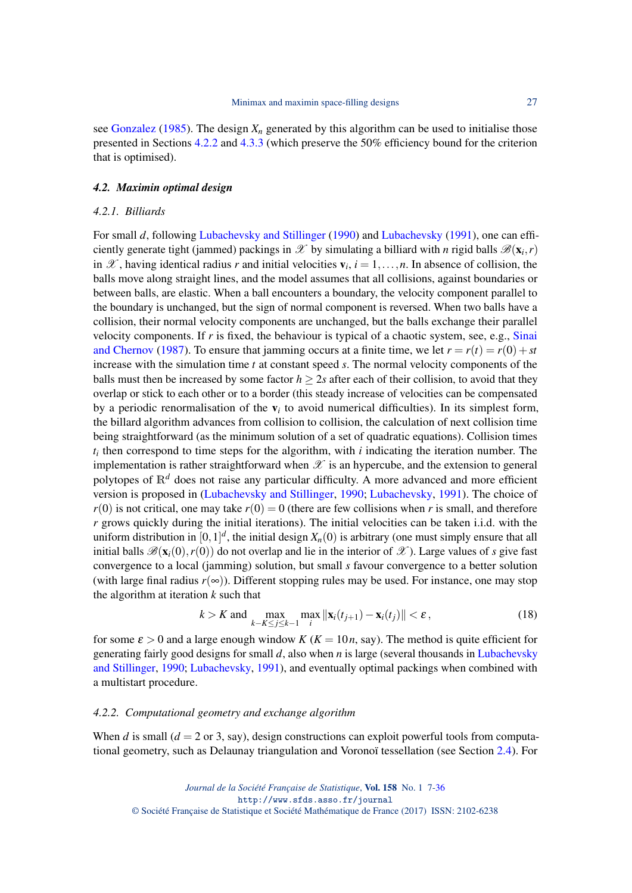see Gonzalez (1985). The design $X_n$ generated by this algorithm can be used to initialise those presented in Sections 4.2.2 and 4.3.3 (which preserve the 50% efficiency bound for the criterion that is optimised).

### 4.2. *Maximin optimal design*

#### 4.2.1. *Billiards*

For small $d$, following Lubachevsky and Stillinger (1990) and Lubachevsky (1991), one can efficiently generate tight (jammed) packings in $\mathscr{X}$ by simulating a billiard with $n$ rigid balls $\mathscr{B}(\mathbf{x}_i, r)$ in $\mathscr{X}$, having identical radius $r$ and initial velocities $\mathbf{v}_i$, $i = 1, \ldots, n$. In absence of collision, the balls move along straight lines, and the model assumes that all collisions, against boundaries or between balls, are elastic. When a ball encounters a boundary, the velocity component parallel to the boundary is unchanged, but the sign of normal component is reversed. When two balls have a collision, their normal velocity components are unchanged, but the balls exchange their parallel velocity components. If $r$ is fixed, the behaviour is typical of a chaotic system, see, e.g., Sinai and Chernov (1987). To ensure that jamming occurs at a finite time, we let $r = r(t) = r(0) + st$ increase with the simulation time $t$ at constant speed $s$. The normal velocity components of the balls must then be increased by some factor $h \geq 2s$ after each of their collision, to avoid that they overlap or stick to each other or to a border (this steady increase of velocities can be compensated by a periodic renormalisation of the $\mathbf{v}_i$ to avoid numerical difficulties). In its simplest form, the billard algorithm advances from collision to collision, the calculation of next collision time being straightforward (as the minimum solution of a set of quadratic equations). Collision times $t_i$ then correspond to time steps for the algorithm, with $i$ indicating the iteration number. The implementation is rather straightforward when $\mathscr{X}$ is an hypercube, and the extension to general polytopes of $\mathbb{R}^d$ does not raise any particular difficulty. A more advanced and more efficient version is proposed in (Lubachevsky and Stillinger, 1990; Lubachevsky, 1991). The choice of $r(0)$ is not critical, one may take $r(0) = 0$ (there are few collisions when $r$ is small, and therefore $r$ grows quickly during the initial iterations). The initial velocities can be taken i.i.d. with the uniform distribution in $[0,1]^d$, the initial design $X_n(0)$ is arbitrary (one must simply ensure that all initial balls $\mathscr{B}(\mathbf{x}_i(0), r(0))$ do not overlap and lie in the interior of $\mathscr{X}$). Large values of $s$ give fast convergence to a local (jamming) solution, but small $s$ favour convergence to a better solution (with large final radius $r(\infty)$). Different stopping rules may be used. For instance, one may stop the algorithm at iteration $k$ such that

$$k > K \text{ and } \max_{k-K \leq j \leq k-1} \max_i \|\mathbf{x}_i(t_{j+1}) - \mathbf{x}_i(t_j)\| < \varepsilon \,, \tag{18}$$

for some $\varepsilon > 0$ and a large enough window $K$ ($K = 10n$, say). The method is quite efficient for generating fairly good designs for small $d$, also when $n$ is large (several thousands in Lubachevsky and Stillinger, 1990; Lubachevsky, 1991), and eventually optimal packings when combined with a multistart procedure.

#### 4.2.2. *Computational geometry and exchange algorithm*

When $d$ is small ($d = 2$ or 3, say), design constructions can exploit powerful tools from computational geometry, such as Delaunay triangulation and Voronoï tessellation (see Section 2.4). For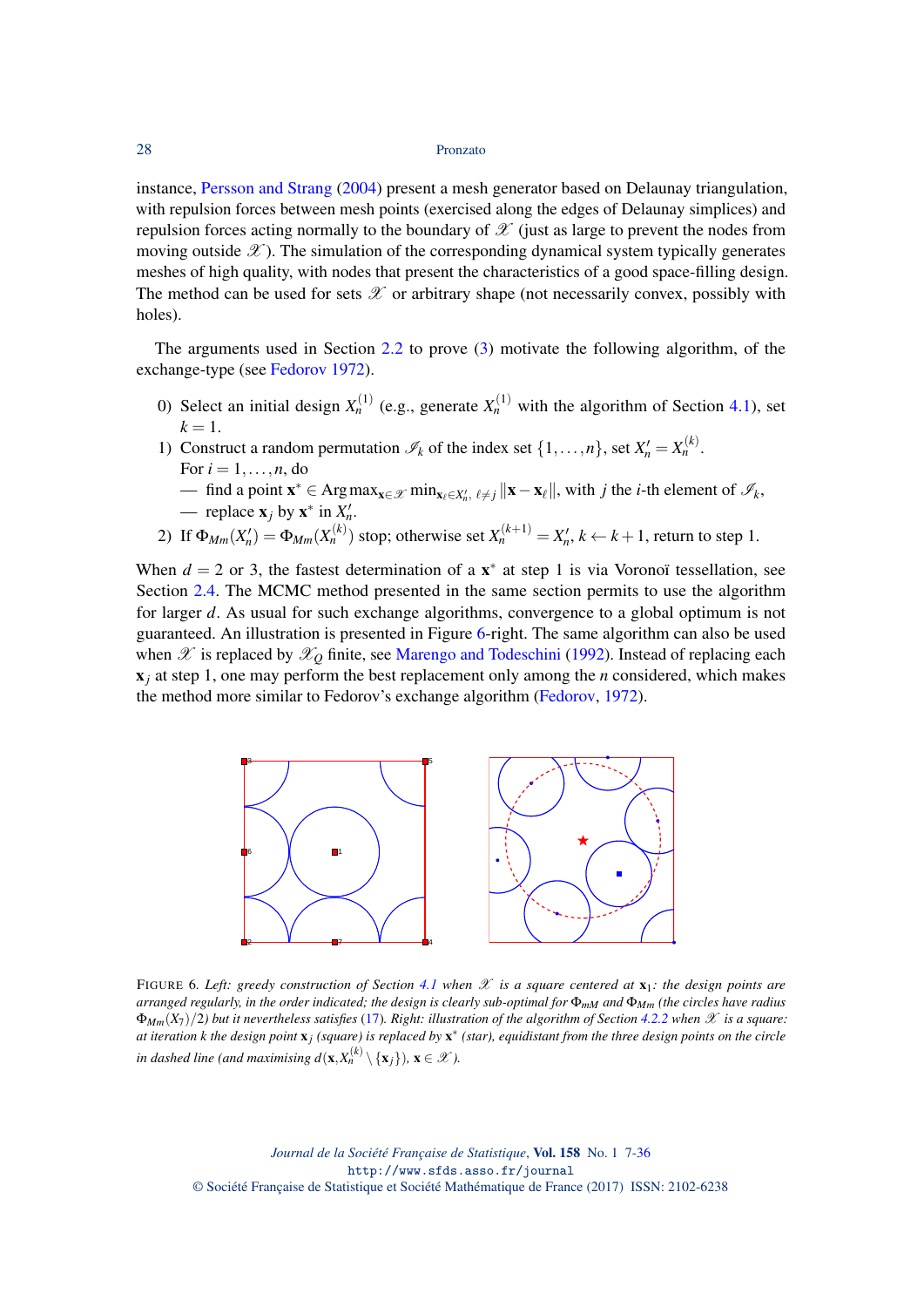instance, Persson and Strang (2004) present a mesh generator based on Delaunay triangulation, with repulsion forces between mesh points (exercised along the edges of Delaunay simplices) and repulsion forces acting normally to the boundary of $\mathscr{X}$ (just as large to prevent the nodes from moving outside $\mathscr{X}$). The simulation of the corresponding dynamical system typically generates meshes of high quality, with nodes that present the characteristics of a good space-filling design. The method can be used for sets $\mathscr{X}$ or arbitrary shape (not necessarily convex, possibly with holes).

The arguments used in Section 2.2 to prove (3) motivate the following algorithm, of the exchange-type (see Fedorov 1972).

0) Select an initial design $X_n^{(1)}$ (e.g., generate $X_n^{(1)}$ with the algorithm of Section 4.1), set $k = 1$.
1) Construct a random permutation $\mathscr{I}_k$ of the index set $\{1,\ldots,n\}$, set $X_n' = X_n^{(k)}$.
   For $i = 1,\ldots,n$, do
   — find a point $\mathbf{x}^* \in \operatorname{Arg\,max}_{\mathbf{x}\in\mathscr{X}} \min_{\mathbf{x}_\ell \in X_n',\, \ell\neq j} \|\mathbf{x}-\mathbf{x}_\ell\|$, with $j$ the $i$-th element of $\mathscr{I}_k$,
   — replace $\mathbf{x}_j$ by $\mathbf{x}^*$ in $X_n'$.
2) If $\Phi_{Mm}(X_n') = \Phi_{Mm}(X_n^{(k)})$ stop; otherwise set $X_n^{(k+1)} = X_n'$, $k \leftarrow k+1$, return to step 1.

When $d = 2$ or 3, the fastest determination of a $\mathbf{x}^*$ at step 1 is via Voronoï tessellation, see Section 2.4. The MCMC method presented in the same section permits to use the algorithm for larger $d$. As usual for such exchange algorithms, convergence to a global optimum is not guaranteed. An illustration is presented in Figure 6-right. The same algorithm can also be used when $\mathscr{X}$ is replaced by $\mathscr{X}_Q$ finite, see Marengo and Todeschini (1992). Instead of replacing each $\mathbf{x}_j$ at step 1, one may perform the best replacement only among the $n$ considered, which makes the method more similar to Fedorov's exchange algorithm (Fedorov, 1972).

FIGURE 6. *Left: greedy construction of Section 4.1 when $\mathscr{X}$ is a square centered at $\mathbf{x}_1$: the design points are arranged regularly, in the order indicated; the design is clearly sub-optimal for $\Phi_{mM}$ and $\Phi_{Mm}$ (the circles have radius $\Phi_{Mm}(X_7)/2$) but it nevertheless satisfies (17). Right: illustration of the algorithm of Section 4.2.2 when $\mathscr{X}$ is a square: at iteration $k$ the design point $\mathbf{x}_j$ (square) is replaced by $\mathbf{x}^*$ (star), equidistant from the three design points on the circle in dashed line (and maximising $d(\mathbf{x}, X_n^{(k)} \setminus \{\mathbf{x}_j\})$, $\mathbf{x} \in \mathscr{X}$).*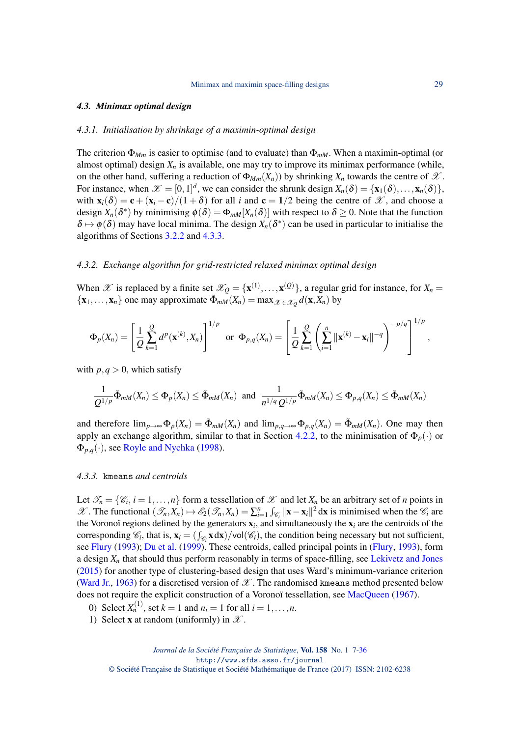### 4.3. *Minimax optimal design*

#### 4.3.1. *Initialisation by shrinkage of a maximin-optimal design*

The criterion $\Phi_{Mm}$ is easier to optimise (and to evaluate) than $\Phi_{mM}$. When a maximin-optimal (or almost optimal) design $X_n$ is available, one may try to improve its minimax performance (while, on the other hand, suffering a reduction of $\Phi_{Mm}(X_n)$) by shrinking $X_n$ towards the centre of $\mathscr{X}$. For instance, when $\mathscr{X} = [0,1]^d$, we can consider the shrunk design $X_n(\delta) = \{\mathbf{x}_1(\delta), \ldots, \mathbf{x}_n(\delta)\}$, with $\mathbf{x}_i(\delta) = \mathbf{c} + (\mathbf{x}_i - \mathbf{c})/(1+\delta)$ for all $i$ and $\mathbf{c} = \mathbf{1}/2$ being the centre of $\mathscr{X}$, and choose a design $X_n(\delta^*)$ by minimising $\phi(\delta) = \Phi_{mM}[X_n(\delta)]$ with respect to $\delta \geq 0$. Note that the function $\delta \mapsto \phi(\delta)$ may have local minima. The design $X_n(\delta^*)$ can be used in particular to initialise the algorithms of Sections 3.2.2 and 4.3.3.

#### 4.3.2. *Exchange algorithm for grid-restricted relaxed minimax optimal design*

When $\mathscr{X}$ is replaced by a finite set $\mathscr{X}_Q = \{\mathbf{x}^{(1)}, \ldots, \mathbf{x}^{(Q)}\}$, a regular grid for instance, for $X_n = \{\mathbf{x}_1, \ldots, \mathbf{x}_n\}$ one may approximate $\tilde{\Phi}_{mM}(X_n) = \max_{\mathscr{X} \in \mathscr{X}_Q} d(\mathbf{x}, X_n)$ by

$$\Phi_p(X_n) = \left[\frac{1}{Q}\sum_{k=1}^{Q} d^p(\mathbf{x}^{(k)}, X_n)\right]^{1/p} \quad \text{or} \quad \Phi_{p,q}(X_n) = \left[\frac{1}{Q}\sum_{k=1}^{Q}\left(\sum_{i=1}^{n} \|\mathbf{x}^{(k)} - \mathbf{x}_i\|^{-q}\right)^{-p/q}\right]^{1/p},$$

with $p, q > 0$, which satisfy

$$\frac{1}{Q^{1/p}}\tilde{\Phi}_{mM}(X_n) \leq \Phi_p(X_n) \leq \tilde{\Phi}_{mM}(X_n) \quad \text{and} \quad \frac{1}{n^{1/q}\,Q^{1/p}}\tilde{\Phi}_{mM}(X_n) \leq \Phi_{p,q}(X_n) \leq \tilde{\Phi}_{mM}(X_n)$$

and therefore $\lim_{p\to\infty} \Phi_p(X_n) = \tilde{\Phi}_{mM}(X_n)$ and $\lim_{p,q\to\infty} \Phi_{p,q}(X_n) = \tilde{\Phi}_{mM}(X_n)$. One may then apply an exchange algorithm, similar to that in Section 4.2.2, to the minimisation of $\Phi_p(\cdot)$ or $\Phi_{p,q}(\cdot)$, see Royle and Nychka (1998).

#### 4.3.3. `kmeans` *and centroids*

Let $\mathscr{T}_n = \{\mathscr{C}_i, i = 1, \ldots, n\}$ form a tessellation of $\mathscr{X}$ and let $X_n$ be an arbitrary set of $n$ points in $\mathscr{X}$. The functional $(\mathscr{T}_n, X_n) \mapsto \mathscr{E}_2(\mathscr{T}_n, X_n) = \sum_{i=1}^{n} \int_{\mathscr{C}_i} \|\mathbf{x} - \mathbf{x}_i\|^2 \,\mathrm{d}\mathbf{x}$ is minimised when the $\mathscr{C}_i$ are the Voronoï regions defined by the generators $\mathbf{x}_i$, and simultaneously the $\mathbf{x}_i$ are the centroids of the corresponding $\mathscr{C}_i$, that is, $\mathbf{x}_i = (\int_{\mathscr{C}_i} \mathbf{x}\,\mathrm{d}\mathbf{x})/\mathsf{vol}(\mathscr{C}_i)$, the condition being necessary but not sufficient, see Flury (1993); Du et al. (1999). These centroids, called principal points in (Flury, 1993), form a design $X_n$ that should thus perform reasonably in terms of space-filling, see Lekivetz and Jones (2015) for another type of clustering-based design that uses Ward's minimum-variance criterion (Ward Jr., 1963) for a discretised version of $\mathscr{X}$. The randomised `kmeans` method presented below does not require the explicit construction of a Voronoï tessellation, see MacQueen (1967).

0) Select $X_n^{(1)}$, set $k = 1$ and $n_i = 1$ for all $i = 1, \ldots, n$.
1) Select $\mathbf{x}$ at random (uniformly) in $\mathscr{X}$.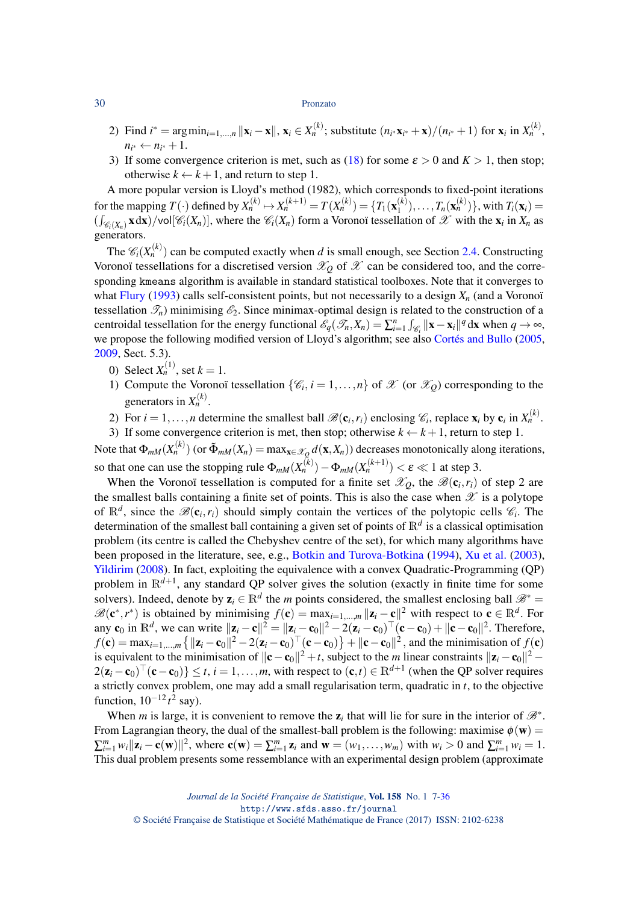2) Find $i^* = \arg\min_{i=1,\ldots,n} \|\mathbf{x}_i - \mathbf{x}\|$, $\mathbf{x}_i \in X_n^{(k)}$; substitute $(n_{i^*}\mathbf{x}_{i^*} + \mathbf{x})/(n_{i^*}+1)$ for $\mathbf{x}_i$ in $X_n^{(k)}$, $n_{i^*} \leftarrow n_{i^*}+1$.
3) If some convergence criterion is met, such as (18) for some $\varepsilon > 0$ and $K > 1$, then stop; otherwise $k \leftarrow k+1$, and return to step 1.

A more popular version is Lloyd's method (1982), which corresponds to fixed-point iterations for the mapping $T(\cdot)$ defined by $X_n^{(k)} \mapsto X_n^{(k+1)} = T(X_n^{(k)}) = \{T_1(\mathbf{x}_1^{(k)}), \ldots, T_n(\mathbf{x}_n^{(k)})\}$, with $T_i(\mathbf{x}_i) = (\int_{\mathscr{C}_i(X_n)} \mathbf{x}\, d\mathbf{x})/\mathsf{vol}[\mathscr{C}_i(X_n)]$, where the $\mathscr{C}_i(X_n)$ form a Voronoï tessellation of $\mathscr{X}$ with the $\mathbf{x}_i$ in $X_n$ as generators.

The $\mathscr{C}_i(X_n^{(k)})$ can be computed exactly when $d$ is small enough, see Section 2.4. Constructing Voronoï tessellations for a discretised version $\mathscr{X}_Q$ of $\mathscr{X}$ can be considered too, and the corresponding `kmeans` algorithm is available in standard statistical toolboxes. Note that it converges to what Flury (1993) calls self-consistent points, but not necessarily to a design $X_n$ (and a Voronoï tessellation $\mathscr{T}_n$) minimising $\mathscr{E}_2$. Since minimax-optimal design is related to the construction of a centroidal tessellation for the energy functional $\mathscr{E}_q(\mathscr{T}_n, X_n) = \sum_{i=1}^n \int_{\mathscr{C}_i} \|\mathbf{x} - \mathbf{x}_i\|^q\, d\mathbf{x}$ when $q \to \infty$, we propose the following modified version of Lloyd's algorithm; see also Cortés and Bullo (2005, 2009, Sect. 5.3).

0) Select $X_n^{(1)}$, set $k = 1$.
1) Compute the Voronoï tessellation $\{\mathscr{C}_i, i = 1, \ldots, n\}$ of $\mathscr{X}$ (or $\mathscr{X}_Q$) corresponding to the generators in $X_n^{(k)}$.
2) For $i = 1, \ldots, n$ determine the smallest ball $\mathscr{B}(\mathbf{c}_i, r_i)$ enclosing $\mathscr{C}_i$, replace $\mathbf{x}_i$ by $\mathbf{c}_i$ in $X_n^{(k)}$.
3) If some convergence criterion is met, then stop; otherwise $k \leftarrow k+1$, return to step 1.

Note that $\Phi_{mM}(X_n^{(k)})$ (or $\tilde{\Phi}_{mM}(X_n) = \max_{\mathbf{x} \in \mathscr{X}_Q} d(\mathbf{x}, X_n)$) decreases monotonically along iterations, so that one can use the stopping rule $\Phi_{mM}(X_n^{(k)}) - \Phi_{mM}(X_n^{(k+1)}) < \varepsilon \ll 1$ at step 3.

When the Voronoï tessellation is computed for a finite set $\mathscr{X}_Q$, the $\mathscr{B}(\mathbf{c}_i, r_i)$ of step 2 are the smallest balls containing a finite set of points. This is also the case when $\mathscr{X}$ is a polytope of $\mathbb{R}^d$, since the $\mathscr{B}(\mathbf{c}_i, r_i)$ should simply contain the vertices of the polytopic cells $\mathscr{C}_i$. The determination of the smallest ball containing a given set of points of $\mathbb{R}^d$ is a classical optimisation problem (its centre is called the Chebyshev centre of the set), for which many algorithms have been proposed in the literature, see, e.g., Botkin and Turova-Botkina (1994), Xu et al. (2003), Yildirim (2008). In fact, exploiting the equivalence with a convex Quadratic-Programming (QP) problem in $\mathbb{R}^{d+1}$, any standard QP solver gives the solution (exactly in finite time for some solvers). Indeed, denote by $\mathbf{z}_i \in \mathbb{R}^d$ the $m$ points considered, the smallest enclosing ball $\mathscr{B}^* = \mathscr{B}(\mathbf{c}^*, r^*)$ is obtained by minimising $f(\mathbf{c}) = \max_{i=1,\ldots,m} \|\mathbf{z}_i - \mathbf{c}\|^2$ with respect to $\mathbf{c} \in \mathbb{R}^d$. For any $\mathbf{c}_0$ in $\mathbb{R}^d$, we can write $\|\mathbf{z}_i - \mathbf{c}\|^2 = \|\mathbf{z}_i - \mathbf{c}_0\|^2 - 2(\mathbf{z}_i - \mathbf{c}_0)^\top(\mathbf{c} - \mathbf{c}_0) + \|\mathbf{c} - \mathbf{c}_0\|^2$. Therefore, $f(\mathbf{c}) = \max_{i=1,\ldots,m} \left\{ \|\mathbf{z}_i - \mathbf{c}_0\|^2 - 2(\mathbf{z}_i - \mathbf{c}_0)^\top(\mathbf{c} - \mathbf{c}_0) \right\} + \|\mathbf{c} - \mathbf{c}_0\|^2$, and the minimisation of $f(\mathbf{c})$ is equivalent to the minimisation of $\|\mathbf{c} - \mathbf{c}_0\|^2 + t$, subject to the $m$ linear constraints $\|\mathbf{z}_i - \mathbf{c}_0\|^2 - 2(\mathbf{z}_i - \mathbf{c}_0)^\top(\mathbf{c} - \mathbf{c}_0)\} \leq t$, $i = 1, \ldots, m$, with respect to $(\mathbf{c}, t) \in \mathbb{R}^{d+1}$ (when the QP solver requires a strictly convex problem, one may add a small regularisation term, quadratic in $t$, to the objective function, $10^{-12}t^2$ say).

When $m$ is large, it is convenient to remove the $\mathbf{z}_i$ that will lie for sure in the interior of $\mathscr{B}^*$. From Lagrangian theory, the dual of the smallest-ball problem is the following: maximise $\phi(\mathbf{w}) = \sum_{i=1}^m w_i \|\mathbf{z}_i - \mathbf{c}(\mathbf{w})\|^2$, where $\mathbf{c}(\mathbf{w}) = \sum_{i=1}^m \mathbf{z}_i$ and $\mathbf{w} = (w_1, \ldots, w_m)$ with $w_i > 0$ and $\sum_{i=1}^m w_i = 1$. This dual problem presents some ressemblance with an experimental design problem (approximate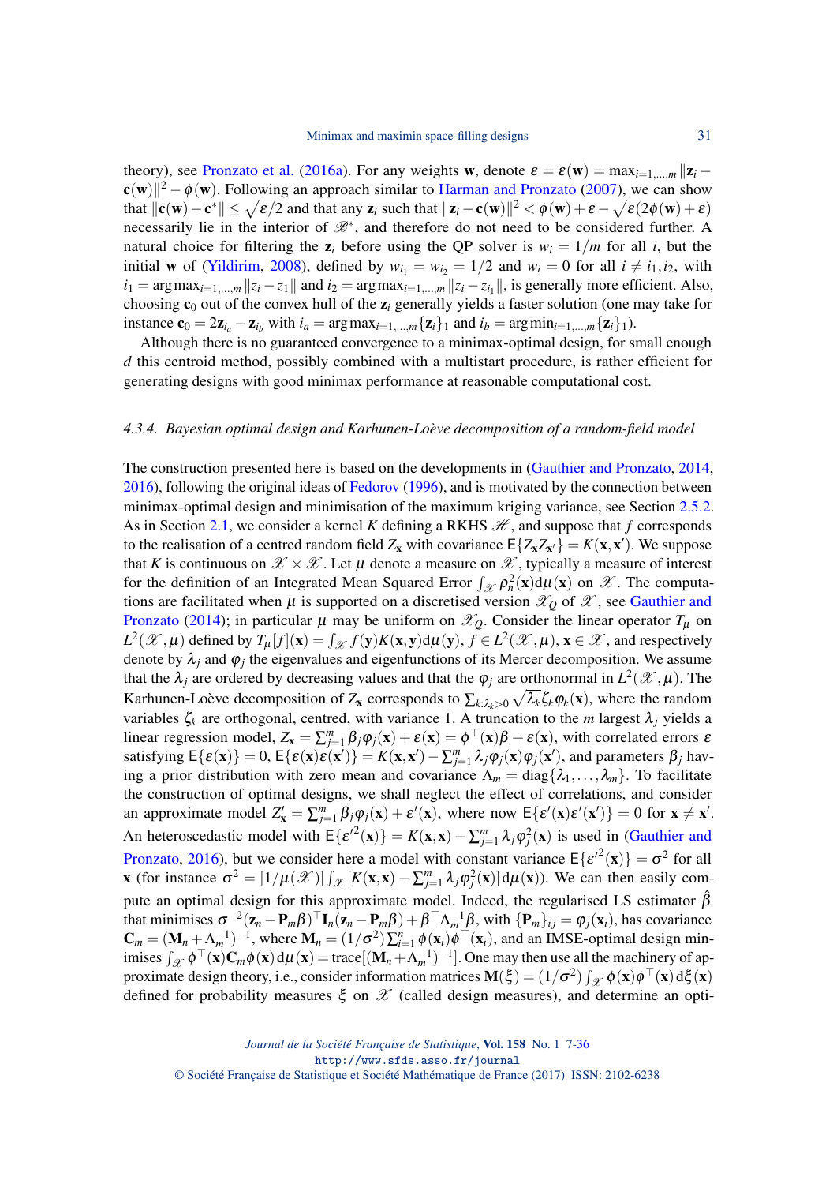theory), see Pronzato et al. (2016a). For any weights $\mathbf{w}$, denote $\varepsilon = \varepsilon(\mathbf{w}) = \max_{i=1,\ldots,m} \|\mathbf{z}_i - \mathbf{c}(\mathbf{w})\|^2 - \phi(\mathbf{w})$. Following an approach similar to Harman and Pronzato (2007), we can show that $\|\mathbf{c}(\mathbf{w}) - \mathbf{c}^*\| \leq \sqrt{\varepsilon/2}$ and that any $\mathbf{z}_i$ such that $\|\mathbf{z}_i - \mathbf{c}(\mathbf{w})\|^2 < \phi(\mathbf{w}) + \varepsilon - \sqrt{\varepsilon(2\phi(\mathbf{w}) + \varepsilon)}$ necessarily lie in the interior of $\mathscr{B}^*$, and therefore do not need to be considered further. A natural choice for filtering the $\mathbf{z}_i$ before using the QP solver is $w_i = 1/m$ for all $i$, but the initial $\mathbf{w}$ of (Yildirim, 2008), defined by $w_{i_1} = w_{i_2} = 1/2$ and $w_i = 0$ for all $i \neq i_1, i_2$, with $i_1 = \arg\max_{i=1,\ldots,m} \|z_i - z_1\|$ and $i_2 = \arg\max_{i=1,\ldots,m} \|z_i - z_{i_1}\|$, is generally more efficient. Also, choosing $\mathbf{c}_0$ out of the convex hull of the $\mathbf{z}_i$ generally yields a faster solution (one may take for instance $\mathbf{c}_0 = 2\mathbf{z}_{i_a} - \mathbf{z}_{i_b}$ with $i_a = \arg\max_{i=1,\ldots,m} \{\mathbf{z}_i\}_1$ and $i_b = \arg\min_{i=1,\ldots,m} \{\mathbf{z}_i\}_1$).

Although there is no guaranteed convergence to a minimax-optimal design, for small enough $d$ this centroid method, possibly combined with a multistart procedure, is rather efficient for generating designs with good minimax performance at reasonable computational cost.

#### *4.3.4. Bayesian optimal design and Karhunen-Loève decomposition of a random-field model*

The construction presented here is based on the developments in (Gauthier and Pronzato, 2014, 2016), following the original ideas of Fedorov (1996), and is motivated by the connection between minimax-optimal design and minimisation of the maximum kriging variance, see Section 2.5.2. As in Section 2.1, we consider a kernel $K$ defining a RKHS $\mathscr{H}$, and suppose that $f$ corresponds to the realisation of a centred random field $Z_\mathbf{x}$ with covariance $\mathsf{E}\{Z_\mathbf{x} Z_{\mathbf{x}'}\} = K(\mathbf{x}, \mathbf{x}')$. We suppose that $K$ is continuous on $\mathscr{X} \times \mathscr{X}$. Let $\mu$ denote a measure on $\mathscr{X}$, typically a measure of interest for the definition of an Integrated Mean Squared Error $\int_\mathscr{X} \rho_n^2(\mathbf{x}) \mathrm{d}\mu(\mathbf{x})$ on $\mathscr{X}$. The computations are facilitated when $\mu$ is supported on a discretised version $\mathscr{X}_Q$ of $\mathscr{X}$, see Gauthier and Pronzato (2014); in particular $\mu$ may be uniform on $\mathscr{X}_Q$. Consider the linear operator $T_\mu$ on $L^2(\mathscr{X}, \mu)$ defined by $T_\mu[f](\mathbf{x}) = \int_\mathscr{X} f(\mathbf{y}) K(\mathbf{x}, \mathbf{y}) \mathrm{d}\mu(\mathbf{y})$, $f \in L^2(\mathscr{X}, \mu)$, $\mathbf{x} \in \mathscr{X}$, and respectively denote by $\lambda_j$ and $\varphi_j$ the eigenvalues and eigenfunctions of its Mercer decomposition. We assume that the $\lambda_j$ are ordered by decreasing values and that the $\varphi_j$ are orthonormal in $L^2(\mathscr{X}, \mu)$. The Karhunen-Loève decomposition of $Z_\mathbf{x}$ corresponds to $\sum_{k:\lambda_k>0} \sqrt{\lambda_k} \zeta_k \varphi_k(\mathbf{x})$, where the random variables $\zeta_k$ are orthogonal, centred, with variance 1. A truncation to the $m$ largest $\lambda_j$ yields a linear regression model, $Z_\mathbf{x} = \sum_{j=1}^m \beta_j \varphi_j(\mathbf{x}) + \varepsilon(\mathbf{x}) = \phi^\top(\mathbf{x})\beta + \varepsilon(\mathbf{x})$, with correlated errors $\varepsilon$ satisfying $\mathsf{E}\{\varepsilon(\mathbf{x})\} = 0$, $\mathsf{E}\{\varepsilon(\mathbf{x})\varepsilon(\mathbf{x}')\} = K(\mathbf{x}, \mathbf{x}') - \sum_{j=1}^m \lambda_j \varphi_j(\mathbf{x}) \varphi_j(\mathbf{x}')$, and parameters $\beta_j$ having a prior distribution with zero mean and covariance $\Lambda_m = \mathrm{diag}\{\lambda_1, \ldots, \lambda_m\}$. To facilitate the construction of optimal designs, we shall neglect the effect of correlations, and consider an approximate model $Z'_\mathbf{x} = \sum_{j=1}^m \beta_j \varphi_j(\mathbf{x}) + \varepsilon'(\mathbf{x})$, where now $\mathsf{E}\{\varepsilon'(\mathbf{x})\varepsilon'(\mathbf{x}')\} = 0$ for $\mathbf{x} \neq \mathbf{x}'$. An heteroscedastic model with $\mathsf{E}\{\varepsilon'^2(\mathbf{x})\} = K(\mathbf{x}, \mathbf{x}) - \sum_{j=1}^m \lambda_j \varphi_j^2(\mathbf{x})$ is used in (Gauthier and Pronzato, 2016), but we consider here a model with constant variance $\mathsf{E}\{\varepsilon'^2(\mathbf{x})\} = \sigma^2$ for all $\mathbf{x}$ (for instance $\sigma^2 = [1/\mu(\mathscr{X})] \int_\mathscr{X} [K(\mathbf{x}, \mathbf{x}) - \sum_{j=1}^m \lambda_j \varphi_j^2(\mathbf{x})] \mathrm{d}\mu(\mathbf{x})$). We can then easily compute an optimal design for this approximate model. Indeed, the regularised LS estimator $\hat{\beta}$ that minimises $\sigma^{-2}(\mathbf{z}_n - \mathbf{P}_m\beta)^\top \mathbf{I}_n (\mathbf{z}_n - \mathbf{P}_m\beta) + \beta^\top \Lambda_m^{-1} \beta$, with $\{\mathbf{P}_m\}_{ij} = \varphi_j(\mathbf{x}_i)$, has covariance $\mathbf{C}_m = (\mathbf{M}_n + \Lambda_m^{-1})^{-1}$, where $\mathbf{M}_n = (1/\sigma^2) \sum_{i=1}^n \phi(\mathbf{x}_i) \phi^\top(\mathbf{x}_i)$, and an IMSE-optimal design minimises $\int_\mathscr{X} \phi^\top(\mathbf{x}) \mathbf{C}_m \phi(\mathbf{x}) \mathrm{d}\mu(\mathbf{x}) = \mathrm{trace}[(\mathbf{M}_n + \Lambda_m^{-1})^{-1}]$. One may then use all the machinery of approximate design theory, i.e., consider information matrices $\mathbf{M}(\xi) = (1/\sigma^2) \int_\mathscr{X} \phi(\mathbf{x}) \phi^\top(\mathbf{x}) \mathrm{d}\xi(\mathbf{x})$ defined for probability measures $\xi$ on $\mathscr{X}$ (called design measures), and determine an opti-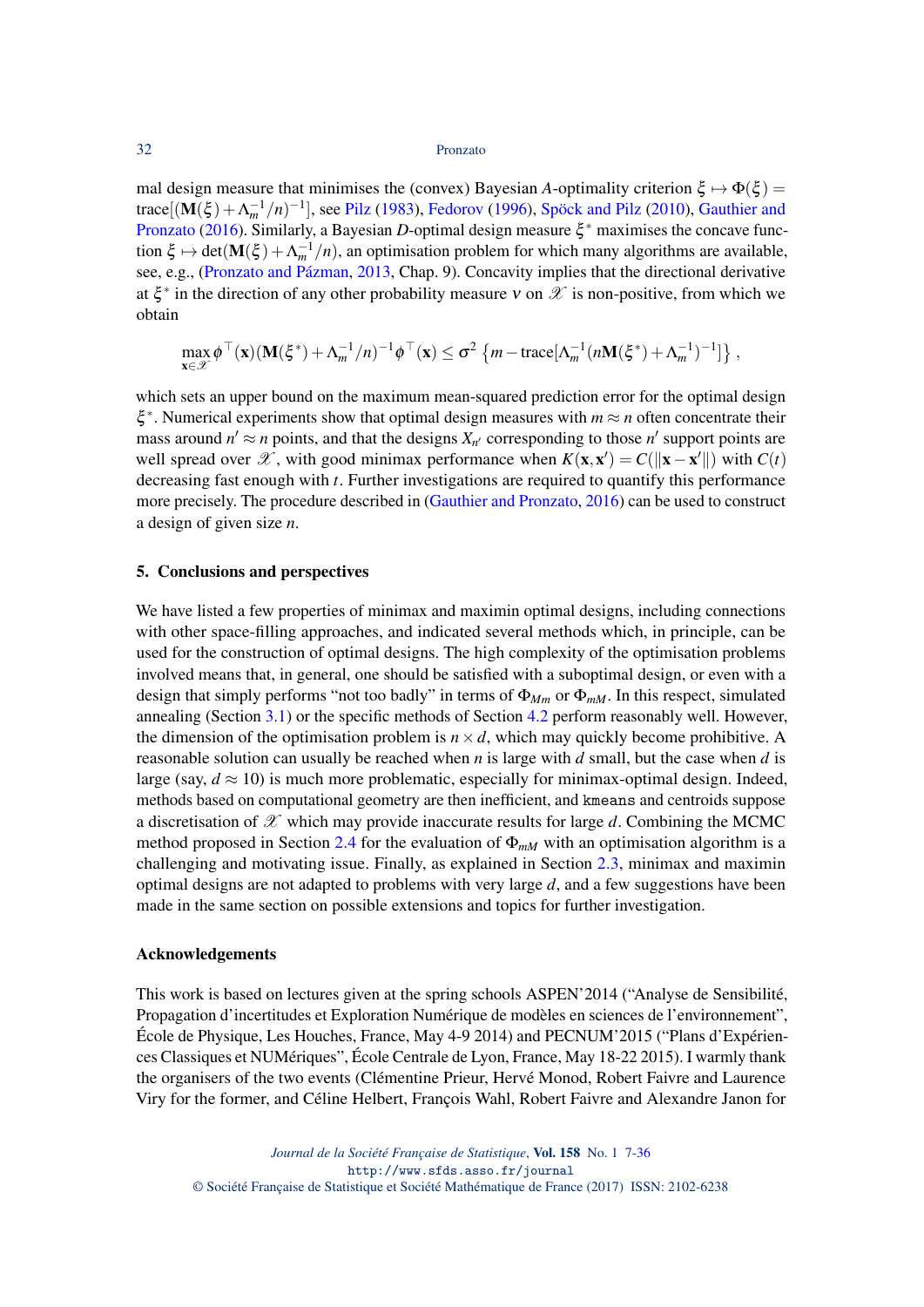mal design measure that minimises the (convex) Bayesian $A$-optimality criterion $\xi \mapsto \Phi(\xi) = \text{trace}[(\mathbf{M}(\xi) + \Lambda_m^{-1}/n)^{-1}]$, see Pilz (1983), Fedorov (1996), Spöck and Pilz (2010), Gauthier and Pronzato (2016). Similarly, a Bayesian $D$-optimal design measure $\xi^*$ maximises the concave function $\xi \mapsto \det(\mathbf{M}(\xi) + \Lambda_m^{-1}/n)$, an optimisation problem for which many algorithms are available, see, e.g., (Pronzato and Pázman, 2013, Chap. 9). Concavity implies that the directional derivative at $\xi^*$ in the direction of any other probability measure $\nu$ on $\mathscr{X}$ is non-positive, from which we obtain

$$\max_{\mathbf{x}\in\mathscr{X}} \phi^\top(\mathbf{x})(\mathbf{M}(\xi^*) + \Lambda_m^{-1}/n)^{-1}\phi^\top(\mathbf{x}) \leq \sigma^2 \left\{m - \text{trace}[\Lambda_m^{-1}(n\mathbf{M}(\xi^*) + \Lambda_m^{-1})^{-1}]\right\},$$

which sets an upper bound on the maximum mean-squared prediction error for the optimal design $\xi^*$. Numerical experiments show that optimal design measures with $m \approx n$ often concentrate their mass around $n' \approx n$ points, and that the designs $X_{n'}$ corresponding to those $n'$ support points are well spread over $\mathscr{X}$, with good minimax performance when $K(\mathbf{x}, \mathbf{x}') = C(\|\mathbf{x} - \mathbf{x}'\|)$ with $C(t)$ decreasing fast enough with $t$. Further investigations are required to quantify this performance more precisely. The procedure described in (Gauthier and Pronzato, 2016) can be used to construct a design of given size $n$.

## 5. Conclusions and perspectives

We have listed a few properties of minimax and maximin optimal designs, including connections with other space-filling approaches, and indicated several methods which, in principle, can be used for the construction of optimal designs. The high complexity of the optimisation problems involved means that, in general, one should be satisfied with a suboptimal design, or even with a design that simply performs "not too badly" in terms of $\Phi_{Mm}$ or $\Phi_{mM}$. In this respect, simulated annealing (Section 3.1) or the specific methods of Section 4.2 perform reasonably well. However, the dimension of the optimisation problem is $n \times d$, which may quickly become prohibitive. A reasonable solution can usually be reached when $n$ is large with $d$ small, but the case when $d$ is large (say, $d \approx 10$) is much more problematic, especially for minimax-optimal design. Indeed, methods based on computational geometry are then inefficient, and `kmeans` and centroids suppose a discretisation of $\mathscr{X}$ which may provide inaccurate results for large $d$. Combining the MCMC method proposed in Section 2.4 for the evaluation of $\Phi_{mM}$ with an optimisation algorithm is a challenging and motivating issue. Finally, as explained in Section 2.3, minimax and maximin optimal designs are not adapted to problems with very large $d$, and a few suggestions have been made in the same section on possible extensions and topics for further investigation.

### Acknowledgements

This work is based on lectures given at the spring schools ASPEN'2014 ("Analyse de Sensibilité, Propagation d'incertitudes et Exploration Numérique de modèles en sciences de l'environnement", École de Physique, Les Houches, France, May 4-9 2014) and PECNUM'2015 ("Plans d'Expériences Classiques et NUMériques", École Centrale de Lyon, France, May 18-22 2015). I warmly thank the organisers of the two events (Clémentine Prieur, Hervé Monod, Robert Faivre and Laurence Viry for the former, and Céline Helbert, François Wahl, Robert Faivre and Alexandre Janon for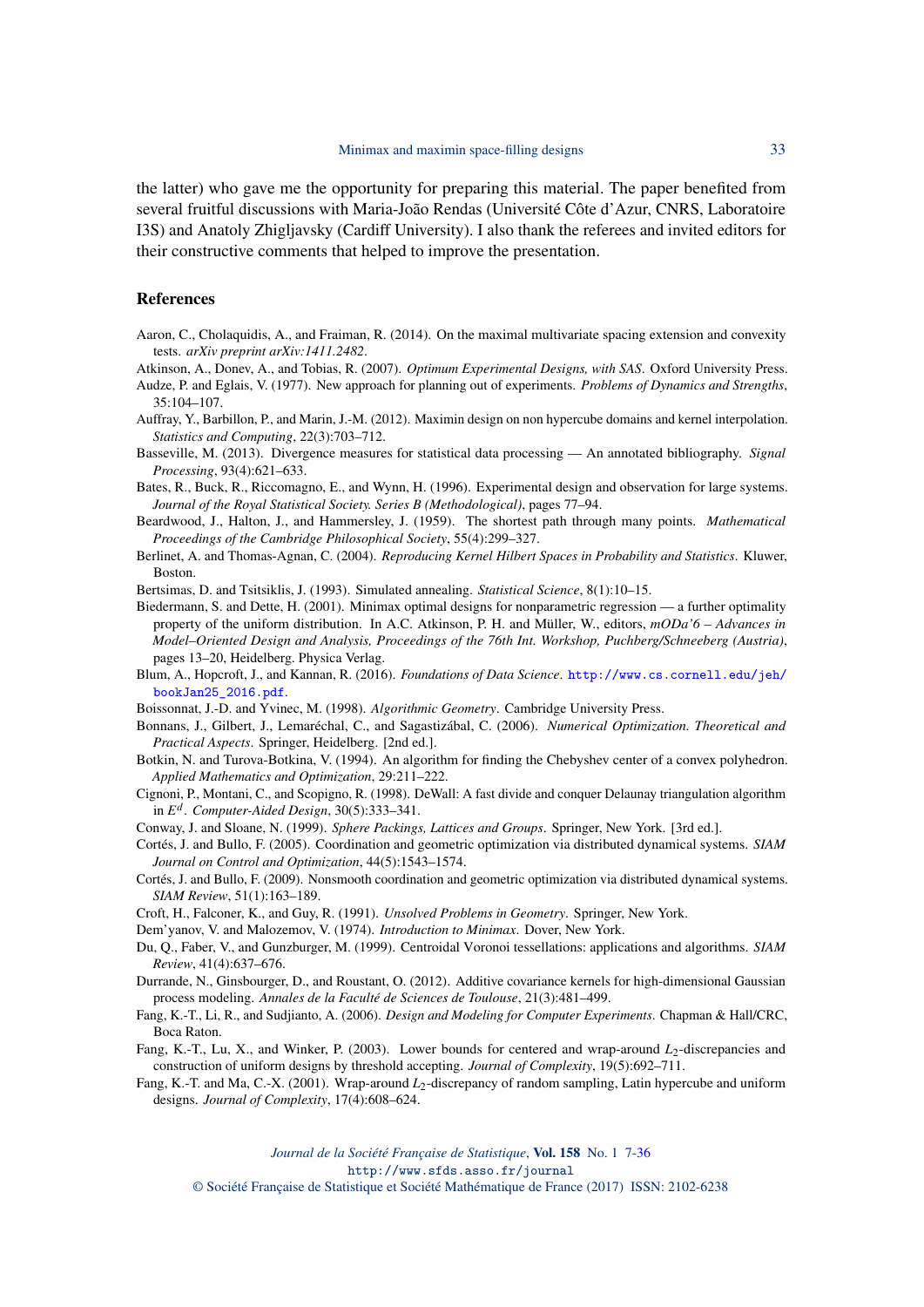the latter) who gave me the opportunity for preparing this material. The paper benefited from several fruitful discussions with Maria-João Rendas (Université Côte d'Azur, CNRS, Laboratoire I3S) and Anatoly Zhigljavsky (Cardiff University). I also thank the referees and invited editors for their constructive comments that helped to improve the presentation.

## References

Aaron, C., Cholaquidis, A., and Fraiman, R. (2014). On the maximal multivariate spacing extension and convexity tests. *arXiv preprint arXiv:1411.2482*.

Atkinson, A., Donev, A., and Tobias, R. (2007). *Optimum Experimental Designs, with SAS*. Oxford University Press.

Audze, P. and Eglais, V. (1977). New approach for planning out of experiments. *Problems of Dynamics and Strengths*, 35:104–107.

Auffray, Y., Barbillon, P., and Marin, J.-M. (2012). Maximin design on non hypercube domains and kernel interpolation. *Statistics and Computing*, 22(3):703–712.

Basseville, M. (2013). Divergence measures for statistical data processing — An annotated bibliography. *Signal Processing*, 93(4):621–633.

Bates, R., Buck, R., Riccomagno, E., and Wynn, H. (1996). Experimental design and observation for large systems. *Journal of the Royal Statistical Society. Series B (Methodological)*, pages 77–94.

Beardwood, J., Halton, J., and Hammersley, J. (1959). The shortest path through many points. *Mathematical Proceedings of the Cambridge Philosophical Society*, 55(4):299–327.

Berlinet, A. and Thomas-Agnan, C. (2004). *Reproducing Kernel Hilbert Spaces in Probability and Statistics*. Kluwer, Boston.

Bertsimas, D. and Tsitsiklis, J. (1993). Simulated annealing. *Statistical Science*, 8(1):10–15.

Biedermann, S. and Dette, H. (2001). Minimax optimal designs for nonparametric regression — a further optimality property of the uniform distribution. In A.C. Atkinson, P. H. and Müller, W., editors, *mODa'6 – Advances in Model–Oriented Design and Analysis, Proceedings of the 76th Int. Workshop, Puchberg/Schneeberg (Austria)*, pages 13–20, Heidelberg. Physica Verlag.

Blum, A., Hopcroft, J., and Kannan, R. (2016). *Foundations of Data Science*. http://www.cs.cornell.edu/jeh/bookJan25_2016.pdf.

Boissonnat, J.-D. and Yvinec, M. (1998). *Algorithmic Geometry*. Cambridge University Press.

Bonnans, J., Gilbert, J., Lemaréchal, C., and Sagastizábal, C. (2006). *Numerical Optimization. Theoretical and Practical Aspects*. Springer, Heidelberg. [2nd ed.].

Botkin, N. and Turova-Botkina, V. (1994). An algorithm for finding the Chebyshev center of a convex polyhedron. *Applied Mathematics and Optimization*, 29:211–222.

Cignoni, P., Montani, C., and Scopigno, R. (1998). DeWall: A fast divide and conquer Delaunay triangulation algorithm in $E^d$. *Computer-Aided Design*, 30(5):333–341.

Conway, J. and Sloane, N. (1999). *Sphere Packings, Lattices and Groups*. Springer, New York. [3rd ed.].

Cortés, J. and Bullo, F. (2005). Coordination and geometric optimization via distributed dynamical systems. *SIAM Journal on Control and Optimization*, 44(5):1543–1574.

Cortés, J. and Bullo, F. (2009). Nonsmooth coordination and geometric optimization via distributed dynamical systems. *SIAM Review*, 51(1):163–189.

Croft, H., Falconer, K., and Guy, R. (1991). *Unsolved Problems in Geometry*. Springer, New York.

Dem'yanov, V. and Malozemov, V. (1974). *Introduction to Minimax*. Dover, New York.

Du, Q., Faber, V., and Gunzburger, M. (1999). Centroidal Voronoi tessellations: applications and algorithms. *SIAM Review*, 41(4):637–676.

Durrande, N., Ginsbourger, D., and Roustant, O. (2012). Additive covariance kernels for high-dimensional Gaussian process modeling. *Annales de la Faculté de Sciences de Toulouse*, 21(3):481–499.

Fang, K.-T., Li, R., and Sudjianto, A. (2006). *Design and Modeling for Computer Experiments*. Chapman & Hall/CRC, Boca Raton.

Fang, K.-T., Lu, X., and Winker, P. (2003). Lower bounds for centered and wrap-around $L_2$-discrepancies and construction of uniform designs by threshold accepting. *Journal of Complexity*, 19(5):692–711.

Fang, K.-T. and Ma, C.-X. (2001). Wrap-around $L_2$-discrepancy of random sampling, Latin hypercube and uniform designs. *Journal of Complexity*, 17(4):608–624.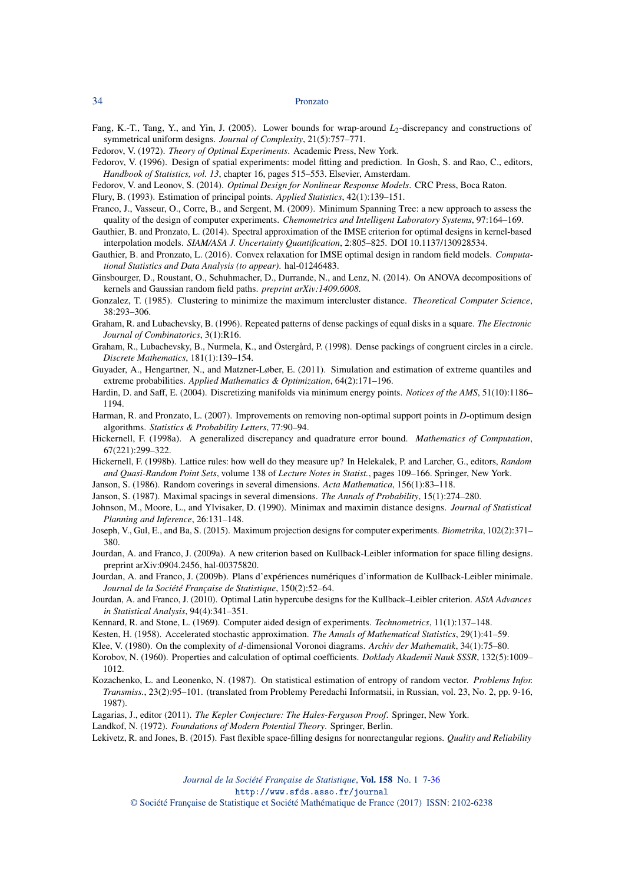Fang, K.-T., Tang, Y., and Yin, J. (2005). Lower bounds for wrap-around $L_2$-discrepancy and constructions of symmetrical uniform designs. *Journal of Complexity*, 21(5):757–771.

Fedorov, V. (1972). *Theory of Optimal Experiments*. Academic Press, New York.

Fedorov, V. (1996). Design of spatial experiments: model fitting and prediction. In Gosh, S. and Rao, C., editors, *Handbook of Statistics, vol. 13*, chapter 16, pages 515–553. Elsevier, Amsterdam.

Fedorov, V. and Leonov, S. (2014). *Optimal Design for Nonlinear Response Models*. CRC Press, Boca Raton.

Flury, B. (1993). Estimation of principal points. *Applied Statistics*, 42(1):139–151.

Franco, J., Vasseur, O., Corre, B., and Sergent, M. (2009). Minimum Spanning Tree: a new approach to assess the quality of the design of computer experiments. *Chemometrics and Intelligent Laboratory Systems*, 97:164–169.

Gauthier, B. and Pronzato, L. (2014). Spectral approximation of the IMSE criterion for optimal designs in kernel-based interpolation models. *SIAM/ASA J. Uncertainty Quantification*, 2:805–825. DOI 10.1137/130928534.

Gauthier, B. and Pronzato, L. (2016). Convex relaxation for IMSE optimal design in random field models. *Computational Statistics and Data Analysis (to appear)*. hal-01246483.

Ginsbourger, D., Roustant, O., Schuhmacher, D., Durrande, N., and Lenz, N. (2014). On ANOVA decompositions of kernels and Gaussian random field paths. *preprint arXiv:1409.6008*.

Gonzalez, T. (1985). Clustering to minimize the maximum intercluster distance. *Theoretical Computer Science*, 38:293–306.

Graham, R. and Lubachevsky, B. (1996). Repeated patterns of dense packings of equal disks in a square. *The Electronic Journal of Combinatorics*, 3(1):R16.

Graham, R., Lubachevsky, B., Nurmela, K., and Östergård, P. (1998). Dense packings of congruent circles in a circle. *Discrete Mathematics*, 181(1):139–154.

Guyader, A., Hengartner, N., and Matzner-Løber, E. (2011). Simulation and estimation of extreme quantiles and extreme probabilities. *Applied Mathematics & Optimization*, 64(2):171–196.

Hardin, D. and Saff, E. (2004). Discretizing manifolds via minimum energy points. *Notices of the AMS*, 51(10):1186–1194.

Harman, R. and Pronzato, L. (2007). Improvements on removing non-optimal support points in *D*-optimum design algorithms. *Statistics & Probability Letters*, 77:90–94.

Hickernell, F. (1998a). A generalized discrepancy and quadrature error bound. *Mathematics of Computation*, 67(221):299–322.

Hickernell, F. (1998b). Lattice rules: how well do they measure up? In Helekalek, P. and Larcher, G., editors, *Random and Quasi-Random Point Sets*, volume 138 of *Lecture Notes in Statist.*, pages 109–166. Springer, New York.

Janson, S. (1986). Random coverings in several dimensions. *Acta Mathematica*, 156(1):83–118.

Janson, S. (1987). Maximal spacings in several dimensions. *The Annals of Probability*, 15(1):274–280.

Johnson, M., Moore, L., and Ylvisaker, D. (1990). Minimax and maximin distance designs. *Journal of Statistical Planning and Inference*, 26:131–148.

Joseph, V., Gul, E., and Ba, S. (2015). Maximum projection designs for computer experiments. *Biometrika*, 102(2):371–380.

Jourdan, A. and Franco, J. (2009a). A new criterion based on Kullback-Leibler information for space filling designs. preprint arXiv:0904.2456, hal-00375820.

Jourdan, A. and Franco, J. (2009b). Plans d'expériences numériques d'information de Kullback-Leibler minimale. *Journal de la Société Française de Statistique*, 150(2):52–64.

Jourdan, A. and Franco, J. (2010). Optimal Latin hypercube designs for the Kullback–Leibler criterion. *AStA Advances in Statistical Analysis*, 94(4):341–351.

Kennard, R. and Stone, L. (1969). Computer aided design of experiments. *Technometrics*, 11(1):137–148.

Kesten, H. (1958). Accelerated stochastic approximation. *The Annals of Mathematical Statistics*, 29(1):41–59.

Klee, V. (1980). On the complexity of *d*-dimensional Voronoi diagrams. *Archiv der Mathematik*, 34(1):75–80.

Korobov, N. (1960). Properties and calculation of optimal coefficients. *Doklady Akademii Nauk SSSR*, 132(5):1009–1012.

Kozachenko, L. and Leonenko, N. (1987). On statistical estimation of entropy of random vector. *Problems Infor. Transmiss.*, 23(2):95–101. (translated from Problemy Peredachi Informatsii, in Russian, vol. 23, No. 2, pp. 9-16, 1987).

Lagarias, J., editor (2011). *The Kepler Conjecture: The Hales-Ferguson Proof*. Springer, New York.

Landkof, N. (1972). *Foundations of Modern Potential Theory*. Springer, Berlin.

Lekivetz, R. and Jones, B. (2015). Fast flexible space-filling designs for nonrectangular regions. *Quality and Reliability*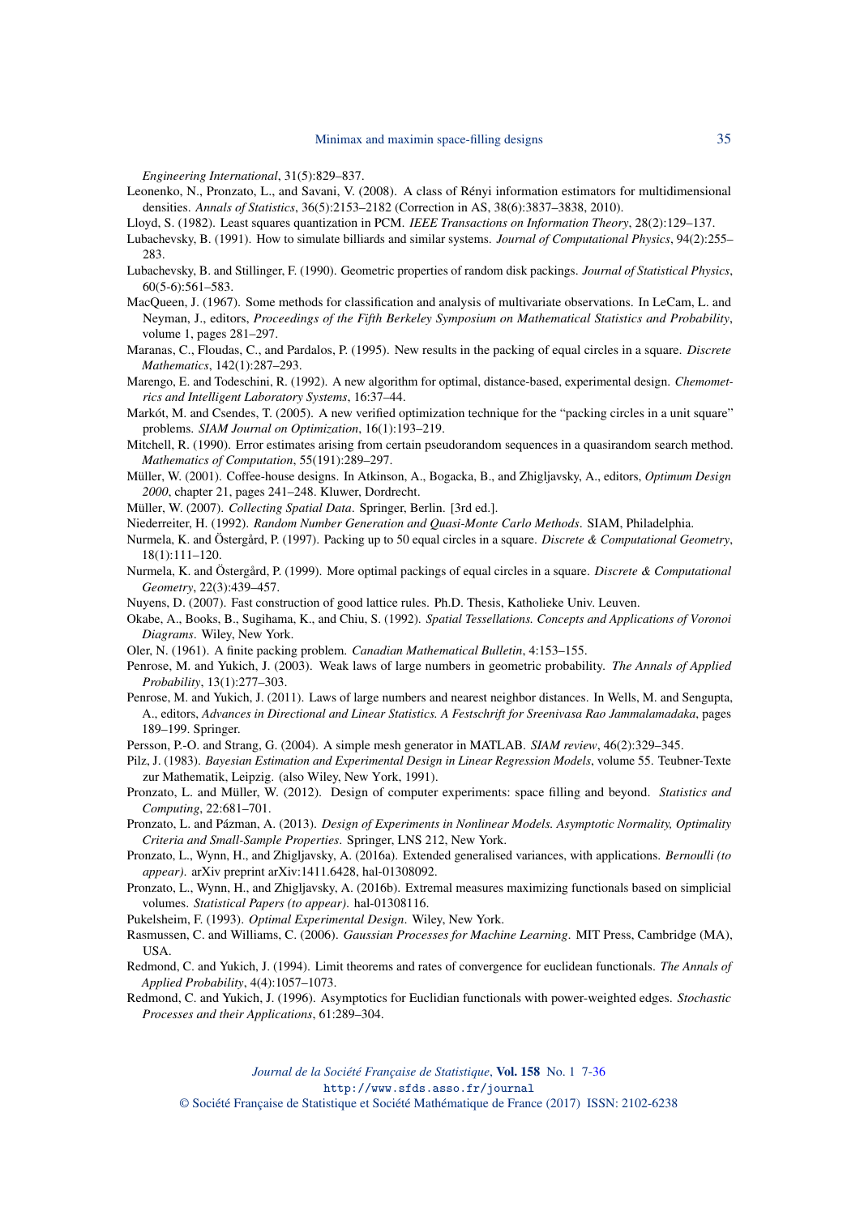*Engineering International*, 31(5):829–837.

Leonenko, N., Pronzato, L., and Savani, V. (2008). A class of Rényi information estimators for multidimensional densities. *Annals of Statistics*, 36(5):2153–2182 (Correction in AS, 38(6):3837–3838, 2010).

Lloyd, S. (1982). Least squares quantization in PCM. *IEEE Transactions on Information Theory*, 28(2):129–137.

Lubachevsky, B. (1991). How to simulate billiards and similar systems. *Journal of Computational Physics*, 94(2):255–283.

Lubachevsky, B. and Stillinger, F. (1990). Geometric properties of random disk packings. *Journal of Statistical Physics*, 60(5-6):561–583.

MacQueen, J. (1967). Some methods for classification and analysis of multivariate observations. In LeCam, L. and Neyman, J., editors, *Proceedings of the Fifth Berkeley Symposium on Mathematical Statistics and Probability*, volume 1, pages 281–297.

Maranas, C., Floudas, C., and Pardalos, P. (1995). New results in the packing of equal circles in a square. *Discrete Mathematics*, 142(1):287–293.

Marengo, E. and Todeschini, R. (1992). A new algorithm for optimal, distance-based, experimental design. *Chemometrics and Intelligent Laboratory Systems*, 16:37–44.

Markót, M. and Csendes, T. (2005). A new verified optimization technique for the "packing circles in a unit square" problems. *SIAM Journal on Optimization*, 16(1):193–219.

Mitchell, R. (1990). Error estimates arising from certain pseudorandom sequences in a quasirandom search method. *Mathematics of Computation*, 55(191):289–297.

Müller, W. (2001). Coffee-house designs. In Atkinson, A., Bogacka, B., and Zhigljavsky, A., editors, *Optimum Design 2000*, chapter 21, pages 241–248. Kluwer, Dordrecht.

Müller, W. (2007). *Collecting Spatial Data*. Springer, Berlin. [3rd ed.].

Niederreiter, H. (1992). *Random Number Generation and Quasi-Monte Carlo Methods*. SIAM, Philadelphia.

Nurmela, K. and Östergård, P. (1997). Packing up to 50 equal circles in a square. *Discrete & Computational Geometry*, 18(1):111–120.

Nurmela, K. and Östergård, P. (1999). More optimal packings of equal circles in a square. *Discrete & Computational Geometry*, 22(3):439–457.

Nuyens, D. (2007). Fast construction of good lattice rules. Ph.D. Thesis, Katholieke Univ. Leuven.

Okabe, A., Books, B., Sugihama, K., and Chiu, S. (1992). *Spatial Tessellations. Concepts and Applications of Voronoi Diagrams*. Wiley, New York.

Oler, N. (1961). A finite packing problem. *Canadian Mathematical Bulletin*, 4:153–155.

Penrose, M. and Yukich, J. (2003). Weak laws of large numbers in geometric probability. *The Annals of Applied Probability*, 13(1):277–303.

Penrose, M. and Yukich, J. (2011). Laws of large numbers and nearest neighbor distances. In Wells, M. and Sengupta, A., editors, *Advances in Directional and Linear Statistics. A Festschrift for Sreenivasa Rao Jammalamadaka*, pages 189–199. Springer.

Persson, P.-O. and Strang, G. (2004). A simple mesh generator in MATLAB. *SIAM review*, 46(2):329–345.

Pilz, J. (1983). *Bayesian Estimation and Experimental Design in Linear Regression Models*, volume 55. Teubner-Texte zur Mathematik, Leipzig. (also Wiley, New York, 1991).

Pronzato, L. and Müller, W. (2012). Design of computer experiments: space filling and beyond. *Statistics and Computing*, 22:681–701.

Pronzato, L. and Pázman, A. (2013). *Design of Experiments in Nonlinear Models. Asymptotic Normality, Optimality Criteria and Small-Sample Properties*. Springer, LNS 212, New York.

Pronzato, L., Wynn, H., and Zhigljavsky, A. (2016a). Extended generalised variances, with applications. *Bernoulli (to appear)*. arXiv preprint arXiv:1411.6428, hal-01308092.

Pronzato, L., Wynn, H., and Zhigljavsky, A. (2016b). Extremal measures maximizing functionals based on simplicial volumes. *Statistical Papers (to appear)*. hal-01308116.

Pukelsheim, F. (1993). *Optimal Experimental Design*. Wiley, New York.

Rasmussen, C. and Williams, C. (2006). *Gaussian Processes for Machine Learning*. MIT Press, Cambridge (MA), USA.

Redmond, C. and Yukich, J. (1994). Limit theorems and rates of convergence for euclidean functionals. *The Annals of Applied Probability*, 4(4):1057–1073.

Redmond, C. and Yukich, J. (1996). Asymptotics for Euclidian functionals with power-weighted edges. *Stochastic Processes and their Applications*, 61:289–304.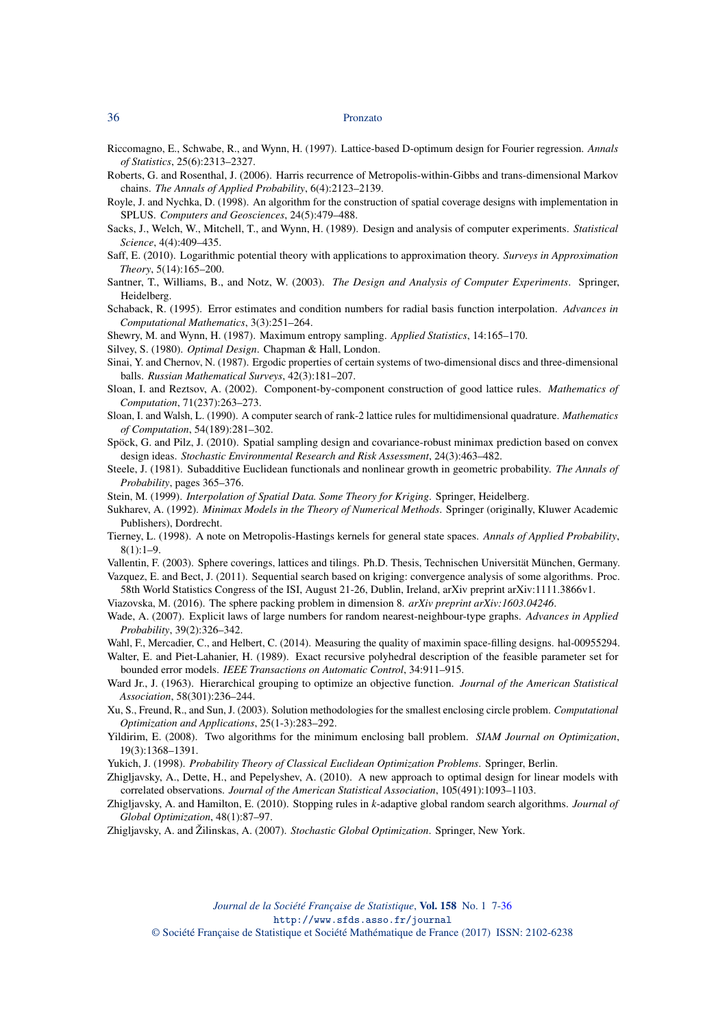Riccomagno, E., Schwabe, R., and Wynn, H. (1997). Lattice-based D-optimum design for Fourier regression. *Annals of Statistics*, 25(6):2313–2327.

Roberts, G. and Rosenthal, J. (2006). Harris recurrence of Metropolis-within-Gibbs and trans-dimensional Markov chains. *The Annals of Applied Probability*, 6(4):2123–2139.

Royle, J. and Nychka, D. (1998). An algorithm for the construction of spatial coverage designs with implementation in SPLUS. *Computers and Geosciences*, 24(5):479–488.

Sacks, J., Welch, W., Mitchell, T., and Wynn, H. (1989). Design and analysis of computer experiments. *Statistical Science*, 4(4):409–435.

Saff, E. (2010). Logarithmic potential theory with applications to approximation theory. *Surveys in Approximation Theory*, 5(14):165–200.

Santner, T., Williams, B., and Notz, W. (2003). *The Design and Analysis of Computer Experiments*. Springer, Heidelberg.

Schaback, R. (1995). Error estimates and condition numbers for radial basis function interpolation. *Advances in Computational Mathematics*, 3(3):251–264.

Shewry, M. and Wynn, H. (1987). Maximum entropy sampling. *Applied Statistics*, 14:165–170.

Silvey, S. (1980). *Optimal Design*. Chapman & Hall, London.

Sinai, Y. and Chernov, N. (1987). Ergodic properties of certain systems of two-dimensional discs and three-dimensional balls. *Russian Mathematical Surveys*, 42(3):181–207.

Sloan, I. and Reztsov, A. (2002). Component-by-component construction of good lattice rules. *Mathematics of Computation*, 71(237):263–273.

Sloan, I. and Walsh, L. (1990). A computer search of rank-2 lattice rules for multidimensional quadrature. *Mathematics of Computation*, 54(189):281–302.

Spöck, G. and Pilz, J. (2010). Spatial sampling design and covariance-robust minimax prediction based on convex design ideas. *Stochastic Environmental Research and Risk Assessment*, 24(3):463–482.

Steele, J. (1981). Subadditive Euclidean functionals and nonlinear growth in geometric probability. *The Annals of Probability*, pages 365–376.

Stein, M. (1999). *Interpolation of Spatial Data. Some Theory for Kriging*. Springer, Heidelberg.

Sukharev, A. (1992). *Minimax Models in the Theory of Numerical Methods*. Springer (originally, Kluwer Academic Publishers), Dordrecht.

Tierney, L. (1998). A note on Metropolis-Hastings kernels for general state spaces. *Annals of Applied Probability*, 8(1):1–9.

Vallentin, F. (2003). Sphere coverings, lattices and tilings. Ph.D. Thesis, Technischen Universität München, Germany.

Vazquez, E. and Bect, J. (2011). Sequential search based on kriging: convergence analysis of some algorithms. Proc. 58th World Statistics Congress of the ISI, August 21-26, Dublin, Ireland, arXiv preprint arXiv:1111.3866v1.

Viazovska, M. (2016). The sphere packing problem in dimension 8. *arXiv preprint arXiv:1603.04246*.

Wade, A. (2007). Explicit laws of large numbers for random nearest-neighbour-type graphs. *Advances in Applied Probability*, 39(2):326–342.

Wahl, F., Mercadier, C., and Helbert, C. (2014). Measuring the quality of maximin space-filling designs. hal-00955294.

Walter, E. and Piet-Lahanier, H. (1989). Exact recursive polyhedral description of the feasible parameter set for bounded error models. *IEEE Transactions on Automatic Control*, 34:911–915.

Ward Jr., J. (1963). Hierarchical grouping to optimize an objective function. *Journal of the American Statistical Association*, 58(301):236–244.

Xu, S., Freund, R., and Sun, J. (2003). Solution methodologies for the smallest enclosing circle problem. *Computational Optimization and Applications*, 25(1-3):283–292.

Yildirim, E. (2008). Two algorithms for the minimum enclosing ball problem. *SIAM Journal on Optimization*, 19(3):1368–1391.

Yukich, J. (1998). *Probability Theory of Classical Euclidean Optimization Problems*. Springer, Berlin.

Zhigljavsky, A., Dette, H., and Pepelyshev, A. (2010). A new approach to optimal design for linear models with correlated observations. *Journal of the American Statistical Association*, 105(491):1093–1103.

Zhigljavsky, A. and Hamilton, E. (2010). Stopping rules in *k*-adaptive global random search algorithms. *Journal of Global Optimization*, 48(1):87–97.

Zhigljavsky, A. and Žilinskas, A. (2007). *Stochastic Global Optimization*. Springer, New York.